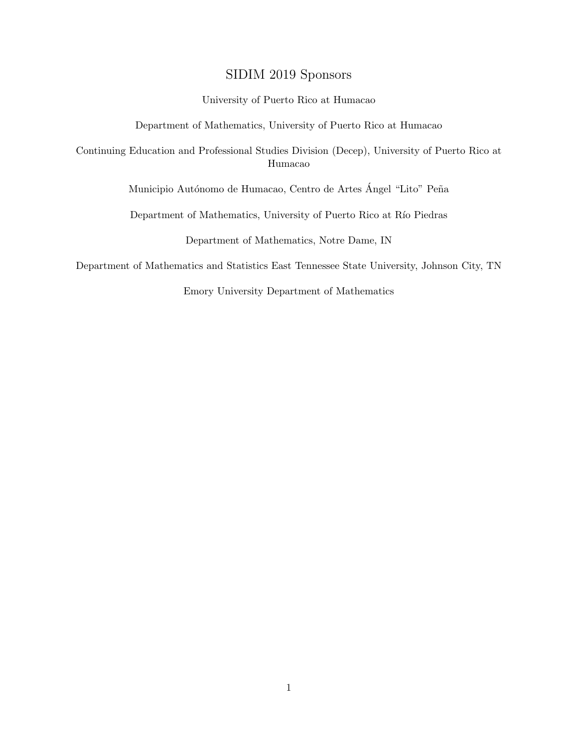# SIDIM 2019 Sponsors

University of Puerto Rico at Humacao

Department of Mathematics, University of Puerto Rico at Humacao

Continuing Education and Professional Studies Division (Decep), University of Puerto Rico at Humacao

Municipio Autónomo de Humacao, Centro de Artes Ángel "Lito" Peña

Department of Mathematics, University of Puerto Rico at Río Piedras

Department of Mathematics, Notre Dame, IN

Department of Mathematics and Statistics East Tennessee State University, Johnson City, TN

Emory University Department of Mathematics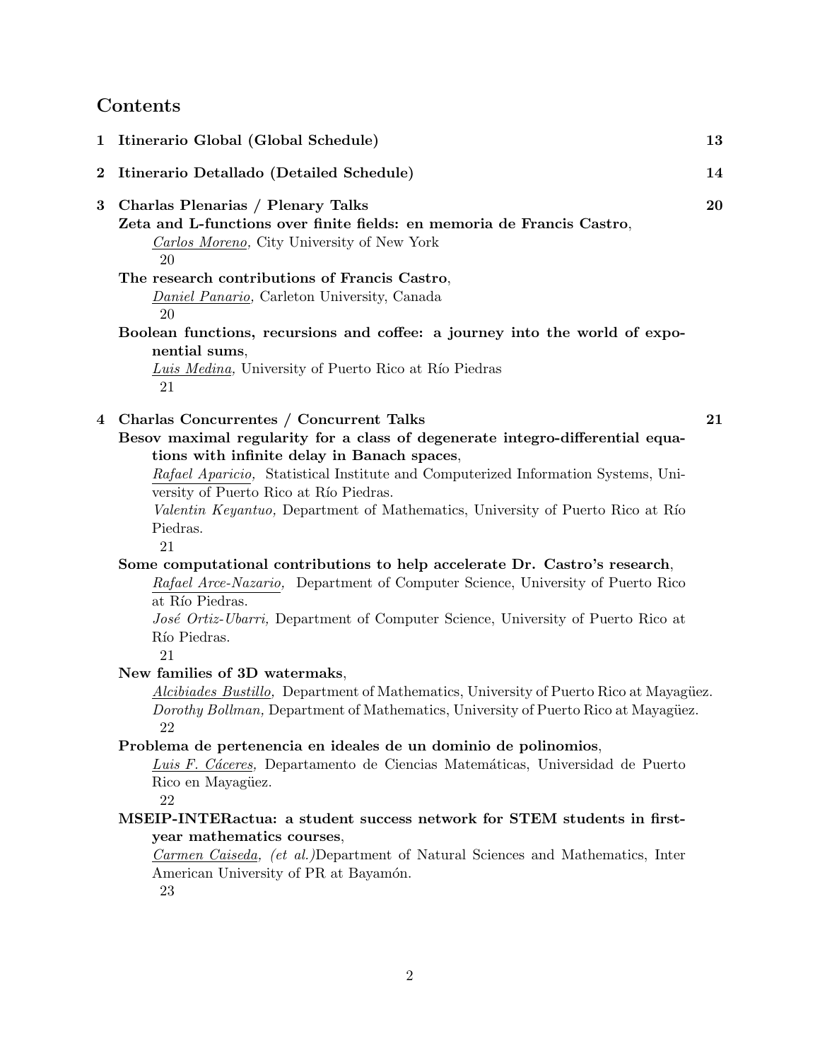# Contents

**1 Itinerario Global (Global Schedule)** **13**

**2 Itinerario Detallado (Detailed Schedule)** **14**

**3 Charlas Plenarias / Plenary Talks** **20**

**Zeta and L-functions over finite fields: en memoria de Francis Castro**,
*Carlos Moreno,* City University of New York
20

**The research contributions of Francis Castro**,
*Daniel Panario,* Carleton University, Canada
20

**Boolean functions, recursions and coffee: a journey into the world of exponential sums**,
*Luis Medina,* University of Puerto Rico at Río Piedras
21

**4 Charlas Concurrentes / Concurrent Talks** **21**

**Besov maximal regularity for a class of degenerate integro-differential equations with infinite delay in Banach spaces**,
*Rafael Aparicio,* Statistical Institute and Computerized Information Systems, University of Puerto Rico at Río Piedras.
*Valentin Keyantuo,* Department of Mathematics, University of Puerto Rico at Río Piedras.
21

**Some computational contributions to help accelerate Dr. Castro's research**,
*Rafael Arce-Nazario,* Department of Computer Science, University of Puerto Rico at Río Piedras.
*José Ortiz-Ubarri,* Department of Computer Science, University of Puerto Rico at Río Piedras.
21

**New families of 3D watermaks**,
*Alcibiades Bustillo,* Department of Mathematics, University of Puerto Rico at Mayagüez.
*Dorothy Bollman,* Department of Mathematics, University of Puerto Rico at Mayagüez.
22

**Problema de pertenencia en ideales de un dominio de polinomios**,
*Luis F. Cáceres,* Departamento de Ciencias Matemáticas, Universidad de Puerto Rico en Mayagüez.
22

**MSEIP-INTERactua: a student success network for STEM students in first-year mathematics courses**,
*Carmen Caiseda, (et al.)*Department of Natural Sciences and Mathematics, Inter American University of PR at Bayamón.
23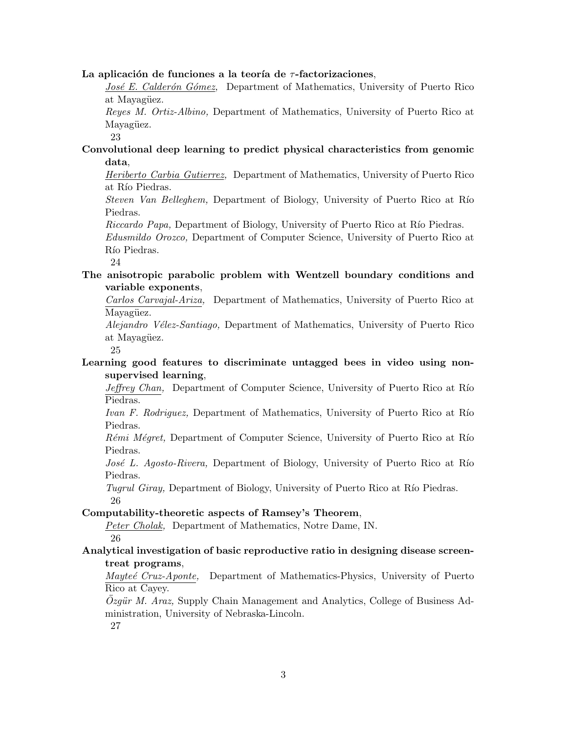**La aplicación de funciones a la teoría de $\tau$-factorizaciones**,

*José E. Calderón Gómez,* Department of Mathematics, University of Puerto Rico at Mayagüez.

*Reyes M. Ortiz-Albino,* Department of Mathematics, University of Puerto Rico at Mayagüez.

23

**Convolutional deep learning to predict physical characteristics from genomic data**,

*Heriberto Carbia Gutierrez,* Department of Mathematics, University of Puerto Rico at Río Piedras.

*Steven Van Belleghem,* Department of Biology, University of Puerto Rico at Río Piedras.

*Riccardo Papa,* Department of Biology, University of Puerto Rico at Río Piedras.

*Edusmildo Orozco,* Department of Computer Science, University of Puerto Rico at Río Piedras.

24

**The anisotropic parabolic problem with Wentzell boundary conditions and variable exponents**,

*Carlos Carvajal-Ariza,* Department of Mathematics, University of Puerto Rico at Mayagüez.

*Alejandro Vélez-Santiago,* Department of Mathematics, University of Puerto Rico at Mayagüez.

25

**Learning good features to discriminate untagged bees in video using non-supervised learning**,

*Jeffrey Chan,* Department of Computer Science, University of Puerto Rico at Río Piedras.

*Ivan F. Rodriguez,* Department of Mathematics, University of Puerto Rico at Río Piedras.

*Rémi Mégret,* Department of Computer Science, University of Puerto Rico at Río Piedras.

*José L. Agosto-Rivera,* Department of Biology, University of Puerto Rico at Río Piedras.

*Tugrul Giray,* Department of Biology, University of Puerto Rico at Río Piedras.

26

**Computability-theoretic aspects of Ramsey's Theorem**,

*Peter Cholak,* Department of Mathematics, Notre Dame, IN.

26

**Analytical investigation of basic reproductive ratio in designing disease screen-treat programs**,

*Mayteé Cruz-Aponte,* Department of Mathematics-Physics, University of Puerto Rico at Cayey.

*Özgür M. Araz,* Supply Chain Management and Analytics, College of Business Administration, University of Nebraska-Lincoln.

27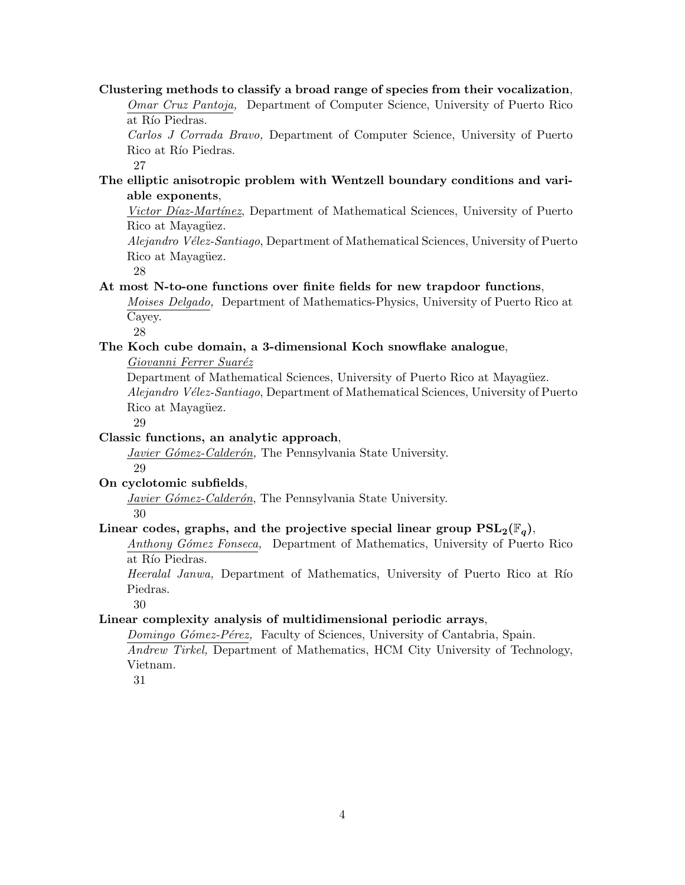**Clustering methods to classify a broad range of species from their vocalization**,
*Omar Cruz Pantoja,* Department of Computer Science, University of Puerto Rico at Río Piedras.
*Carlos J Corrada Bravo,* Department of Computer Science, University of Puerto Rico at Río Piedras.
27

**The elliptic anisotropic problem with Wentzell boundary conditions and variable exponents**,
*Victor Díaz-Martínez*, Department of Mathematical Sciences, University of Puerto Rico at Mayagüez.
*Alejandro Vélez-Santiago*, Department of Mathematical Sciences, University of Puerto Rico at Mayagüez.
28

**At most N-to-one functions over finite fields for new trapdoor functions**,
*Moises Delgado,* Department of Mathematics-Physics, University of Puerto Rico at Cayey.
28

**The Koch cube domain, a 3-dimensional Koch snowflake analogue**,
*Giovanni Ferrer Suaréz*
Department of Mathematical Sciences, University of Puerto Rico at Mayagüez.
*Alejandro Vélez-Santiago*, Department of Mathematical Sciences, University of Puerto Rico at Mayagüez.
29

**Classic functions, an analytic approach**,
*Javier Gómez-Calderón,* The Pennsylvania State University.
29

**On cyclotomic subfields**,
*Javier Gómez-Calderón*, The Pennsylvania State University.
30

**Linear codes, graphs, and the projective special linear group $\mathbf{PSL_2}(\mathbb{F}_q)$**,
*Anthony Gómez Fonseca,* Department of Mathematics, University of Puerto Rico at Río Piedras.
*Heeralal Janwa,* Department of Mathematics, University of Puerto Rico at Río Piedras.
30

**Linear complexity analysis of multidimensional periodic arrays**,
*Domingo Gómez-Pérez,* Faculty of Sciences, University of Cantabria, Spain.
*Andrew Tirkel,* Department of Mathematics, HCM City University of Technology, Vietnam.
31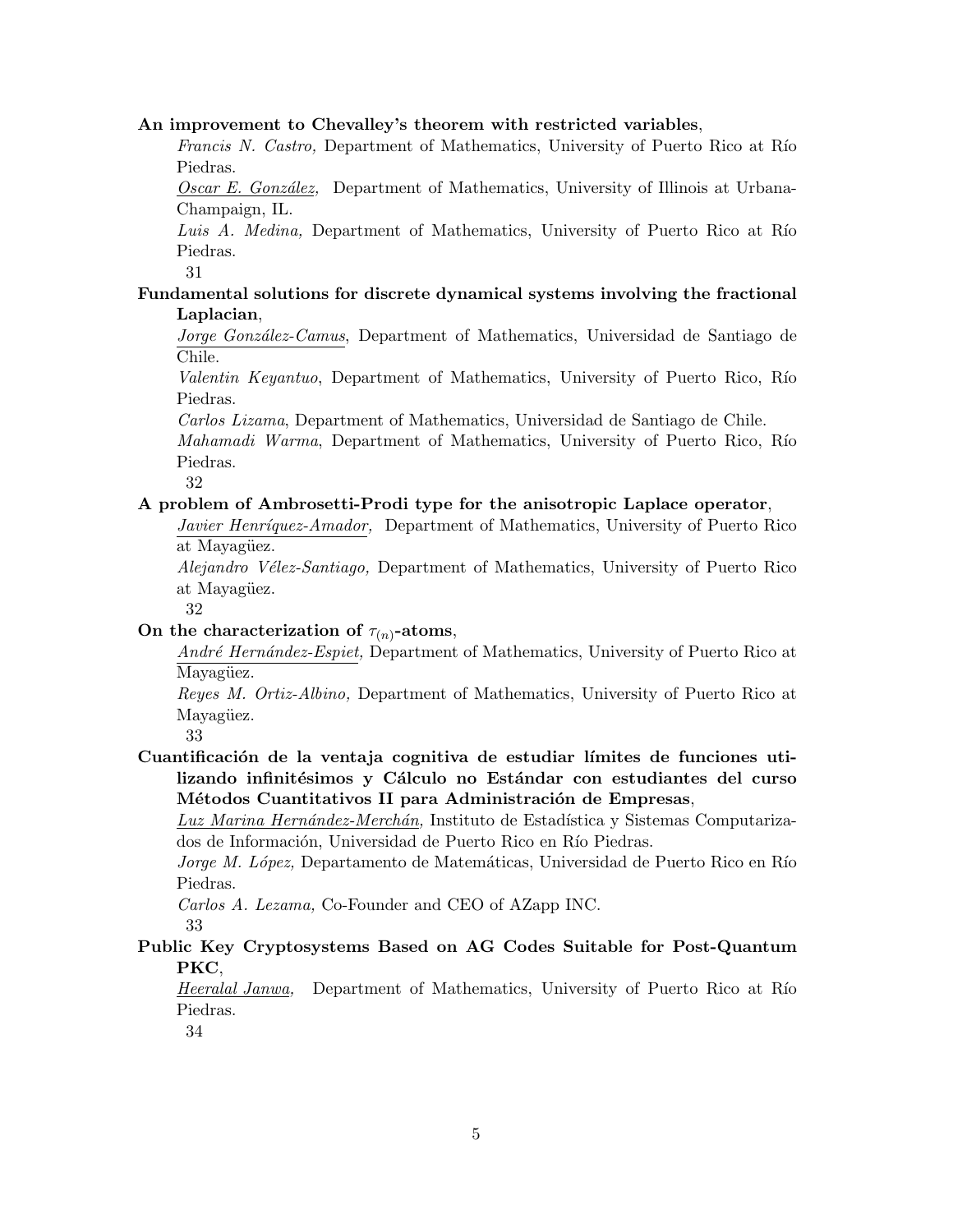**An improvement to Chevalley's theorem with restricted variables**,

*Francis N. Castro,* Department of Mathematics, University of Puerto Rico at Río Piedras.

*Oscar E. González,* Department of Mathematics, University of Illinois at Urbana-Champaign, IL.

*Luis A. Medina,* Department of Mathematics, University of Puerto Rico at Río Piedras.

31

**Fundamental solutions for discrete dynamical systems involving the fractional Laplacian**,

*Jorge González-Camus*, Department of Mathematics, Universidad de Santiago de Chile.

*Valentin Keyantuo*, Department of Mathematics, University of Puerto Rico, Río Piedras.

*Carlos Lizama*, Department of Mathematics, Universidad de Santiago de Chile.

*Mahamadi Warma*, Department of Mathematics, University of Puerto Rico, Río Piedras.

32

**A problem of Ambrosetti-Prodi type for the anisotropic Laplace operator**,

*Javier Henríquez-Amador,* Department of Mathematics, University of Puerto Rico at Mayagüez.

*Alejandro Vélez-Santiago,* Department of Mathematics, University of Puerto Rico at Mayagüez.

32

**On the characterization of $\tau_{(n)}$-atoms**,

*André Hernández-Espiet,* Department of Mathematics, University of Puerto Rico at Mayagüez.

*Reyes M. Ortiz-Albino,* Department of Mathematics, University of Puerto Rico at Mayagüez.

33

**Cuantificación de la ventaja cognitiva de estudiar límites de funciones utilizando infinitésimos y Cálculo no Estándar con estudiantes del curso Métodos Cuantitativos II para Administración de Empresas**,

*Luz Marina Hernández-Merchán,* Instituto de Estadística y Sistemas Computarizados de Información, Universidad de Puerto Rico en Río Piedras.

*Jorge M. López,* Departamento de Matemáticas, Universidad de Puerto Rico en Río Piedras.

*Carlos A. Lezama,* Co-Founder and CEO of AZapp INC.

33

**Public Key Cryptosystems Based on AG Codes Suitable for Post-Quantum PKC**,

*Heeralal Janwa,* Department of Mathematics, University of Puerto Rico at Río Piedras.

34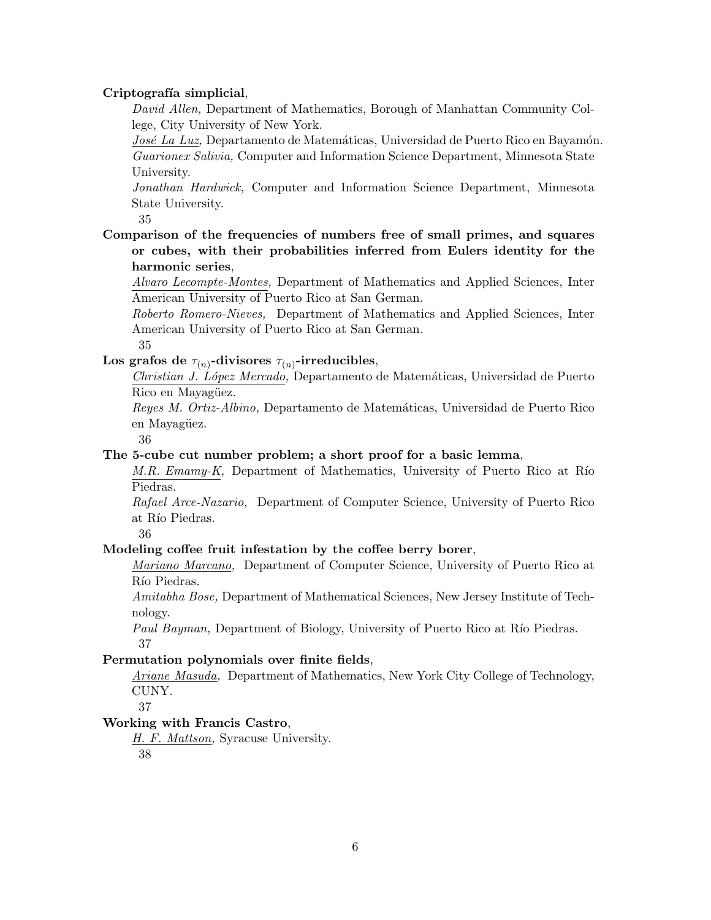**Criptografía simplicial**,

*José La Luz,* Departamento de Matemáticas, Universidad de Puerto Rico en Bayamón.

*David Allen,* Department of Mathematics, Borough of Manhattan Community College, City University of New York.

*Guarionex Salivia,* Computer and Information Science Department, Minnesota State University.

*Jonathan Hardwick,* Computer and Information Science Department, Minnesota State University.

35

**Comparison of the frequencies of numbers free of small primes, and squares or cubes, with their probabilities inferred from Eulers identity for the harmonic series**,

*Alvaro Lecompte-Montes,* Department of Mathematics and Applied Sciences, Inter American University of Puerto Rico at San German.

*Roberto Romero-Nieves,* Department of Mathematics and Applied Sciences, Inter American University of Puerto Rico at San German.

35

**Los grafos de $\tau_{(n)}$-divisores $\tau_{(n)}$-irreducibles**,

*Christian J. López Mercado,* Departamento de Matemáticas, Universidad de Puerto Rico en Mayagüez.

*Reyes M. Ortiz-Albino,* Departamento de Matemáticas, Universidad de Puerto Rico en Mayagüez.

36

**The 5-cube cut number problem; a short proof for a basic lemma**,

*M.R. Emamy-K,* Department of Mathematics, University of Puerto Rico at Río Piedras.

*Rafael Arce-Nazario,* Department of Computer Science, University of Puerto Rico at Río Piedras.

36

**Modeling coffee fruit infestation by the coffee berry borer**,

*Mariano Marcano,* Department of Computer Science, University of Puerto Rico at Río Piedras.

*Amitabha Bose,* Department of Mathematical Sciences, New Jersey Institute of Technology.

*Paul Bayman,* Department of Biology, University of Puerto Rico at Río Piedras.

37

**Permutation polynomials over finite fields**,

*Ariane Masuda,* Department of Mathematics, New York City College of Technology, CUNY.

37

**Working with Francis Castro**,

*H. F. Mattson,* Syracuse University.

38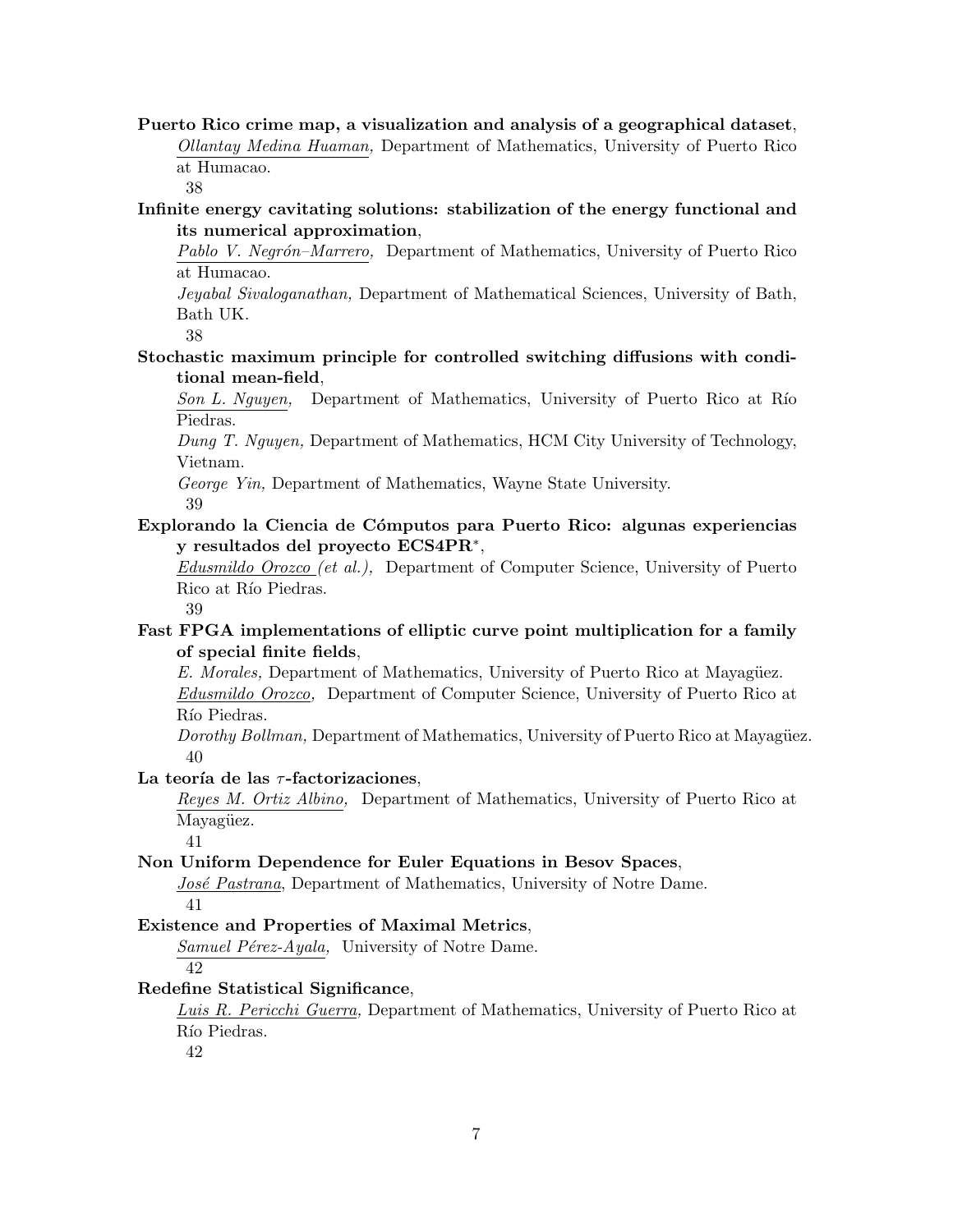**Puerto Rico crime map, a visualization and analysis of a geographical dataset**,
*Ollantay Medina Huaman,* Department of Mathematics, University of Puerto Rico at Humacao.
38

**Infinite energy cavitating solutions: stabilization of the energy functional and its numerical approximation**,
*Pablo V. Negrón–Marrero,* Department of Mathematics, University of Puerto Rico at Humacao.
*Jeyabal Sivaloganathan,* Department of Mathematical Sciences, University of Bath, Bath UK.
38

**Stochastic maximum principle for controlled switching diffusions with conditional mean-field**,
*Son L. Nguyen,* Department of Mathematics, University of Puerto Rico at Río Piedras.
*Dung T. Nguyen,* Department of Mathematics, HCM City University of Technology, Vietnam.
*George Yin,* Department of Mathematics, Wayne State University.
39

**Explorando la Ciencia de Cómputos para Puerto Rico: algunas experiencias y resultados del proyecto ECS4PR***,
*Edusmildo Orozco (et al.),* Department of Computer Science, University of Puerto Rico at Río Piedras.
39

**Fast FPGA implementations of elliptic curve point multiplication for a family of special finite fields**,
*E. Morales,* Department of Mathematics, University of Puerto Rico at Mayagüez.
*Edusmildo Orozco,* Department of Computer Science, University of Puerto Rico at Río Piedras.
*Dorothy Bollman,* Department of Mathematics, University of Puerto Rico at Mayagüez.
40

**La teoría de las $\tau$-factorizaciones**,
*Reyes M. Ortiz Albino,* Department of Mathematics, University of Puerto Rico at Mayagüez.
41

**Non Uniform Dependence for Euler Equations in Besov Spaces**,
*José Pastrana*, Department of Mathematics, University of Notre Dame.
41

**Existence and Properties of Maximal Metrics**,
*Samuel Pérez-Ayala,* University of Notre Dame.
42

**Redefine Statistical Significance**,
*Luis R. Pericchi Guerra,* Department of Mathematics, University of Puerto Rico at Río Piedras.
42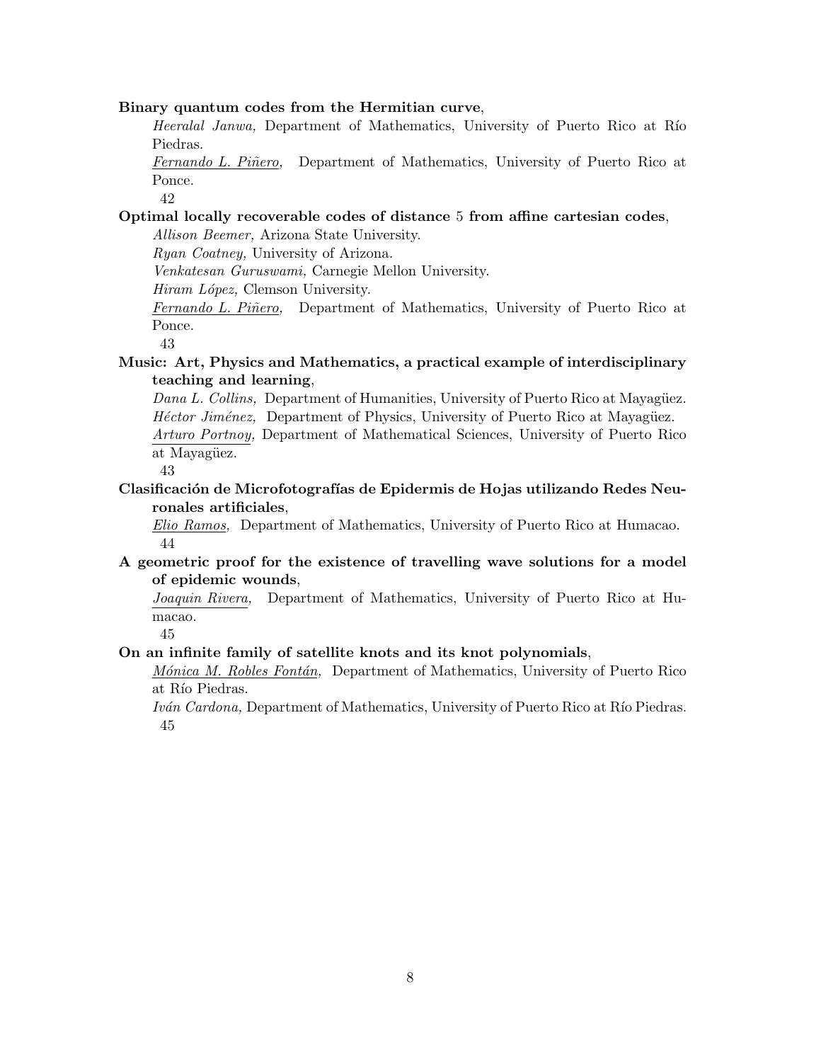**Binary quantum codes from the Hermitian curve**,

*Heeralal Janwa,* Department of Mathematics, University of Puerto Rico at Río Piedras.

<u>*Fernando L. Piñero,*</u> Department of Mathematics, University of Puerto Rico at Ponce.

42

**Optimal locally recoverable codes of distance 5 from affine cartesian codes**,

*Allison Beemer,* Arizona State University.

*Ryan Coatney,* University of Arizona.

*Venkatesan Guruswami,* Carnegie Mellon University.

*Hiram López,* Clemson University.

<u>*Fernando L. Piñero,*</u> Department of Mathematics, University of Puerto Rico at Ponce.

43

**Music: Art, Physics and Mathematics, a practical example of interdisciplinary teaching and learning**,

*Dana L. Collins,* Department of Humanities, University of Puerto Rico at Mayagüez.

*Héctor Jiménez,* Department of Physics, University of Puerto Rico at Mayagüez.

<u>*Arturo Portnoy,*</u> Department of Mathematical Sciences, University of Puerto Rico at Mayagüez.

43

**Clasificación de Microfotografías de Epidermis de Hojas utilizando Redes Neuronales artificiales**,

<u>*Elio Ramos,*</u> Department of Mathematics, University of Puerto Rico at Humacao.

44

**A geometric proof for the existence of travelling wave solutions for a model of epidemic wounds**,

<u>*Joaquin Rivera,*</u> Department of Mathematics, University of Puerto Rico at Humacao.

45

**On an infinite family of satellite knots and its knot polynomials**,

<u>*Mónica M. Robles Fontán,*</u> Department of Mathematics, University of Puerto Rico at Río Piedras.

*Iván Cardona,* Department of Mathematics, University of Puerto Rico at Río Piedras.

45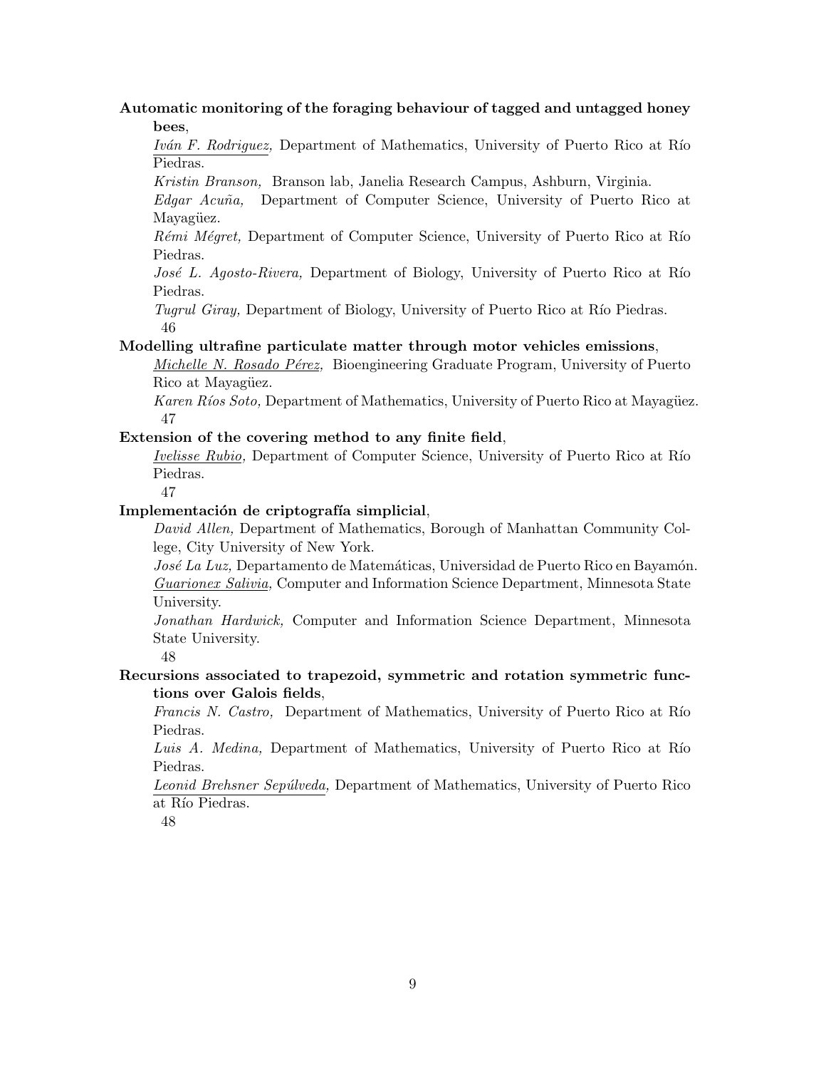**Automatic monitoring of the foraging behaviour of tagged and untagged honey bees**,

*Iván F. Rodriguez,* Department of Mathematics, University of Puerto Rico at Río Piedras.

*Kristin Branson,* Branson lab, Janelia Research Campus, Ashburn, Virginia.

*Edgar Acuña,* Department of Computer Science, University of Puerto Rico at Mayagüez.

*Rémi Mégret,* Department of Computer Science, University of Puerto Rico at Río Piedras.

*José L. Agosto-Rivera,* Department of Biology, University of Puerto Rico at Río Piedras.

*Tugrul Giray,* Department of Biology, University of Puerto Rico at Río Piedras.

46

**Modelling ultrafine particulate matter through motor vehicles emissions**,

*Michelle N. Rosado Pérez,* Bioengineering Graduate Program, University of Puerto Rico at Mayagüez.

*Karen Ríos Soto,* Department of Mathematics, University of Puerto Rico at Mayagüez.

47

**Extension of the covering method to any finite field**,

*Ivelisse Rubio,* Department of Computer Science, University of Puerto Rico at Río Piedras.

47

**Implementación de criptografía simplicial**,

*David Allen,* Department of Mathematics, Borough of Manhattan Community College, City University of New York.

*José La Luz,* Departamento de Matemáticas, Universidad de Puerto Rico en Bayamón.

*Guarionex Salivia,* Computer and Information Science Department, Minnesota State University.

*Jonathan Hardwick,* Computer and Information Science Department, Minnesota State University.

48

**Recursions associated to trapezoid, symmetric and rotation symmetric functions over Galois fields**,

*Francis N. Castro,* Department of Mathematics, University of Puerto Rico at Río Piedras.

*Luis A. Medina,* Department of Mathematics, University of Puerto Rico at Río Piedras.

*Leonid Brehsner Sepúlveda,* Department of Mathematics, University of Puerto Rico at Río Piedras.

48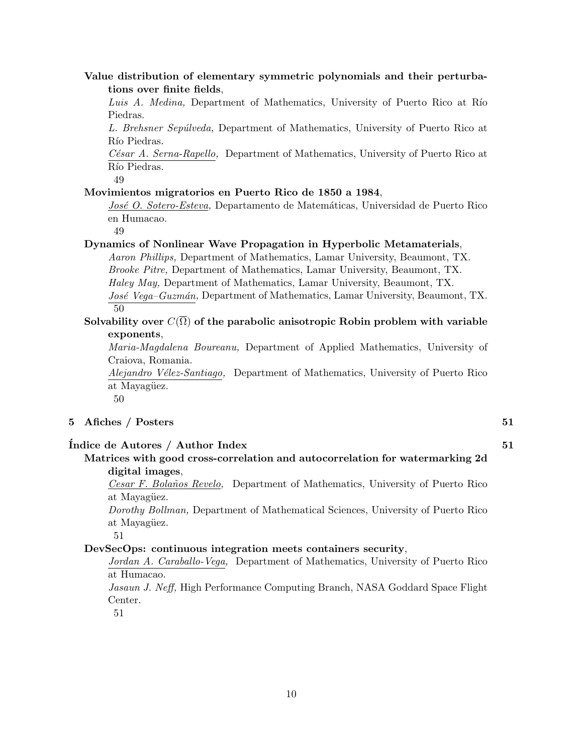**Value distribution of elementary symmetric polynomials and their perturbations over finite fields**,

*Luis A. Medina,* Department of Mathematics, University of Puerto Rico at Río Piedras.

*L. Brehsner Sepúlveda,* Department of Mathematics, University of Puerto Rico at Río Piedras.

*César A. Serna-Rapello,* Department of Mathematics, University of Puerto Rico at Río Piedras.

49

**Movimientos migratorios en Puerto Rico de 1850 a 1984**,

*José O. Sotero-Esteva,* Departamento de Matemáticas, Universidad de Puerto Rico en Humacao.

49

**Dynamics of Nonlinear Wave Propagation in Hyperbolic Metamaterials**,

*Aaron Phillips,* Department of Mathematics, Lamar University, Beaumont, TX.

*Brooke Pitre,* Department of Mathematics, Lamar University, Beaumont, TX.

*Haley May,* Department of Mathematics, Lamar University, Beaumont, TX.

*José Vega–Guzmán,* Department of Mathematics, Lamar University, Beaumont, TX.

50

**Solvability over $C(\overline{\Omega})$ of the parabolic anisotropic Robin problem with variable exponents**,

*Maria-Magdalena Boureanu,* Department of Applied Mathematics, University of Craiova, Romania.

*Alejandro Vélez-Santiago,* Department of Mathematics, University of Puerto Rico at Mayagüez.

50

## 5 Afiches / Posters 51

## Índice de Autores / Author Index 51

**Matrices with good cross-correlation and autocorrelation for watermarking 2d digital images**,

*Cesar F. Bolaños Revelo,* Department of Mathematics, University of Puerto Rico at Mayagüez.

*Dorothy Bollman,* Department of Mathematical Sciences, University of Puerto Rico at Mayagüez.

51

**DevSecOps: continuous integration meets containers security**,

*Jordan A. Caraballo-Vega,* Department of Mathematics, University of Puerto Rico at Humacao.

*Jasaun J. Neff,* High Performance Computing Branch, NASA Goddard Space Flight Center.

51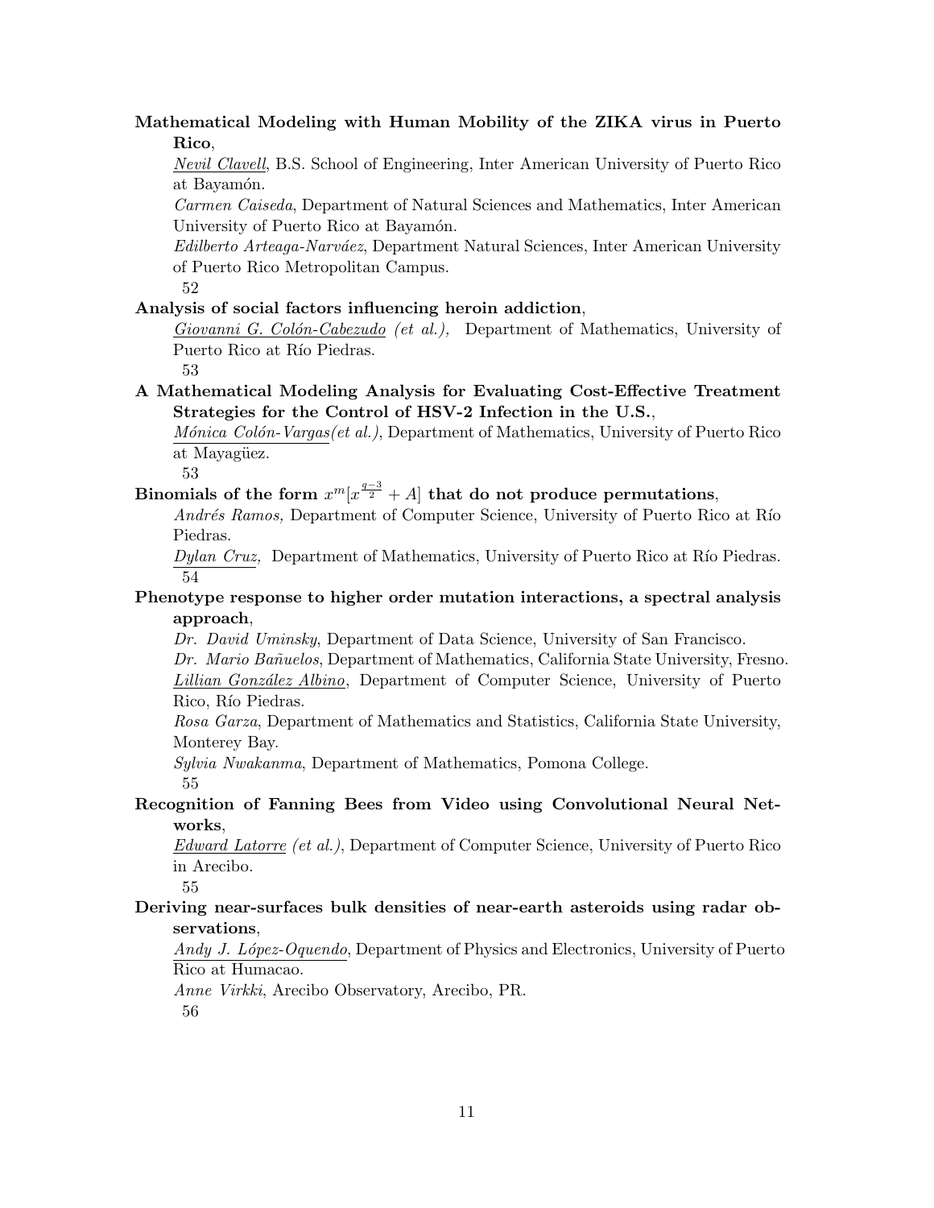**Mathematical Modeling with Human Mobility of the ZIKA virus in Puerto Rico**,

*Nevil Clavell*, B.S. School of Engineering, Inter American University of Puerto Rico at Bayamón.

*Carmen Caiseda*, Department of Natural Sciences and Mathematics, Inter American University of Puerto Rico at Bayamón.

*Edilberto Arteaga-Narváez*, Department Natural Sciences, Inter American University of Puerto Rico Metropolitan Campus.

52

**Analysis of social factors influencing heroin addiction**,

*Giovanni G. Colón-Cabezudo (et al.),* Department of Mathematics, University of Puerto Rico at Río Piedras.

53

**A Mathematical Modeling Analysis for Evaluating Cost-Effective Treatment Strategies for the Control of HSV-2 Infection in the U.S.**,

*Mónica Colón-Vargas(et al.)*, Department of Mathematics, University of Puerto Rico at Mayagüez.

53

**Binomials of the form $x^m[x^{\frac{q-3}{2}} + A]$ that do not produce permutations**,

*Andrés Ramos,* Department of Computer Science, University of Puerto Rico at Río Piedras.

*Dylan Cruz,* Department of Mathematics, University of Puerto Rico at Río Piedras.

54

**Phenotype response to higher order mutation interactions, a spectral analysis approach**,

*Dr. David Uminsky*, Department of Data Science, University of San Francisco.

*Dr. Mario Bañuelos*, Department of Mathematics, California State University, Fresno.

*Lillian González Albino*, Department of Computer Science, University of Puerto Rico, Río Piedras.

*Rosa Garza*, Department of Mathematics and Statistics, California State University, Monterey Bay.

*Sylvia Nwakanma*, Department of Mathematics, Pomona College.

55

**Recognition of Fanning Bees from Video using Convolutional Neural Networks**,

*Edward Latorre (et al.)*, Department of Computer Science, University of Puerto Rico in Arecibo.

55

**Deriving near-surfaces bulk densities of near-earth asteroids using radar observations**,

*Andy J. López-Oquendo*, Department of Physics and Electronics, University of Puerto Rico at Humacao.

*Anne Virkki*, Arecibo Observatory, Arecibo, PR.

56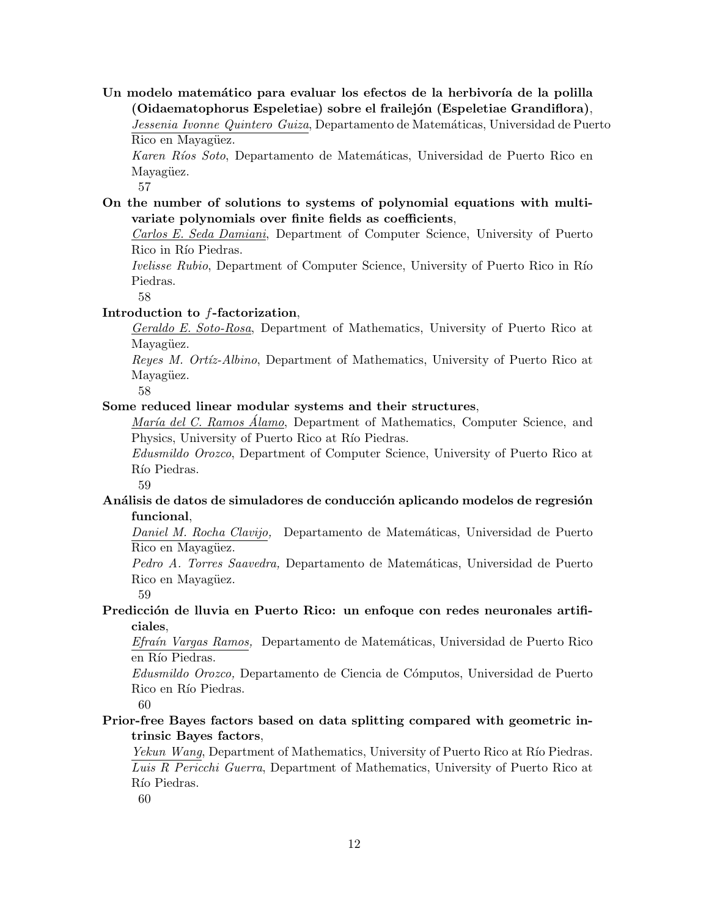**Un modelo matemático para evaluar los efectos de la herbivoría de la polilla (Oidaematophorus Espeletiae) sobre el frailejón (Espeletiae Grandiflora)**,
*Jessenia Ivonne Quintero Guiza*, Departamento de Matemáticas, Universidad de Puerto Rico en Mayagüez.
*Karen Ríos Soto*, Departamento de Matemáticas, Universidad de Puerto Rico en Mayagüez.
57

**On the number of solutions to systems of polynomial equations with multivariate polynomials over finite fields as coefficients**,
*Carlos E. Seda Damiani*, Department of Computer Science, University of Puerto Rico in Río Piedras.
*Ivelisse Rubio*, Department of Computer Science, University of Puerto Rico in Río Piedras.
58

**Introduction to $f$-factorization**,
*Geraldo E. Soto-Rosa*, Department of Mathematics, University of Puerto Rico at Mayagüez.
*Reyes M. Ortíz-Albino*, Department of Mathematics, University of Puerto Rico at Mayagüez.
58

**Some reduced linear modular systems and their structures**,
*María del C. Ramos Álamo*, Department of Mathematics, Computer Science, and Physics, University of Puerto Rico at Río Piedras.
*Edusmildo Orozco*, Department of Computer Science, University of Puerto Rico at Río Piedras.
59

**Análisis de datos de simuladores de conducción aplicando modelos de regresión funcional**,
*Daniel M. Rocha Clavijo,* Departamento de Matemáticas, Universidad de Puerto Rico en Mayagüez.
*Pedro A. Torres Saavedra,* Departamento de Matemáticas, Universidad de Puerto Rico en Mayagüez.
59

**Predicción de lluvia en Puerto Rico: un enfoque con redes neuronales artificiales**,
*Efraín Vargas Ramos,* Departamento de Matemáticas, Universidad de Puerto Rico en Río Piedras.
*Edusmildo Orozco,* Departamento de Ciencia de Cómputos, Universidad de Puerto Rico en Río Piedras.
60

**Prior-free Bayes factors based on data splitting compared with geometric intrinsic Bayes factors**,
*Yekun Wang*, Department of Mathematics, University of Puerto Rico at Río Piedras.
*Luis R Pericchi Guerra*, Department of Mathematics, University of Puerto Rico at Río Piedras.
60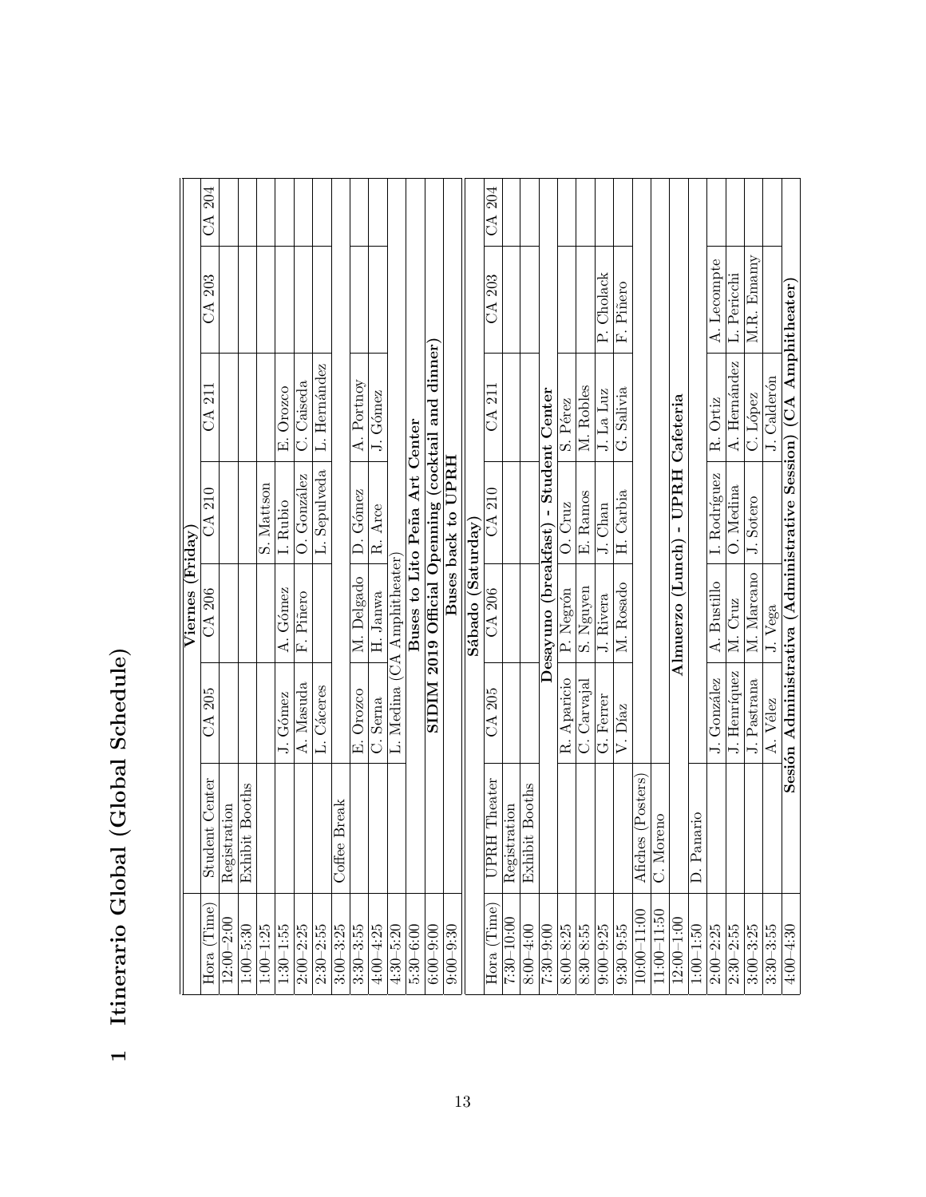# 1 Itinerario Global (Global Schedule)

| | | | Viernes (Friday) | | | | |
|---|---|---|---|---|---|---|---|
| Hora (Time) | Student Center | CA 205 | CA 206 | CA 210 | CA 211 | CA 203 | CA 204 |
| 12:00–2:00 | Registration | | | | | | |
| 1:00–5:30 | Exhibit Booths | | | | | | |
| 1:00–1:25 | | | | S. Mattson | | | |
| 1:30–1:55 | | J. Gómez | A. Gómez | I. Rubio | E. Orozco | | |
| 2:00–2:25 | | A. Masuda | F. Piñero | O. González | C. Caiseda | | |
| 2:30–2:55 | | L. Cáceres | | L. Sepulveda | L. Hernández | | |
| 3:00–3:25 | Coffee Break | | | | | | |
| 3:30–3:55 | | E. Orozco | M. Delgado | D. Gómez | A. Portnoy | | |
| 4:00–4:25 | | C. Serna | H. Janwa | R. Arce | J. Gómez | | |
| 4:30–5:20 | | L. Medina (CA Amphitheater) | | | | | |
| 5:30–6:00 | | **Buses to Lito Peña Art Center** | | | | | |
| 6:00–9:00 | | **SIDIM 2019 Official Openning (cocktail and dinner)** | | | | | |
| 9:00–9:30 | | **Buses back to UPRH** | | | | | |
| | | | Sábado (Saturday) | | | | |
| Hora (Time) | UPRH Theater | CA 205 | CA 206 | CA 210 | CA 211 | CA 203 | CA 204 |
| 7:30–10:00 | Registration | | | | | | |
| 8:00–4:00 | Exhibit Booths | | | | | | |
| 7:30–9:00 | | **Desayuno (breakfast) - Student Center** | | | | | |
| 8:00–8:25 | | R. Aparicio | P. Negrón | O. Cruz | S. Pérez | | |
| 8:30–8:55 | | C. Carvajal | S. Nguyen | E. Ramos | M. Robles | | |
| 9:00–9:25 | | G. Ferrer | J. Rivera | J. Chan | J. La Luz | P. Cholack | |
| 9:30–9:55 | | V. Díaz | M. Rosado | H. Carbia | G. Salivia | F. Piñero | |
| 10:00–11:00 | Afiches (Posters) | | | | | | |
| 11:00–11:50 | C. Moreno | | | | | | |
| 12:00–1:00 | | **Almuerzo (Lunch) - UPRH Cafeteria** | | | | | |
| 1:00–1:50 | D. Panario | | | | | | |
| 2:00–2:25 | | J. González | A. Bustillo | I. Rodríguez | R. Ortiz | A. Lecompte | |
| 2:30–2:55 | | J. Henríquez | M. Cruz | O. Medina | A. Hernández | L. Pericchi | |
| 3:00–3:25 | | J. Pastrana | M. Marcano | J. Sotero | C. López | M.R. Emamy | |
| 3:30–3:55 | | A. Vélez | J. Vega | | J. Calderón | | |
| 4:00–4:30 | **Sesión Administrativa (Administrative Session) (CA Amphitheater)** | | | | | | |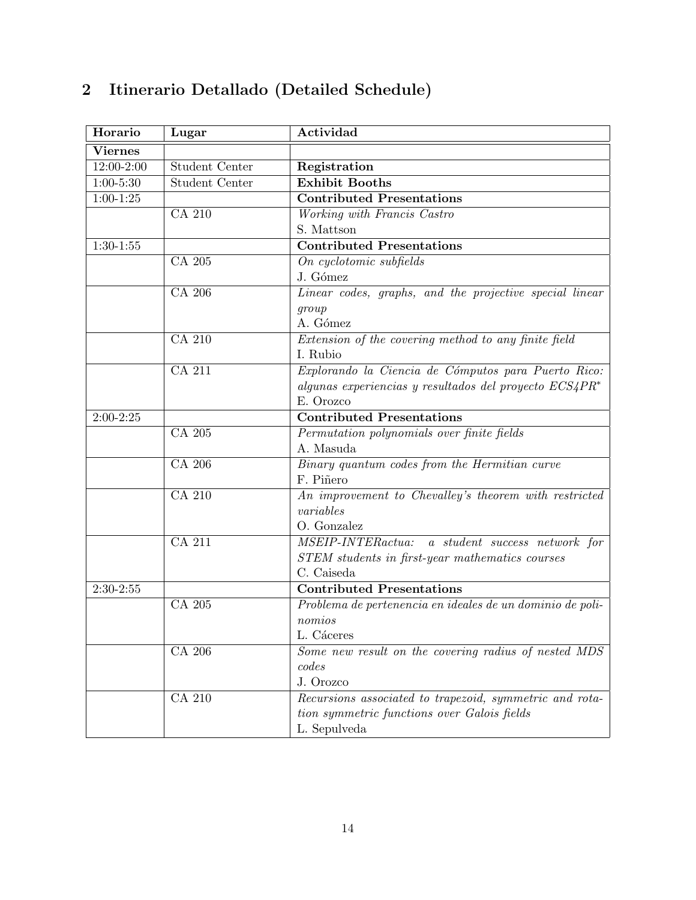## 2 Itinerario Detallado (Detailed Schedule)

| Horario | Lugar | Actividad |
|---|---|---|
| **Viernes** | | |
| 12:00-2:00 | Student Center | **Registration** |
| 1:00-5:30 | Student Center | **Exhibit Booths** |
| 1:00-1:25 | | **Contributed Presentations** |
| | CA 210 | *Working with Francis Castro* <br> S. Mattson |
| 1:30-1:55 | | **Contributed Presentations** |
| | CA 205 | *On cyclotomic subfields* <br> J. Gómez |
| | CA 206 | *Linear codes, graphs, and the projective special linear group* <br> A. Gómez |
| | CA 210 | *Extension of the covering method to any finite field* <br> I. Rubio |
| | CA 211 | *Explorando la Ciencia de Cómputos para Puerto Rico: algunas experiencias y resultados del proyecto ECS4PR\** <br> E. Orozco |
| 2:00-2:25 | | **Contributed Presentations** |
| | CA 205 | *Permutation polynomials over finite fields* <br> A. Masuda |
| | CA 206 | *Binary quantum codes from the Hermitian curve* <br> F. Piñero |
| | CA 210 | *An improvement to Chevalley's theorem with restricted variables* <br> O. Gonzalez |
| | CA 211 | *MSEIP-INTERactua: a student success network for STEM students in first-year mathematics courses* <br> C. Caiseda |
| 2:30-2:55 | | **Contributed Presentations** |
| | CA 205 | *Problema de pertenencia en ideales de un dominio de polinomios* <br> L. Cáceres |
| | CA 206 | *Some new result on the covering radius of nested MDS codes* <br> J. Orozco |
| | CA 210 | *Recursions associated to trapezoid, symmetric and rotation symmetric functions over Galois fields* <br> L. Sepulveda |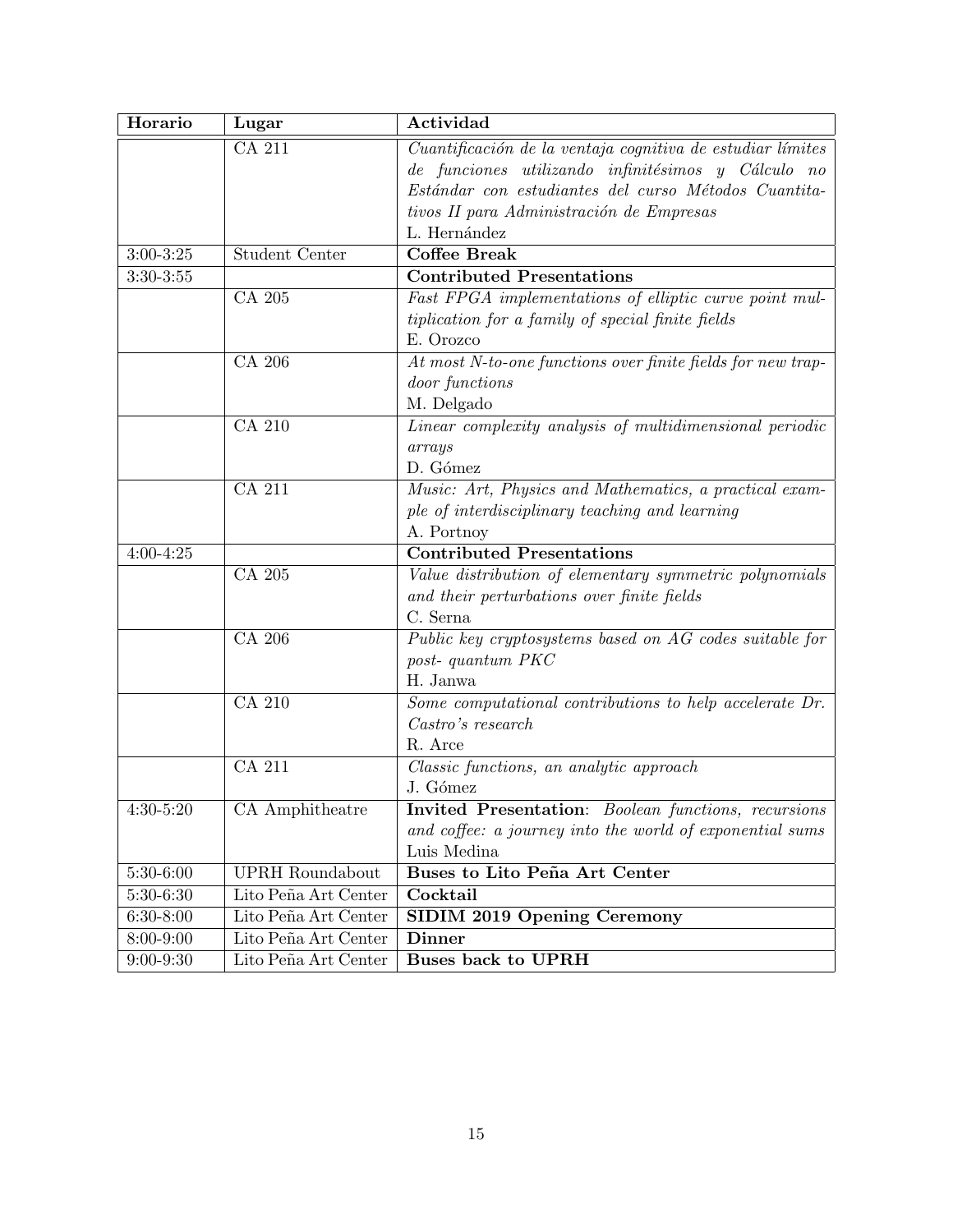| Horario | Lugar | Actividad |
|---|---|---|
| | CA 211 | *Cuantificación de la ventaja cognitiva de estudiar límites de funciones utilizando infinitésimos y Cálculo no Estándar con estudiantes del curso Métodos Cuantitativos II para Administración de Empresas*<br>L. Hernández |
| 3:00-3:25 | Student Center | **Coffee Break** |
| 3:30-3:55 | | **Contributed Presentations** |
| | CA 205 | *Fast FPGA implementations of elliptic curve point multiplication for a family of special finite fields*<br>E. Orozco |
| | CA 206 | *At most N-to-one functions over finite fields for new trapdoor functions*<br>M. Delgado |
| | CA 210 | *Linear complexity analysis of multidimensional periodic arrays*<br>D. Gómez |
| | CA 211 | *Music: Art, Physics and Mathematics, a practical example of interdisciplinary teaching and learning*<br>A. Portnoy |
| 4:00-4:25 | | **Contributed Presentations** |
| | CA 205 | *Value distribution of elementary symmetric polynomials and their perturbations over finite fields*<br>C. Serna |
| | CA 206 | *Public key cryptosystems based on AG codes suitable for post- quantum PKC*<br>H. Janwa |
| | CA 210 | *Some computational contributions to help accelerate Dr. Castro's research*<br>R. Arce |
| | CA 211 | *Classic functions, an analytic approach*<br>J. Gómez |
| 4:30-5:20 | CA Amphitheatre | **Invited Presentation**: *Boolean functions, recursions and coffee: a journey into the world of exponential sums*<br>Luis Medina |
| 5:30-6:00 | UPRH Roundabout | **Buses to Lito Peña Art Center** |
| 5:30-6:30 | Lito Peña Art Center | **Cocktail** |
| 6:30-8:00 | Lito Peña Art Center | **SIDIM 2019 Opening Ceremony** |
| 8:00-9:00 | Lito Peña Art Center | **Dinner** |
| 9:00-9:30 | Lito Peña Art Center | **Buses back to UPRH** |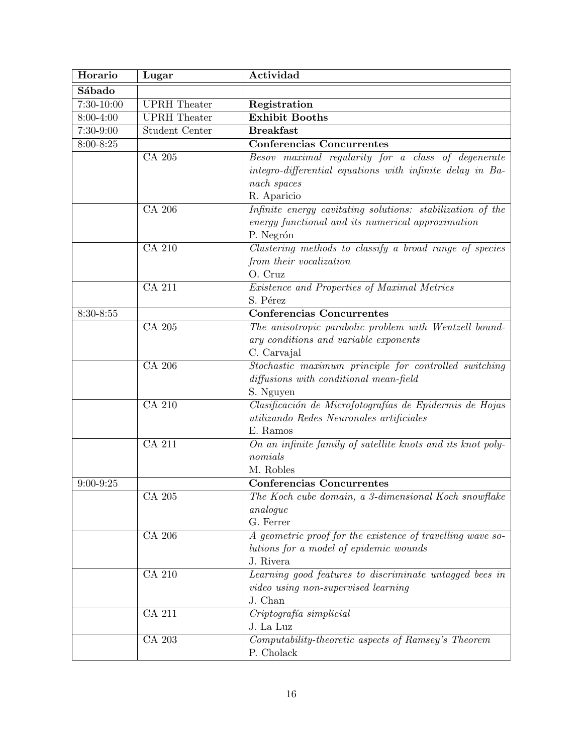| **Horario** | **Lugar** | **Actividad** |
|---|---|---|
| **Sábado** | | |
| 7:30-10:00 | UPRH Theater | **Registration** |
| 8:00-4:00 | UPRH Theater | **Exhibit Booths** |
| 7:30-9:00 | Student Center | **Breakfast** |
| 8:00-8:25 | | **Conferencias Concurrentes** |
| | CA 205 | *Besov maximal regularity for a class of degenerate integro-differential equations with infinite delay in Banach spaces* R. Aparicio |
| | CA 206 | *Infinite energy cavitating solutions: stabilization of the energy functional and its numerical approximation* P. Negrón |
| | CA 210 | *Clustering methods to classify a broad range of species from their vocalization* O. Cruz |
| | CA 211 | *Existence and Properties of Maximal Metrics* S. Pérez |
| 8:30-8:55 | | **Conferencias Concurrentes** |
| | CA 205 | *The anisotropic parabolic problem with Wentzell boundary conditions and variable exponents* C. Carvajal |
| | CA 206 | *Stochastic maximum principle for controlled switching diffusions with conditional mean-field* S. Nguyen |
| | CA 210 | *Clasificación de Microfotografías de Epidermis de Hojas utilizando Redes Neuronales artificiales* E. Ramos |
| | CA 211 | *On an infinite family of satellite knots and its knot polynomials* M. Robles |
| 9:00-9:25 | | **Conferencias Concurrentes** |
| | CA 205 | *The Koch cube domain, a 3-dimensional Koch snowflake analogue* G. Ferrer |
| | CA 206 | *A geometric proof for the existence of travelling wave solutions for a model of epidemic wounds* J. Rivera |
| | CA 210 | *Learning good features to discriminate untagged bees in video using non-supervised learning* J. Chan |
| | CA 211 | *Criptografía simplicial* J. La Luz |
| | CA 203 | *Computability-theoretic aspects of Ramsey's Theorem* P. Cholack |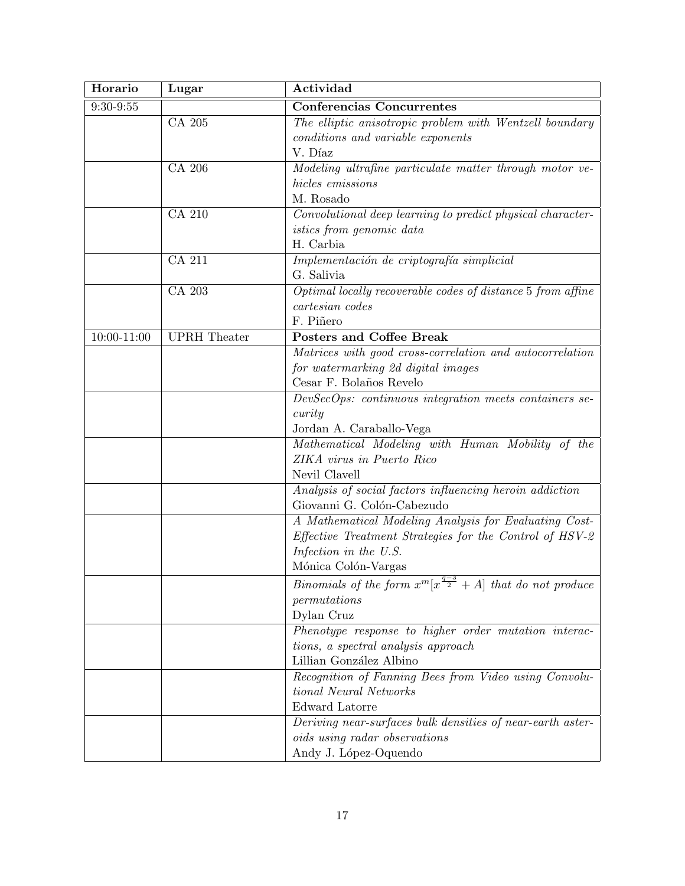| Horario | Lugar | Actividad |
| --- | --- | --- |
| 9:30-9:55 | | **Conferencias Concurrentes** |
| | CA 205 | *The elliptic anisotropic problem with Wentzell boundary conditions and variable exponents*<br>V. Díaz |
| | CA 206 | *Modeling ultrafine particulate matter through motor vehicles emissions*<br>M. Rosado |
| | CA 210 | *Convolutional deep learning to predict physical characteristics from genomic data*<br>H. Carbia |
| | CA 211 | *Implementación de criptografía simplicial*<br>G. Salivia |
| | CA 203 | *Optimal locally recoverable codes of distance* 5 *from affine cartesian codes*<br>F. Piñero |
| 10:00-11:00 | UPRH Theater | **Posters and Coffee Break** |
| | | *Matrices with good cross-correlation and autocorrelation for watermarking 2d digital images*<br>Cesar F. Bolaños Revelo |
| | | *DevSecOps: continuous integration meets containers security*<br>Jordan A. Caraballo-Vega |
| | | *Mathematical Modeling with Human Mobility of the ZIKA virus in Puerto Rico*<br>Nevil Clavell |
| | | *Analysis of social factors influencing heroin addiction*<br>Giovanni G. Colón-Cabezudo |
| | | *A Mathematical Modeling Analysis for Evaluating Cost-Effective Treatment Strategies for the Control of HSV-2 Infection in the U.S.*<br>Mónica Colón-Vargas |
| | | *Binomials of the form* $x^m[x^{\frac{q-3}{2}} + A]$ *that do not produce permutations*<br>Dylan Cruz |
| | | *Phenotype response to higher order mutation interactions, a spectral analysis approach*<br>Lillian González Albino |
| | | *Recognition of Fanning Bees from Video using Convolutional Neural Networks*<br>Edward Latorre |
| | | *Deriving near-surfaces bulk densities of near-earth asteroids using radar observations*<br>Andy J. López-Oquendo |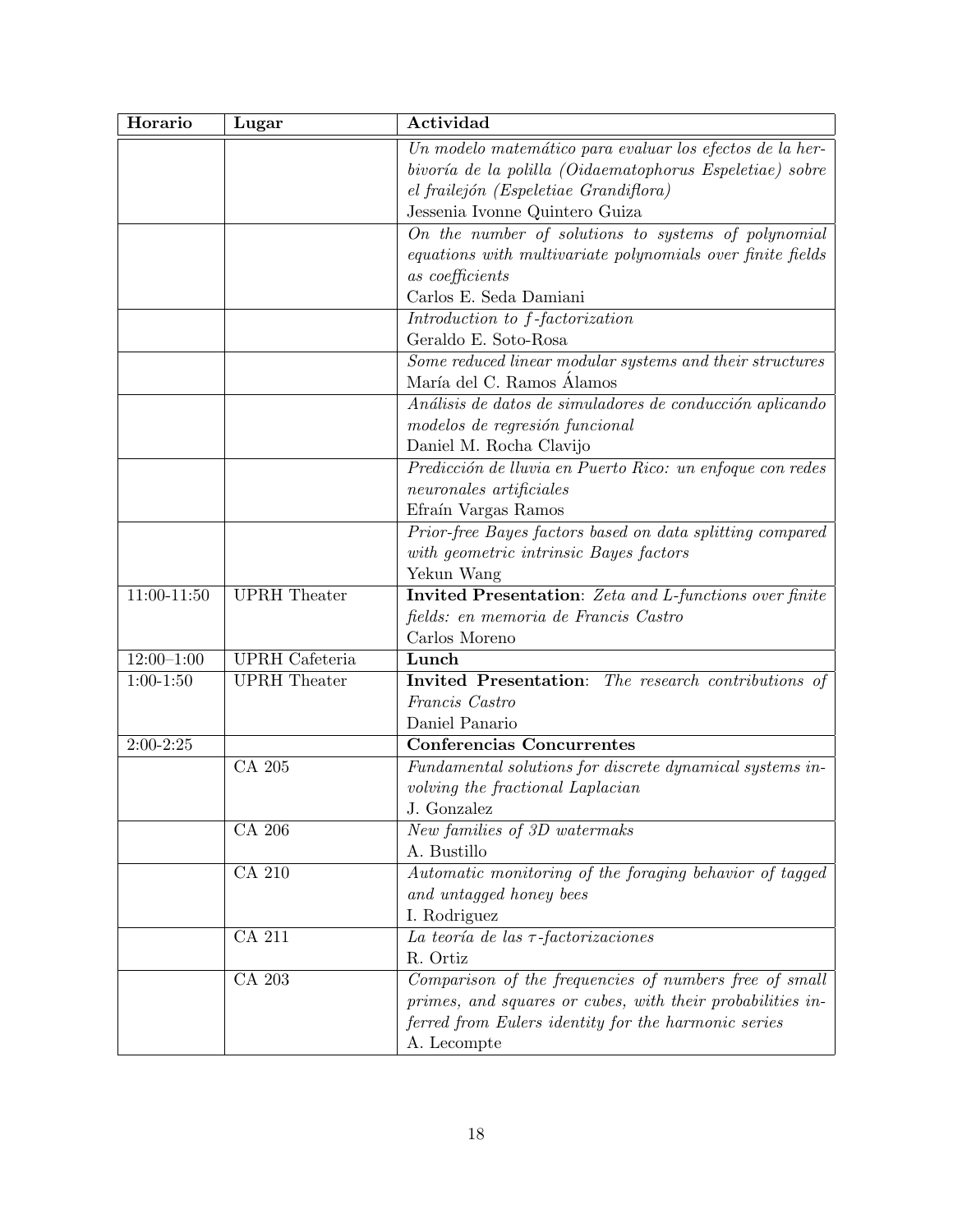| Horario | Lugar | Actividad |
|---|---|---|
| | | *Un modelo matemático para evaluar los efectos de la herbivoría de la polilla (Oidaematophorus Espeletiae) sobre el frailejón (Espeletiae Grandiflora)* <br> Jessenia Ivonne Quintero Guiza |
| | | *On the number of solutions to systems of polynomial equations with multivariate polynomials over finite fields as coefficients* <br> Carlos E. Seda Damiani |
| | | *Introduction to $f$-factorization* <br> Geraldo E. Soto-Rosa |
| | | *Some reduced linear modular systems and their structures* <br> María del C. Ramos Álamos |
| | | *Análisis de datos de simuladores de conducción aplicando modelos de regresión funcional* <br> Daniel M. Rocha Clavijo |
| | | *Predicción de lluvia en Puerto Rico: un enfoque con redes neuronales artificiales* <br> Efraín Vargas Ramos |
| | | *Prior-free Bayes factors based on data splitting compared with geometric intrinsic Bayes factors* <br> Yekun Wang |
| 11:00-11:50 | UPRH Theater | **Invited Presentation**: *Zeta and L-functions over finite fields: en memoria de Francis Castro* <br> Carlos Moreno |
| 12:00–1:00 | UPRH Cafeteria | **Lunch** |
| 1:00-1:50 | UPRH Theater | **Invited Presentation**: *The research contributions of Francis Castro* <br> Daniel Panario |
| 2:00-2:25 | | **Conferencias Concurrentes** |
| | CA 205 | *Fundamental solutions for discrete dynamical systems involving the fractional Laplacian* <br> J. Gonzalez |
| | CA 206 | *New families of 3D watermaks* <br> A. Bustillo |
| | CA 210 | *Automatic monitoring of the foraging behavior of tagged and untagged honey bees* <br> I. Rodriguez |
| | CA 211 | *La teoría de las $\tau$-factorizaciones* <br> R. Ortiz |
| | CA 203 | *Comparison of the frequencies of numbers free of small primes, and squares or cubes, with their probabilities inferred from Eulers identity for the harmonic series* <br> A. Lecompte |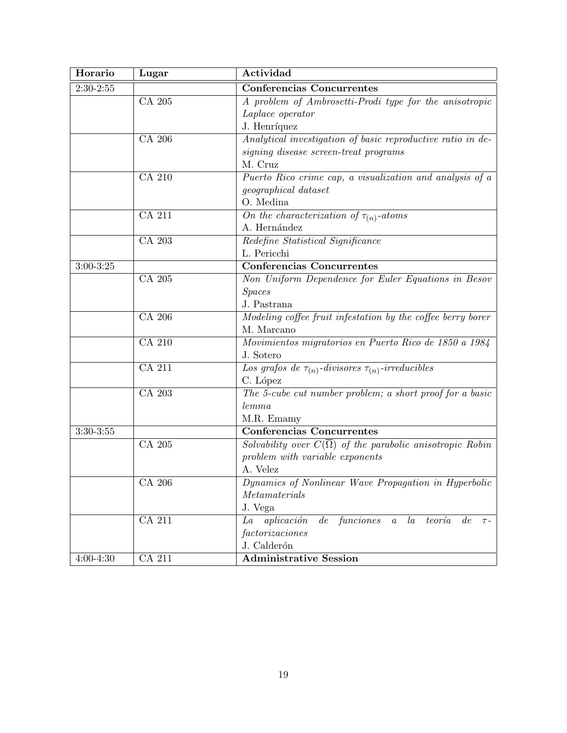| Horario | Lugar | Actividad |
|---|---|---|
| 2:30-2:55 | | **Conferencias Concurrentes** |
| | CA 205 | *A problem of Ambrosetti-Prodi type for the anisotropic Laplace operator* J. Henríquez |
| | CA 206 | *Analytical investigation of basic reproductive ratio in designing disease screen-treat programs* M. Cruz |
| | CA 210 | *Puerto Rico crime cap, a visualization and analysis of a geographical dataset* O. Medina |
| | CA 211 | *On the characterization of $\tau_{(n)}$-atoms* A. Hernández |
| | CA 203 | *Redefine Statistical Significance* L. Pericchi |
| 3:00-3:25 | | **Conferencias Concurrentes** |
| | CA 205 | *Non Uniform Dependence for Euler Equations in Besov Spaces* J. Pastrana |
| | CA 206 | *Modeling coffee fruit infestation by the coffee berry borer* M. Marcano |
| | CA 210 | *Movimientos migratorios en Puerto Rico de 1850 a 1984* J. Sotero |
| | CA 211 | *Los grafos de $\tau_{(n)}$-divisores $\tau_{(n)}$-irreducibles* C. López |
| | CA 203 | *The 5-cube cut number problem; a short proof for a basic lemma* M.R. Emamy |
| 3:30-3:55 | | **Conferencias Concurrentes** |
| | CA 205 | *Solvability over $C(\overline{\Omega})$ of the parabolic anisotropic Robin problem with variable exponents* A. Velez |
| | CA 206 | *Dynamics of Nonlinear Wave Propagation in Hyperbolic Metamaterials* J. Vega |
| | CA 211 | *La aplicación de funciones a la teoría de $\tau$-factorizaciones* J. Calderón |
| 4:00-4:30 | CA 211 | **Administrative Session** |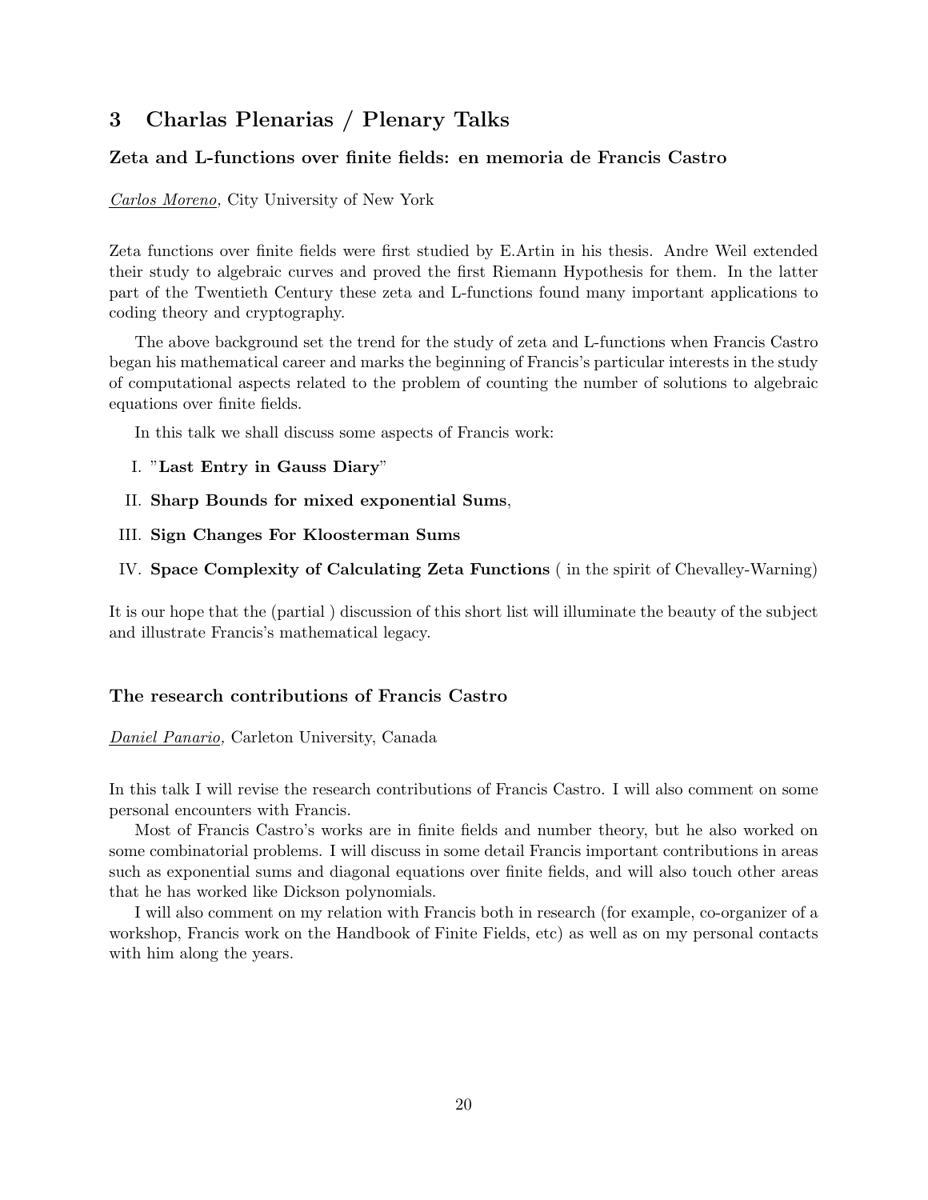## 3 Charlas Plenarias / Plenary Talks

### Zeta and L-functions over finite fields: en memoria de Francis Castro

*Carlos Moreno*, City University of New York

Zeta functions over finite fields were first studied by E.Artin in his thesis. Andre Weil extended their study to algebraic curves and proved the first Riemann Hypothesis for them. In the latter part of the Twentieth Century these zeta and L-functions found many important applications to coding theory and cryptography.

The above background set the trend for the study of zeta and L-functions when Francis Castro began his mathematical career and marks the beginning of Francis's particular interests in the study of computational aspects related to the problem of counting the number of solutions to algebraic equations over finite fields.

In this talk we shall discuss some aspects of Francis work:

I. "**Last Entry in Gauss Diary**"

II. **Sharp Bounds for mixed exponential Sums**,

III. **Sign Changes For Kloosterman Sums**

IV. **Space Complexity of Calculating Zeta Functions** ( in the spirit of Chevalley-Warning)

It is our hope that the (partial ) discussion of this short list will illuminate the beauty of the subject and illustrate Francis's mathematical legacy.

### The research contributions of Francis Castro

*Daniel Panario*, Carleton University, Canada

In this talk I will revise the research contributions of Francis Castro. I will also comment on some personal encounters with Francis.

Most of Francis Castro's works are in finite fields and number theory, but he also worked on some combinatorial problems. I will discuss in some detail Francis important contributions in areas such as exponential sums and diagonal equations over finite fields, and will also touch other areas that he has worked like Dickson polynomials.

I will also comment on my relation with Francis both in research (for example, co-organizer of a workshop, Francis work on the Handbook of Finite Fields, etc) as well as on my personal contacts with him along the years.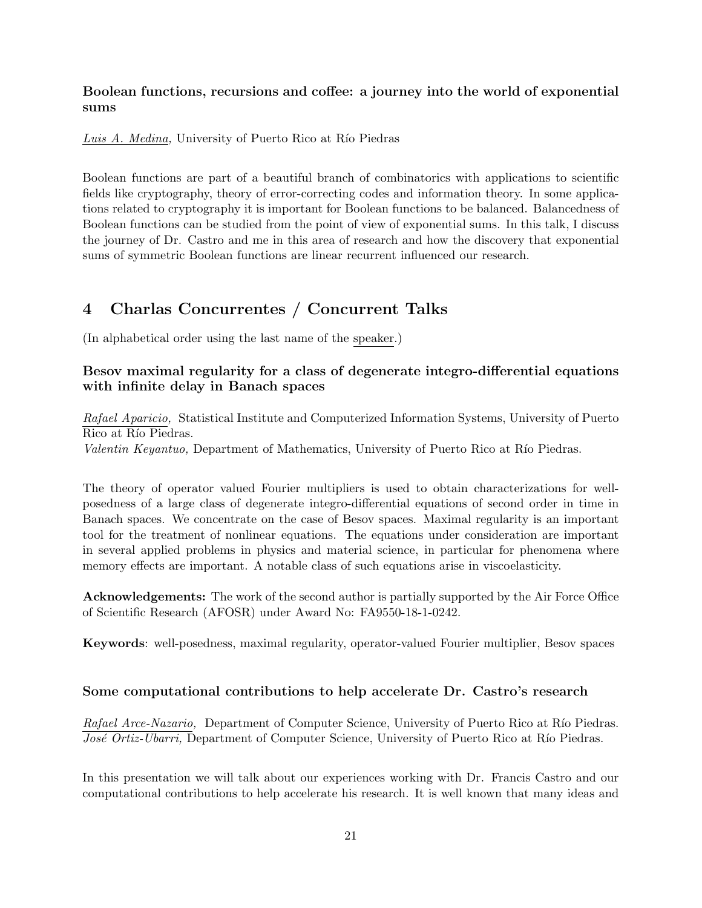### Boolean functions, recursions and coffee: a journey into the world of exponential sums

*Luis A. Medina,* University of Puerto Rico at Río Piedras

Boolean functions are part of a beautiful branch of combinatorics with applications to scientific fields like cryptography, theory of error-correcting codes and information theory. In some applications related to cryptography it is important for Boolean functions to be balanced. Balancedness of Boolean functions can be studied from the point of view of exponential sums. In this talk, I discuss the journey of Dr. Castro and me in this area of research and how the discovery that exponential sums of symmetric Boolean functions are linear recurrent influenced our research.

## 4 Charlas Concurrentes / Concurrent Talks

(In alphabetical order using the last name of the speaker.)

### Besov maximal regularity for a class of degenerate integro-differential equations with infinite delay in Banach spaces

*Rafael Aparicio,* Statistical Institute and Computerized Information Systems, University of Puerto Rico at Río Piedras.
*Valentin Keyantuo,* Department of Mathematics, University of Puerto Rico at Río Piedras.

The theory of operator valued Fourier multipliers is used to obtain characterizations for well-posedness of a large class of degenerate integro-differential equations of second order in time in Banach spaces. We concentrate on the case of Besov spaces. Maximal regularity is an important tool for the treatment of nonlinear equations. The equations under consideration are important in several applied problems in physics and material science, in particular for phenomena where memory effects are important. A notable class of such equations arise in viscoelasticity.

**Acknowledgements:** The work of the second author is partially supported by the Air Force Office of Scientific Research (AFOSR) under Award No: FA9550-18-1-0242.

**Keywords**: well-posedness, maximal regularity, operator-valued Fourier multiplier, Besov spaces

### Some computational contributions to help accelerate Dr. Castro's research

*Rafael Arce-Nazario,* Department of Computer Science, University of Puerto Rico at Río Piedras.
*José Ortiz-Ubarri,* Department of Computer Science, University of Puerto Rico at Río Piedras.

In this presentation we will talk about our experiences working with Dr. Francis Castro and our computational contributions to help accelerate his research. It is well known that many ideas and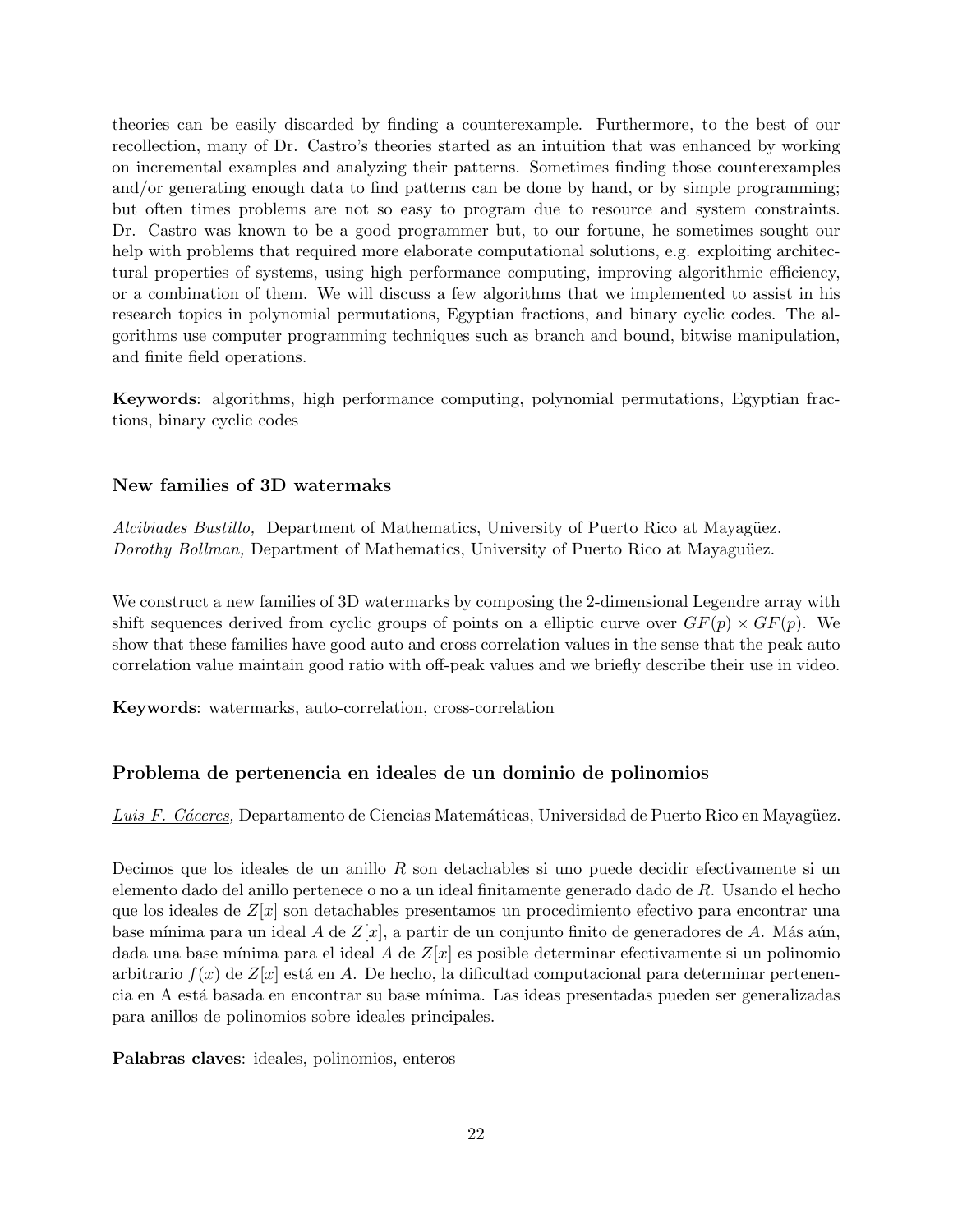theories can be easily discarded by finding a counterexample. Furthermore, to the best of our recollection, many of Dr. Castro's theories started as an intuition that was enhanced by working on incremental examples and analyzing their patterns. Sometimes finding those counterexamples and/or generating enough data to find patterns can be done by hand, or by simple programming; but often times problems are not so easy to program due to resource and system constraints. Dr. Castro was known to be a good programmer but, to our fortune, he sometimes sought our help with problems that required more elaborate computational solutions, e.g. exploiting architectural properties of systems, using high performance computing, improving algorithmic efficiency, or a combination of them. We will discuss a few algorithms that we implemented to assist in his research topics in polynomial permutations, Egyptian fractions, and binary cyclic codes. The algorithms use computer programming techniques such as branch and bound, bitwise manipulation, and finite field operations.

**Keywords**: algorithms, high performance computing, polynomial permutations, Egyptian fractions, binary cyclic codes

### New families of 3D watermaks

*Alcibiades Bustillo,* Department of Mathematics, University of Puerto Rico at Mayagüez.
*Dorothy Bollman,* Department of Mathematics, University of Puerto Rico at Mayaguüez.

We construct a new families of 3D watermarks by composing the 2-dimensional Legendre array with shift sequences derived from cyclic groups of points on a elliptic curve over $GF(p) \times GF(p)$. We show that these families have good auto and cross correlation values in the sense that the peak auto correlation value maintain good ratio with off-peak values and we briefly describe their use in video.

**Keywords**: watermarks, auto-correlation, cross-correlation

### Problema de pertenencia en ideales de un dominio de polinomios

*Luis F. Cáceres,* Departamento de Ciencias Matemáticas, Universidad de Puerto Rico en Mayagüez.

Decimos que los ideales de un anillo $R$ son detachables si uno puede decidir efectivamente si un elemento dado del anillo pertenece o no a un ideal finitamente generado dado de $R$. Usando el hecho que los ideales de $Z[x]$ son detachables presentamos un procedimiento efectivo para encontrar una base mínima para un ideal $A$ de $Z[x]$, a partir de un conjunto finito de generadores de $A$. Más aún, dada una base mínima para el ideal $A$ de $Z[x]$ es posible determinar efectivamente si un polinomio arbitrario $f(x)$ de $Z[x]$ está en $A$. De hecho, la dificultad computacional para determinar pertenencia en A está basada en encontrar su base mínima. Las ideas presentadas pueden ser generalizadas para anillos de polinomios sobre ideales principales.

**Palabras claves**: ideales, polinomios, enteros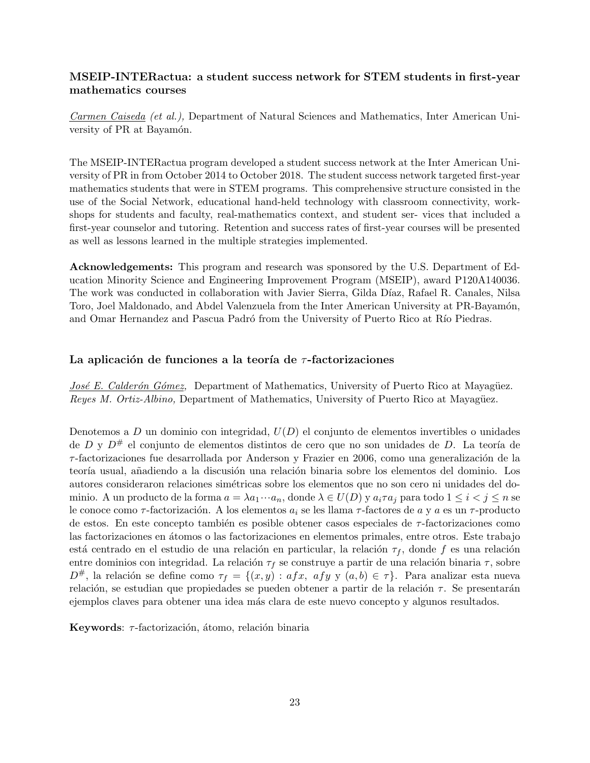### MSEIP-INTERactua: a student success network for STEM students in first-year mathematics courses

*Carmen Caiseda (et al.),* Department of Natural Sciences and Mathematics, Inter American University of PR at Bayamón.

The MSEIP-INTERactua program developed a student success network at the Inter American University of PR in from October 2014 to October 2018. The student success network targeted first-year mathematics students that were in STEM programs. This comprehensive structure consisted in the use of the Social Network, educational hand-held technology with classroom connectivity, workshops for students and faculty, real-mathematics context, and student ser- vices that included a first-year counselor and tutoring. Retention and success rates of first-year courses will be presented as well as lessons learned in the multiple strategies implemented.

**Acknowledgements:** This program and research was sponsored by the U.S. Department of Education Minority Science and Engineering Improvement Program (MSEIP), award P120A140036. The work was conducted in collaboration with Javier Sierra, Gilda Díaz, Rafael R. Canales, Nilsa Toro, Joel Maldonado, and Abdel Valenzuela from the Inter American University at PR-Bayamón, and Omar Hernandez and Pascua Padró from the University of Puerto Rico at Río Piedras.

### La aplicación de funciones a la teoría de $\tau$-factorizaciones

*José E. Calderón Gómez,* Department of Mathematics, University of Puerto Rico at Mayagüez.
*Reyes M. Ortiz-Albino,* Department of Mathematics, University of Puerto Rico at Mayagüez.

Denotemos a $D$ un dominio con integridad, $U(D)$ el conjunto de elementos invertibles o unidades de $D$ y $D^{\#}$ el conjunto de elementos distintos de cero que no son unidades de $D$. La teoría de $\tau$-factorizaciones fue desarrollada por Anderson y Frazier en 2006, como una generalización de la teoría usual, añadiendo a la discusión una relación binaria sobre los elementos del dominio. Los autores consideraron relaciones simétricas sobre los elementos que no son cero ni unidades del dominio. A un producto de la forma $a = \lambda a_1 \cdots a_n$, donde $\lambda \in U(D)$ y $a_i \tau a_j$ para todo $1 \leq i < j \leq n$ se le conoce como $\tau$-factorización. A los elementos $a_i$ se les llama $\tau$-factores de $a$ y $a$ es un $\tau$-producto de estos. En este concepto también es posible obtener casos especiales de $\tau$-factorizaciones como las factorizaciones en átomos o las factorizaciones en elementos primales, entre otros. Este trabajo está centrado en el estudio de una relación en particular, la relación $\tau_f$, donde $f$ es una relación entre dominios con integridad. La relación $\tau_f$ se construye a partir de una relación binaria $\tau$, sobre $D^{\#}$, la relación se define como $\tau_f = \{(x, y) : afx,\ afy \text{ y } (a, b) \in \tau\}$. Para analizar esta nueva relación, se estudian que propiedades se pueden obtener a partir de la relación $\tau$. Se presentarán ejemplos claves para obtener una idea más clara de este nuevo concepto y algunos resultados.

**Keywords**: $\tau$-factorización, átomo, relación binaria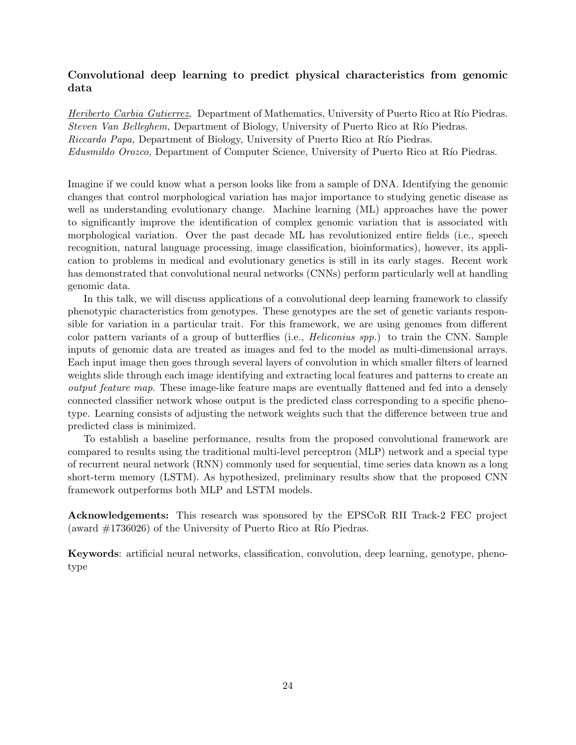### Convolutional deep learning to predict physical characteristics from genomic data

<u>*Heriberto Carbia Gutierrez,*</u> Department of Mathematics, University of Puerto Rico at Río Piedras.
*Steven Van Belleghem,* Department of Biology, University of Puerto Rico at Río Piedras.
*Riccardo Papa,* Department of Biology, University of Puerto Rico at Río Piedras.
*Edusmildo Orozco,* Department of Computer Science, University of Puerto Rico at Río Piedras.

Imagine if we could know what a person looks like from a sample of DNA. Identifying the genomic changes that control morphological variation has major importance to studying genetic disease as well as understanding evolutionary change. Machine learning (ML) approaches have the power to significantly improve the identification of complex genomic variation that is associated with morphological variation. Over the past decade ML has revolutionized entire fields (i.e., speech recognition, natural language processing, image classification, bioinformatics), however, its application to problems in medical and evolutionary genetics is still in its early stages. Recent work has demonstrated that convolutional neural networks (CNNs) perform particularly well at handling genomic data.

In this talk, we will discuss applications of a convolutional deep learning framework to classify phenotypic characteristics from genotypes. These genotypes are the set of genetic variants responsible for variation in a particular trait. For this framework, we are using genomes from different color pattern variants of a group of butterflies (i.e., *Heliconius spp.*) to train the CNN. Sample inputs of genomic data are treated as images and fed to the model as multi-dimensional arrays. Each input image then goes through several layers of convolution in which smaller filters of learned weights slide through each image identifying and extracting local features and patterns to create an *output feature map*. These image-like feature maps are eventually flattened and fed into a densely connected classifier network whose output is the predicted class corresponding to a specific phenotype. Learning consists of adjusting the network weights such that the difference between true and predicted class is minimized.

To establish a baseline performance, results from the proposed convolutional framework are compared to results using the traditional multi-level perceptron (MLP) network and a special type of recurrent neural network (RNN) commonly used for sequential, time series data known as a long short-term memory (LSTM). As hypothesized, preliminary results show that the proposed CNN framework outperforms both MLP and LSTM models.

**Acknowledgements:** This research was sponsored by the EPSCoR RII Track-2 FEC project (award #1736026) of the University of Puerto Rico at Río Piedras.

**Keywords**: artificial neural networks, classification, convolution, deep learning, genotype, phenotype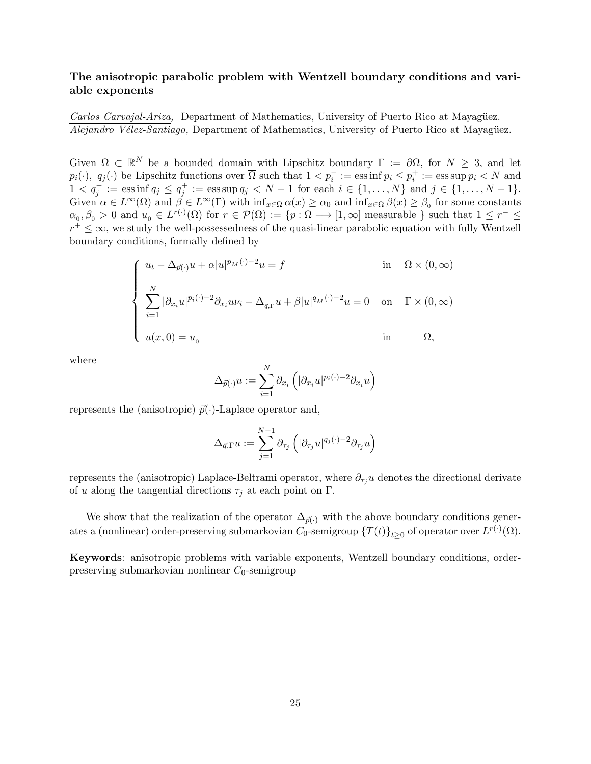### The anisotropic parabolic problem with Wentzell boundary conditions and variable exponents

*Carlos Carvajal-Ariza,* Department of Mathematics, University of Puerto Rico at Mayagüez.
*Alejandro Vélez-Santiago,* Department of Mathematics, University of Puerto Rico at Mayagüez.

Given $\Omega \subset \mathbb{R}^N$ be a bounded domain with Lipschitz boundary $\Gamma := \partial\Omega$, for $N \geq 3$, and let $p_i(\cdot)$, $q_j(\cdot)$ be Lipschitz functions over $\overline{\Omega}$ such that $1 < p_i^- := \operatorname{ess\,inf} p_i \leq p_i^+ := \operatorname{ess\,sup} p_i < N$ and $1 < q_j^- := \operatorname{ess\,inf} q_j \leq q_j^+ := \operatorname{ess\,sup} q_j < N-1$ for each $i \in \{1, \ldots, N\}$ and $j \in \{1, \ldots, N-1\}$. Given $\alpha \in L^\infty(\Omega)$ and $\beta \in L^\infty(\Gamma)$ with $\inf_{x\in\Omega} \alpha(x) \geq \alpha_0$ and $\inf_{x\in\Omega} \beta(x) \geq \beta_0$ for some constants $\alpha_0, \beta_0 > 0$ and $u_0 \in L^{r(\cdot)}(\Omega)$ for $r \in \mathcal{P}(\Omega) := \{p : \Omega \longrightarrow [1, \infty] \text{ measurable } \}$ such that $1 \leq r^- \leq r^+ \leq \infty$, we study the well-possessedness of the quasi-linear parabolic equation with fully Wentzell boundary conditions, formally defined by

$$
\begin{cases}
u_t - \Delta_{\vec{p}(\cdot)} u + \alpha |u|^{p_M(\cdot)-2} u = f & \text{in} \quad \Omega \times (0, \infty) \\[2mm]
\displaystyle\sum_{i=1}^{N} |\partial_{x_i} u|^{p_i(\cdot)-2} \partial_{x_i} u \nu_i - \Delta_{\vec{q},\Gamma} u + \beta |u|^{q_M(\cdot)-2} u = 0 & \text{on} \quad \Gamma \times (0, \infty) \\[2mm]
u(x, 0) = u_0 & \text{in} \quad \Omega,
\end{cases}
$$

where

$$
\Delta_{\vec{p}(\cdot)} u := \sum_{i=1}^{N} \partial_{x_i} \left( |\partial_{x_i} u|^{p_i(\cdot)-2} \partial_{x_i} u \right)
$$

represents the (anisotropic) $\vec{p}(\cdot)$-Laplace operator and,

$$
\Delta_{\vec{q},\Gamma} u := \sum_{j=1}^{N-1} \partial_{\tau_j} \left( |\partial_{\tau_j} u|^{q_j(\cdot)-2} \partial_{\tau_j} u \right)
$$

represents the (anisotropic) Laplace-Beltrami operator, where $\partial_{\tau_j} u$ denotes the directional derivate of $u$ along the tangential directions $\tau_j$ at each point on $\Gamma$.

We show that the realization of the operator $\Delta_{\vec{p}(\cdot)}$ with the above boundary conditions generates a (nonlinear) order-preserving submarkovian $C_0$-semigroup $\{T(t)\}_{t\geq 0}$ of operator over $L^{r(\cdot)}(\Omega)$.

**Keywords**: anisotropic problems with variable exponents, Wentzell boundary conditions, order-preserving submarkovian nonlinear $C_0$-semigroup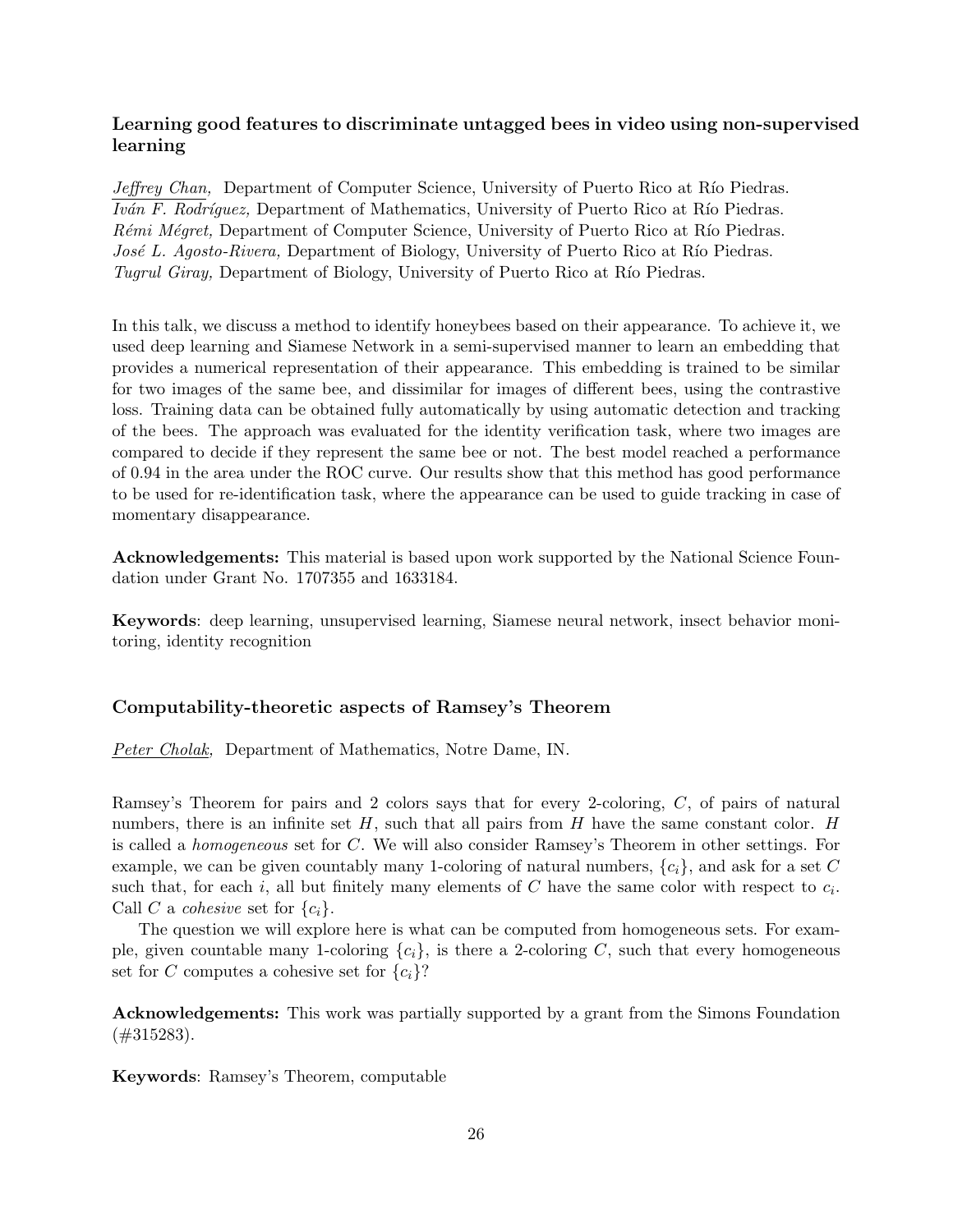### Learning good features to discriminate untagged bees in video using non-supervised learning

_Jeffrey Chan,_ Department of Computer Science, University of Puerto Rico at Río Piedras.
*Iván F. Rodríguez,* Department of Mathematics, University of Puerto Rico at Río Piedras.
*Rémi Mégret,* Department of Computer Science, University of Puerto Rico at Río Piedras.
*José L. Agosto-Rivera,* Department of Biology, University of Puerto Rico at Río Piedras.
*Tugrul Giray,* Department of Biology, University of Puerto Rico at Río Piedras.

In this talk, we discuss a method to identify honeybees based on their appearance. To achieve it, we used deep learning and Siamese Network in a semi-supervised manner to learn an embedding that provides a numerical representation of their appearance. This embedding is trained to be similar for two images of the same bee, and dissimilar for images of different bees, using the contrastive loss. Training data can be obtained fully automatically by using automatic detection and tracking of the bees. The approach was evaluated for the identity verification task, where two images are compared to decide if they represent the same bee or not. The best model reached a performance of 0.94 in the area under the ROC curve. Our results show that this method has good performance to be used for re-identification task, where the appearance can be used to guide tracking in case of momentary disappearance.

**Acknowledgements:** This material is based upon work supported by the National Science Foundation under Grant No. 1707355 and 1633184.

**Keywords**: deep learning, unsupervised learning, Siamese neural network, insect behavior monitoring, identity recognition

### Computability-theoretic aspects of Ramsey's Theorem

_Peter Cholak,_ Department of Mathematics, Notre Dame, IN.

Ramsey's Theorem for pairs and 2 colors says that for every 2-coloring, $C$, of pairs of natural numbers, there is an infinite set $H$, such that all pairs from $H$ have the same constant color. $H$ is called a *homogeneous* set for $C$. We will also consider Ramsey's Theorem in other settings. For example, we can be given countably many 1-coloring of natural numbers, $\{c_i\}$, and ask for a set $C$ such that, for each $i$, all but finitely many elements of $C$ have the same color with respect to $c_i$. Call $C$ a *cohesive* set for $\{c_i\}$.

The question we will explore here is what can be computed from homogeneous sets. For example, given countable many 1-coloring $\{c_i\}$, is there a 2-coloring $C$, such that every homogeneous set for $C$ computes a cohesive set for $\{c_i\}$?

**Acknowledgements:** This work was partially supported by a grant from the Simons Foundation (#315283).

**Keywords**: Ramsey's Theorem, computable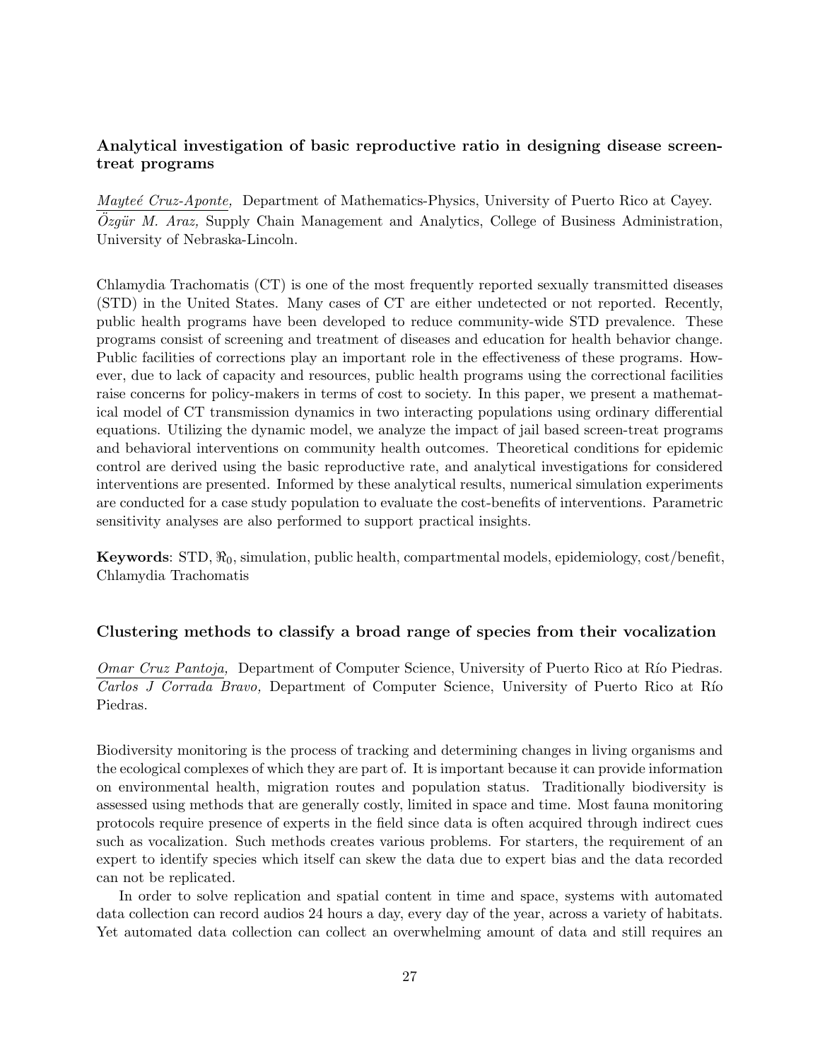### Analytical investigation of basic reproductive ratio in designing disease screen-treat programs

*Mayteé Cruz-Aponte,* Department of Mathematics-Physics, University of Puerto Rico at Cayey.
*Özgür M. Araz,* Supply Chain Management and Analytics, College of Business Administration, University of Nebraska-Lincoln.

Chlamydia Trachomatis (CT) is one of the most frequently reported sexually transmitted diseases (STD) in the United States. Many cases of CT are either undetected or not reported. Recently, public health programs have been developed to reduce community-wide STD prevalence. These programs consist of screening and treatment of diseases and education for health behavior change. Public facilities of corrections play an important role in the effectiveness of these programs. However, due to lack of capacity and resources, public health programs using the correctional facilities raise concerns for policy-makers in terms of cost to society. In this paper, we present a mathematical model of CT transmission dynamics in two interacting populations using ordinary differential equations. Utilizing the dynamic model, we analyze the impact of jail based screen-treat programs and behavioral interventions on community health outcomes. Theoretical conditions for epidemic control are derived using the basic reproductive rate, and analytical investigations for considered interventions are presented. Informed by these analytical results, numerical simulation experiments are conducted for a case study population to evaluate the cost-benefits of interventions. Parametric sensitivity analyses are also performed to support practical insights.

**Keywords**: STD, $\Re_0$, simulation, public health, compartmental models, epidemiology, cost/benefit, Chlamydia Trachomatis

### Clustering methods to classify a broad range of species from their vocalization

*Omar Cruz Pantoja,* Department of Computer Science, University of Puerto Rico at Río Piedras.
*Carlos J Corrada Bravo,* Department of Computer Science, University of Puerto Rico at Río Piedras.

Biodiversity monitoring is the process of tracking and determining changes in living organisms and the ecological complexes of which they are part of. It is important because it can provide information on environmental health, migration routes and population status. Traditionally biodiversity is assessed using methods that are generally costly, limited in space and time. Most fauna monitoring protocols require presence of experts in the field since data is often acquired through indirect cues such as vocalization. Such methods creates various problems. For starters, the requirement of an expert to identify species which itself can skew the data due to expert bias and the data recorded can not be replicated.

In order to solve replication and spatial content in time and space, systems with automated data collection can record audios 24 hours a day, every day of the year, across a variety of habitats. Yet automated data collection can collect an overwhelming amount of data and still requires an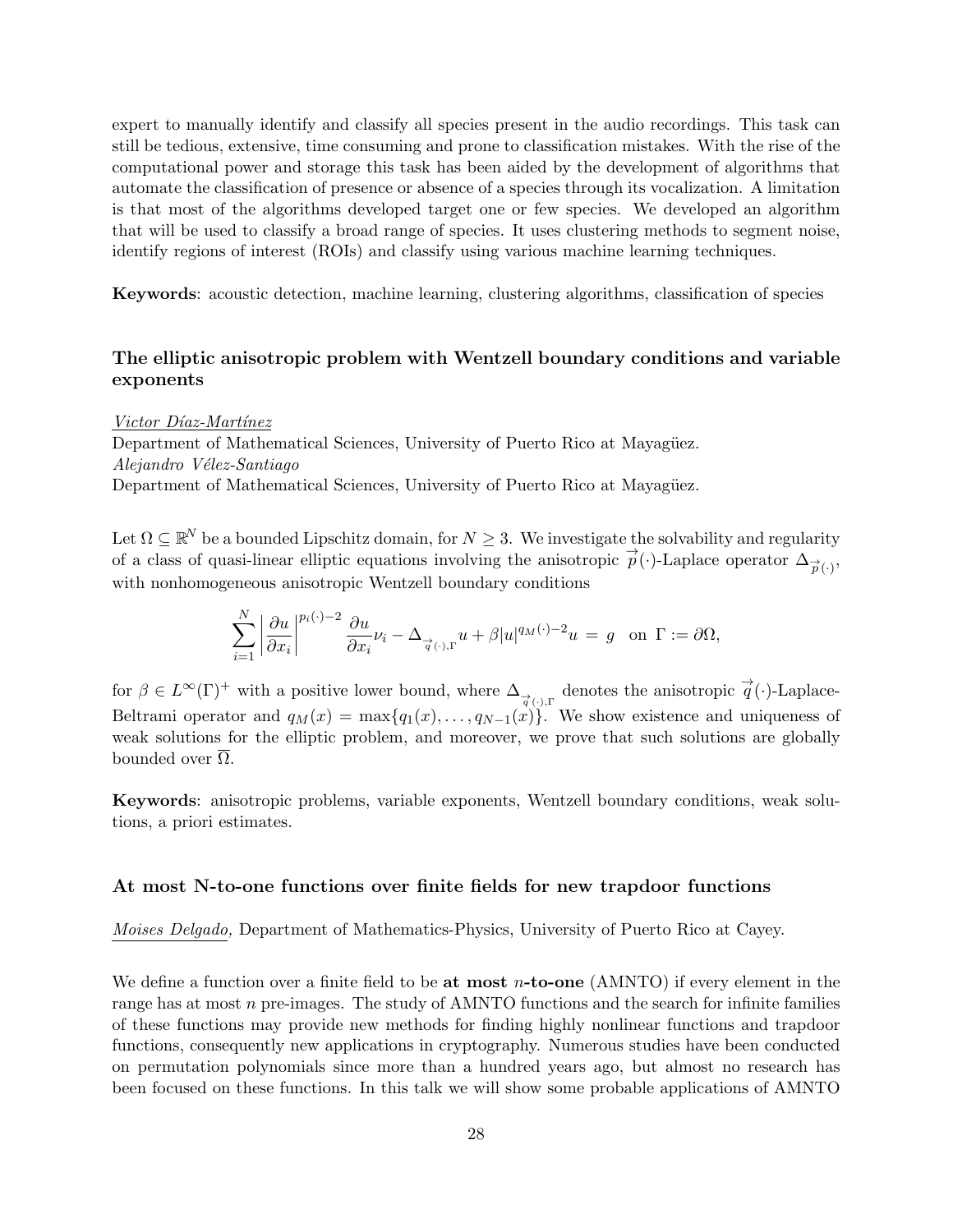expert to manually identify and classify all species present in the audio recordings. This task can still be tedious, extensive, time consuming and prone to classification mistakes. With the rise of the computational power and storage this task has been aided by the development of algorithms that automate the classification of presence or absence of a species through its vocalization. A limitation is that most of the algorithms developed target one or few species. We developed an algorithm that will be used to classify a broad range of species. It uses clustering methods to segment noise, identify regions of interest (ROIs) and classify using various machine learning techniques.

**Keywords**: acoustic detection, machine learning, clustering algorithms, classification of species

### The elliptic anisotropic problem with Wentzell boundary conditions and variable exponents

*Victor Díaz-Martínez*
Department of Mathematical Sciences, University of Puerto Rico at Mayagüez.
*Alejandro Vélez-Santiago*
Department of Mathematical Sciences, University of Puerto Rico at Mayagüez.

Let $\Omega \subseteq \mathbb{R}^N$ be a bounded Lipschitz domain, for $N \geq 3$. We investigate the solvability and regularity of a class of quasi-linear elliptic equations involving the anisotropic $\overrightarrow{p}(\cdot)$-Laplace operator $\Delta_{\overrightarrow{p}(\cdot)}$, with nonhomogeneous anisotropic Wentzell boundary conditions

$$\sum_{i=1}^{N} \left| \frac{\partial u}{\partial x_i} \right|^{p_i(\cdot)-2} \frac{\partial u}{\partial x_i} \nu_i - \Delta_{\overrightarrow{q}(\cdot),\Gamma} u + \beta |u|^{q_M(\cdot)-2} u \; = \; g \quad \text{on } \Gamma := \partial\Omega,$$

for $\beta \in L^{\infty}(\Gamma)^{+}$ with a positive lower bound, where $\Delta_{\overrightarrow{q}(\cdot),\Gamma}$ denotes the anisotropic $\overrightarrow{q}(\cdot)$-Laplace-Beltrami operator and $q_M(x) = \max\{q_1(x), \ldots, q_{N-1}(x)\}$. We show existence and uniqueness of weak solutions for the elliptic problem, and moreover, we prove that such solutions are globally bounded over $\overline{\Omega}$.

**Keywords**: anisotropic problems, variable exponents, Wentzell boundary conditions, weak solutions, a priori estimates.

### At most N-to-one functions over finite fields for new trapdoor functions

*Moises Delgado,* Department of Mathematics-Physics, University of Puerto Rico at Cayey.

We define a function over a finite field to be **at most $n$-to-one** (AMNTO) if every element in the range has at most $n$ pre-images. The study of AMNTO functions and the search for infinite families of these functions may provide new methods for finding highly nonlinear functions and trapdoor functions, consequently new applications in cryptography. Numerous studies have been conducted on permutation polynomials since more than a hundred years ago, but almost no research has been focused on these functions. In this talk we will show some probable applications of AMNTO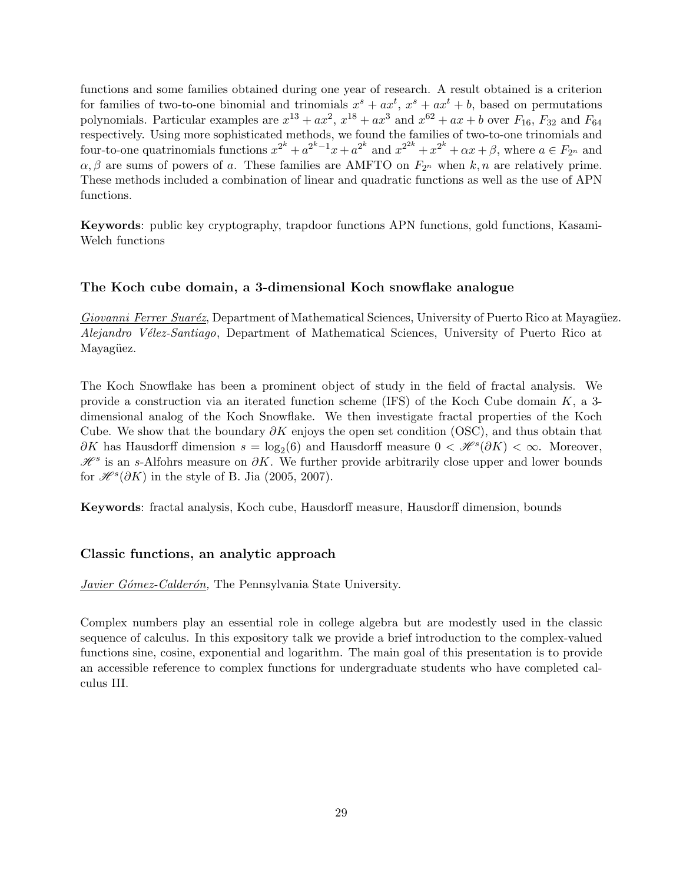functions and some families obtained during one year of research. A result obtained is a criterion for families of two-to-one binomial and trinomials $x^s + ax^t$, $x^s + ax^t + b$, based on permutations polynomials. Particular examples are $x^{13} + ax^2$, $x^{18} + ax^3$ and $x^{62} + ax + b$ over $F_{16}$, $F_{32}$ and $F_{64}$ respectively. Using more sophisticated methods, we found the families of two-to-one trinomials and four-to-one quatrinomials functions $x^{2^k} + a^{2^k-1}x + a^{2^k}$ and $x^{2^{2k}} + x^{2^k} + \alpha x + \beta$, where $a \in F_{2^n}$ and $\alpha, \beta$ are sums of powers of $a$. These families are AMFTO on $F_{2^n}$ when $k, n$ are relatively prime. These methods included a combination of linear and quadratic functions as well as the use of APN functions.

**Keywords**: public key cryptography, trapdoor functions APN functions, gold functions, Kasami-Welch functions

### The Koch cube domain, a 3-dimensional Koch snowflake analogue

*Giovanni Ferrer Suaréz*, Department of Mathematical Sciences, University of Puerto Rico at Mayagüez.
*Alejandro Vélez-Santiago*, Department of Mathematical Sciences, University of Puerto Rico at Mayagüez.

The Koch Snowflake has been a prominent object of study in the field of fractal analysis. We provide a construction via an iterated function scheme (IFS) of the Koch Cube domain $K$, a 3-dimensional analog of the Koch Snowflake. We then investigate fractal properties of the Koch Cube. We show that the boundary $\partial K$ enjoys the open set condition (OSC), and thus obtain that $\partial K$ has Hausdorff dimension $s = \log_2(6)$ and Hausdorff measure $0 < \mathscr{H}^s(\partial K) < \infty$. Moreover, $\mathscr{H}^s$ is an $s$-Alfohrs measure on $\partial K$. We further provide arbitrarily close upper and lower bounds for $\mathscr{H}^s(\partial K)$ in the style of B. Jia (2005, 2007).

**Keywords**: fractal analysis, Koch cube, Hausdorff measure, Hausdorff dimension, bounds

### Classic functions, an analytic approach

*Javier Gómez-Calderón,* The Pennsylvania State University.

Complex numbers play an essential role in college algebra but are modestly used in the classic sequence of calculus. In this expository talk we provide a brief introduction to the complex-valued functions sine, cosine, exponential and logarithm. The main goal of this presentation is to provide an accessible reference to complex functions for undergraduate students who have completed calculus III.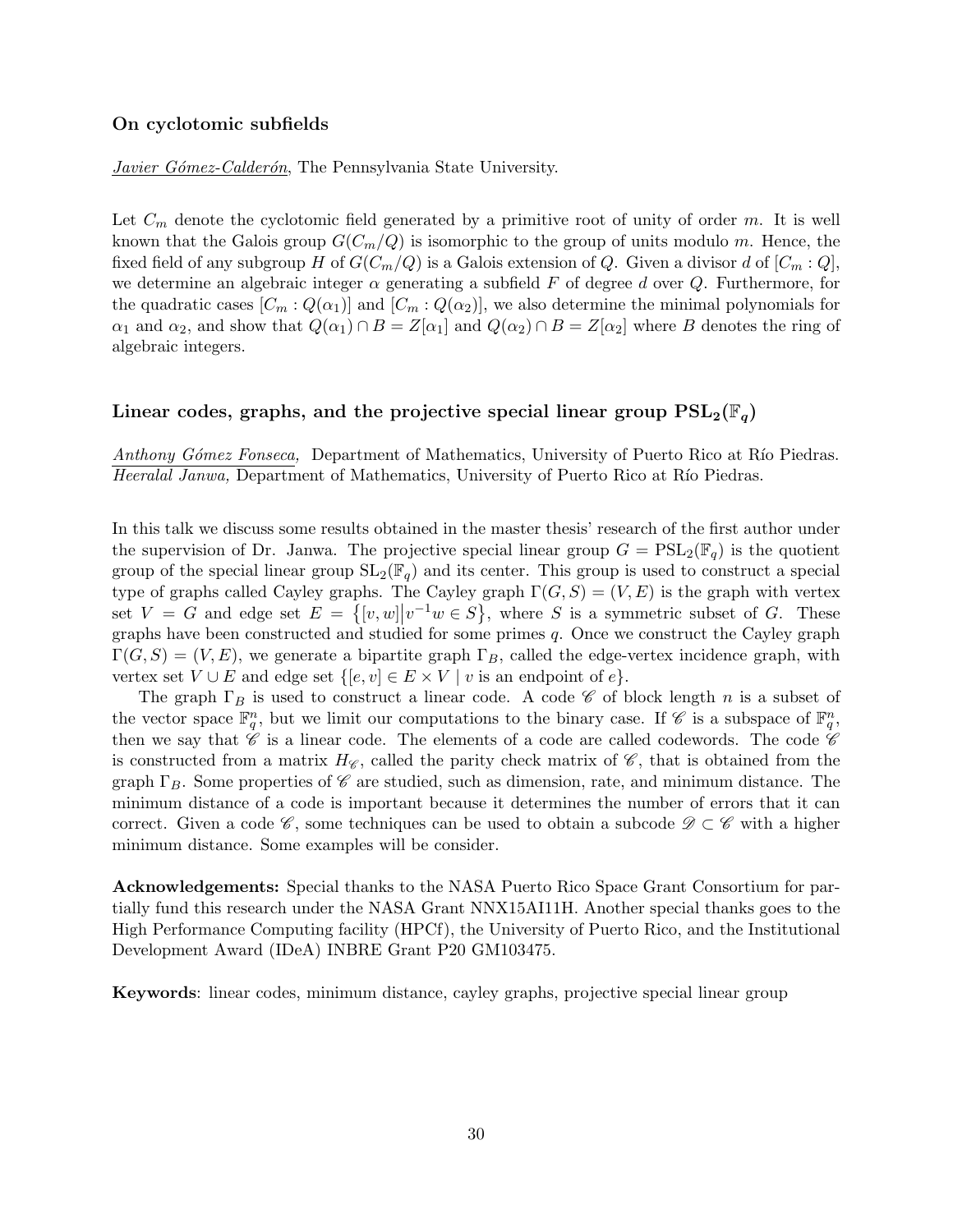### On cyclotomic subfields

*Javier Gómez-Calderón*, The Pennsylvania State University.

Let $C_m$ denote the cyclotomic field generated by a primitive root of unity of order $m$. It is well known that the Galois group $G(C_m/Q)$ is isomorphic to the group of units modulo $m$. Hence, the fixed field of any subgroup $H$ of $G(C_m/Q)$ is a Galois extension of $Q$. Given a divisor $d$ of $[C_m : Q]$, we determine an algebraic integer $\alpha$ generating a subfield $F$ of degree $d$ over $Q$. Furthermore, for the quadratic cases $[C_m : Q(\alpha_1)]$ and $[C_m : Q(\alpha_2)]$, we also determine the minimal polynomials for $\alpha_1$ and $\alpha_2$, and show that $Q(\alpha_1) \cap B = Z[\alpha_1]$ and $Q(\alpha_2) \cap B = Z[\alpha_2]$ where $B$ denotes the ring of algebraic integers.

### Linear codes, graphs, and the projective special linear group $\mathbf{PSL_2(\mathbb{F}_q)}$

*Anthony Gómez Fonseca*, Department of Mathematics, University of Puerto Rico at Río Piedras.
*Heeralal Janwa,* Department of Mathematics, University of Puerto Rico at Río Piedras.

In this talk we discuss some results obtained in the master thesis' research of the first author under the supervision of Dr. Janwa. The projective special linear group $G = \mathrm{PSL}_2(\mathbb{F}_q)$ is the quotient group of the special linear group $\mathrm{SL}_2(\mathbb{F}_q)$ and its center. This group is used to construct a special type of graphs called Cayley graphs. The Cayley graph $\Gamma(G, S) = (V, E)$ is the graph with vertex set $V = G$ and edge set $E = \{[v, w] | v^{-1}w \in S\}$, where $S$ is a symmetric subset of $G$. These graphs have been constructed and studied for some primes $q$. Once we construct the Cayley graph $\Gamma(G, S) = (V, E)$, we generate a bipartite graph $\Gamma_B$, called the edge-vertex incidence graph, with vertex set $V \cup E$ and edge set $\{[e, v] \in E \times V \mid v \text{ is an endpoint of } e\}$.

The graph $\Gamma_B$ is used to construct a linear code. A code $\mathscr{C}$ of block length $n$ is a subset of the vector space $\mathbb{F}_q^n$, but we limit our computations to the binary case. If $\mathscr{C}$ is a subspace of $\mathbb{F}_q^n$, then we say that $\mathscr{C}$ is a linear code. The elements of a code are called codewords. The code $\mathscr{C}$ is constructed from a matrix $H_{\mathscr{C}}$, called the parity check matrix of $\mathscr{C}$, that is obtained from the graph $\Gamma_B$. Some properties of $\mathscr{C}$ are studied, such as dimension, rate, and minimum distance. The minimum distance of a code is important because it determines the number of errors that it can correct. Given a code $\mathscr{C}$, some techniques can be used to obtain a subcode $\mathscr{D} \subset \mathscr{C}$ with a higher minimum distance. Some examples will be consider.

**Acknowledgements:** Special thanks to the NASA Puerto Rico Space Grant Consortium for partially fund this research under the NASA Grant NNX15AI11H. Another special thanks goes to the High Performance Computing facility (HPCf), the University of Puerto Rico, and the Institutional Development Award (IDeA) INBRE Grant P20 GM103475.

**Keywords**: linear codes, minimum distance, cayley graphs, projective special linear group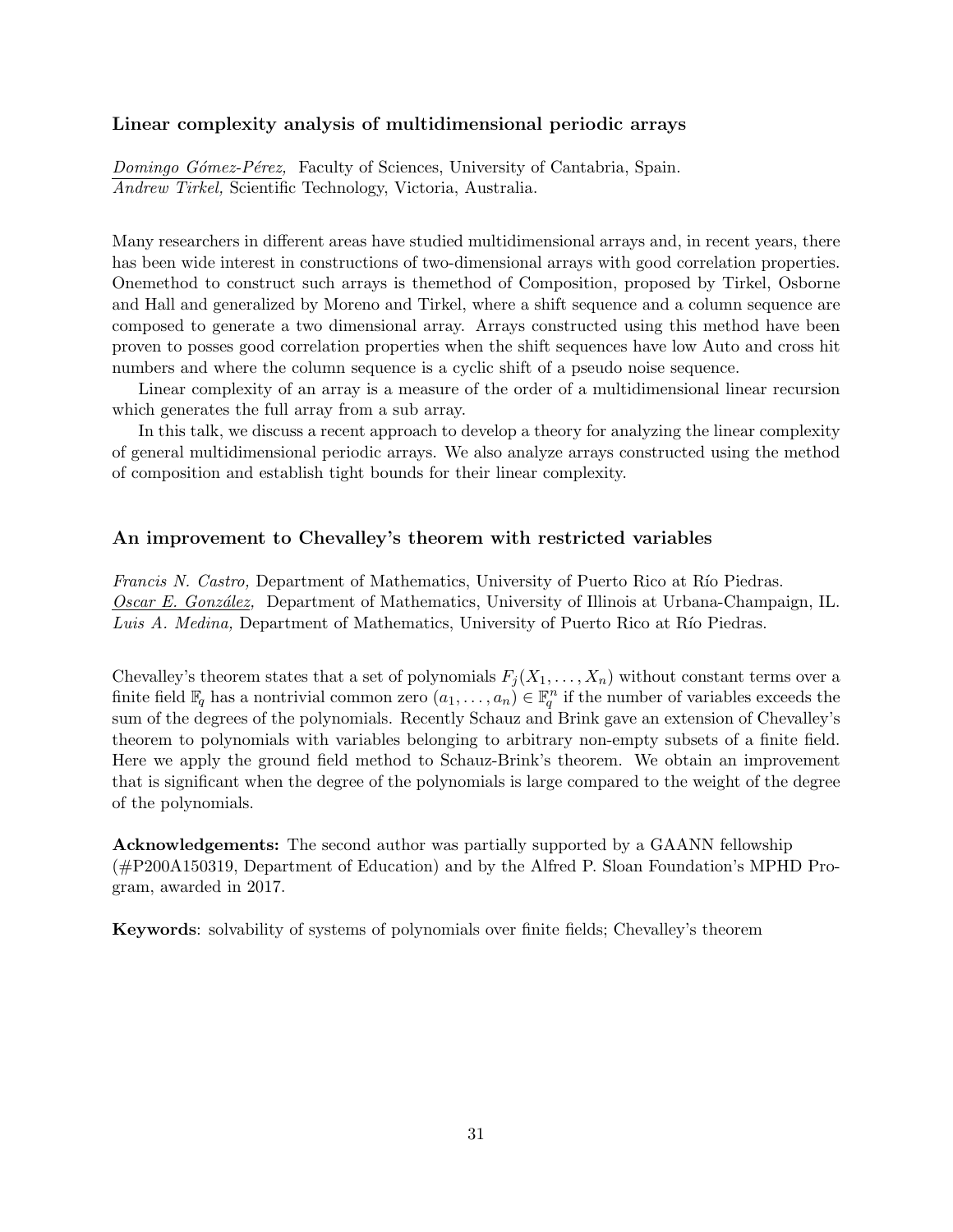### Linear complexity analysis of multidimensional periodic arrays

*Domingo Gómez-Pérez,* Faculty of Sciences, University of Cantabria, Spain.
*Andrew Tirkel,* Scientific Technology, Victoria, Australia.

Many researchers in different areas have studied multidimensional arrays and, in recent years, there has been wide interest in constructions of two-dimensional arrays with good correlation properties. Onemethod to construct such arrays is themethod of Composition, proposed by Tirkel, Osborne and Hall and generalized by Moreno and Tirkel, where a shift sequence and a column sequence are composed to generate a two dimensional array. Arrays constructed using this method have been proven to posses good correlation properties when the shift sequences have low Auto and cross hit numbers and where the column sequence is a cyclic shift of a pseudo noise sequence.

Linear complexity of an array is a measure of the order of a multidimensional linear recursion which generates the full array from a sub array.

In this talk, we discuss a recent approach to develop a theory for analyzing the linear complexity of general multidimensional periodic arrays. We also analyze arrays constructed using the method of composition and establish tight bounds for their linear complexity.

### An improvement to Chevalley's theorem with restricted variables

*Francis N. Castro,* Department of Mathematics, University of Puerto Rico at Río Piedras.
*Oscar E. González,* Department of Mathematics, University of Illinois at Urbana-Champaign, IL.
*Luis A. Medina,* Department of Mathematics, University of Puerto Rico at Río Piedras.

Chevalley's theorem states that a set of polynomials $F_j(X_1, \dots, X_n)$ without constant terms over a finite field $\mathbb{F}_q$ has a nontrivial common zero $(a_1, \dots, a_n) \in \mathbb{F}_q^n$ if the number of variables exceeds the sum of the degrees of the polynomials. Recently Schauz and Brink gave an extension of Chevalley's theorem to polynomials with variables belonging to arbitrary non-empty subsets of a finite field. Here we apply the ground field method to Schauz-Brink's theorem. We obtain an improvement that is significant when the degree of the polynomials is large compared to the weight of the degree of the polynomials.

**Acknowledgements:** The second author was partially supported by a GAANN fellowship (#P200A150319, Department of Education) and by the Alfred P. Sloan Foundation's MPHD Program, awarded in 2017.

**Keywords**: solvability of systems of polynomials over finite fields; Chevalley's theorem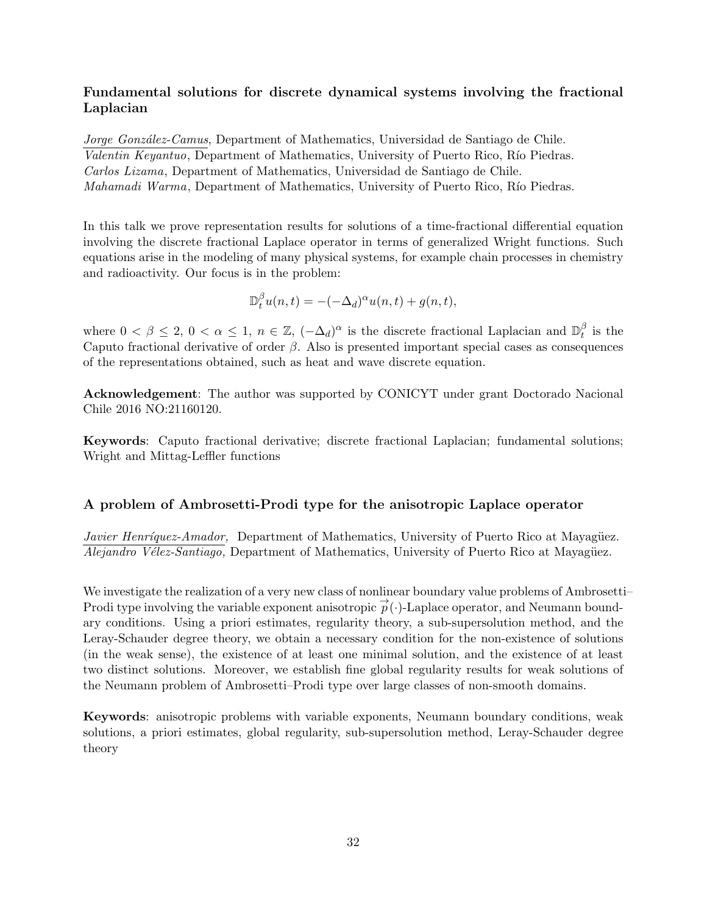### Fundamental solutions for discrete dynamical systems involving the fractional Laplacian

*Jorge González-Camus*, Department of Mathematics, Universidad de Santiago de Chile.
*Valentin Keyantuo*, Department of Mathematics, University of Puerto Rico, Río Piedras.
*Carlos Lizama*, Department of Mathematics, Universidad de Santiago de Chile.
*Mahamadi Warma*, Department of Mathematics, University of Puerto Rico, Río Piedras.

In this talk we prove representation results for solutions of a time-fractional differential equation involving the discrete fractional Laplace operator in terms of generalized Wright functions. Such equations arise in the modeling of many physical systems, for example chain processes in chemistry and radioactivity. Our focus is in the problem:

$$\mathbb{D}_t^{\beta} u(n,t) = -(-\Delta_d)^{\alpha} u(n,t) + g(n,t),$$

where $0 < \beta \leq 2$, $0 < \alpha \leq 1$, $n \in \mathbb{Z}$, $(-\Delta_d)^{\alpha}$ is the discrete fractional Laplacian and $\mathbb{D}_t^{\beta}$ is the Caputo fractional derivative of order $\beta$. Also is presented important special cases as consequences of the representations obtained, such as heat and wave discrete equation.

**Acknowledgement**: The author was supported by CONICYT under grant Doctorado Nacional Chile 2016 NO:21160120.

**Keywords**: Caputo fractional derivative; discrete fractional Laplacian; fundamental solutions; Wright and Mittag-Leffler functions

### A problem of Ambrosetti-Prodi type for the anisotropic Laplace operator

*Javier Henríquez-Amador,* Department of Mathematics, University of Puerto Rico at Mayagüez.
*Alejandro Vélez-Santiago,* Department of Mathematics, University of Puerto Rico at Mayagüez.

We investigate the realization of a very new class of nonlinear boundary value problems of Ambrosetti–Prodi type involving the variable exponent anisotropic $\overrightarrow{p}(\cdot)$-Laplace operator, and Neumann boundary conditions. Using a priori estimates, regularity theory, a sub-supersolution method, and the Leray-Schauder degree theory, we obtain a necessary condition for the non-existence of solutions (in the weak sense), the existence of at least one minimal solution, and the existence of at least two distinct solutions. Moreover, we establish fine global regularity results for weak solutions of the Neumann problem of Ambrosetti–Prodi type over large classes of non-smooth domains.

**Keywords**: anisotropic problems with variable exponents, Neumann boundary conditions, weak solutions, a priori estimates, global regularity, sub-supersolution method, Leray-Schauder degree theory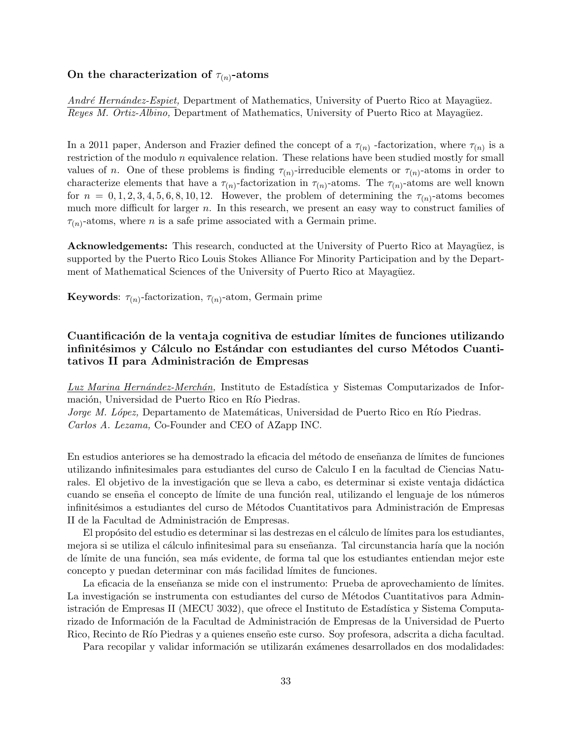### On the characterization of $\tau_{(n)}$-atoms

*André Hernández-Espiet,* Department of Mathematics, University of Puerto Rico at Mayagüez.
*Reyes M. Ortiz-Albino,* Department of Mathematics, University of Puerto Rico at Mayagüez.

In a 2011 paper, Anderson and Frazier defined the concept of a $\tau_{(n)}$ -factorization, where $\tau_{(n)}$ is a restriction of the modulo $n$ equivalence relation. These relations have been studied mostly for small values of $n$. One of these problems is finding $\tau_{(n)}$-irreducible elements or $\tau_{(n)}$-atoms in order to characterize elements that have a $\tau_{(n)}$-factorization in $\tau_{(n)}$-atoms. The $\tau_{(n)}$-atoms are well known for $n = 0, 1, 2, 3, 4, 5, 6, 8, 10, 12$. However, the problem of determining the $\tau_{(n)}$-atoms becomes much more difficult for larger $n$. In this research, we present an easy way to construct families of $\tau_{(n)}$-atoms, where $n$ is a safe prime associated with a Germain prime.

**Acknowledgements:** This research, conducted at the University of Puerto Rico at Mayagüez, is supported by the Puerto Rico Louis Stokes Alliance For Minority Participation and by the Department of Mathematical Sciences of the University of Puerto Rico at Mayagüez.

**Keywords**: $\tau_{(n)}$-factorization, $\tau_{(n)}$-atom, Germain prime

### Cuantificación de la ventaja cognitiva de estudiar límites de funciones utilizando infinitésimos y Cálculo no Estándar con estudiantes del curso Métodos Cuantitativos II para Administración de Empresas

*Luz Marina Hernández-Merchán,* Instituto de Estadística y Sistemas Computarizados de Información, Universidad de Puerto Rico en Río Piedras.
*Jorge M. López,* Departamento de Matemáticas, Universidad de Puerto Rico en Río Piedras.
*Carlos A. Lezama,* Co-Founder and CEO of AZapp INC.

En estudios anteriores se ha demostrado la eficacia del método de enseñanza de límites de funciones utilizando infinitesimales para estudiantes del curso de Calculo I en la facultad de Ciencias Naturales. El objetivo de la investigación que se lleva a cabo, es determinar si existe ventaja didáctica cuando se enseña el concepto de límite de una función real, utilizando el lenguaje de los números infinitésimos a estudiantes del curso de Métodos Cuantitativos para Administración de Empresas II de la Facultad de Administración de Empresas.

El propósito del estudio es determinar si las destrezas en el cálculo de límites para los estudiantes, mejora si se utiliza el cálculo infinitesimal para su enseñanza. Tal circunstancia haría que la noción de límite de una función, sea más evidente, de forma tal que los estudiantes entiendan mejor este concepto y puedan determinar con más facilidad límites de funciones.

La eficacia de la enseñanza se mide con el instrumento: Prueba de aprovechamiento de límites. La investigación se instrumenta con estudiantes del curso de Métodos Cuantitativos para Administración de Empresas II (MECU 3032), que ofrece el Instituto de Estadística y Sistema Computarizado de Información de la Facultad de Administración de Empresas de la Universidad de Puerto Rico, Recinto de Río Piedras y a quienes enseño este curso. Soy profesora, adscrita a dicha facultad.

Para recopilar y validar información se utilizarán exámenes desarrollados en dos modalidades: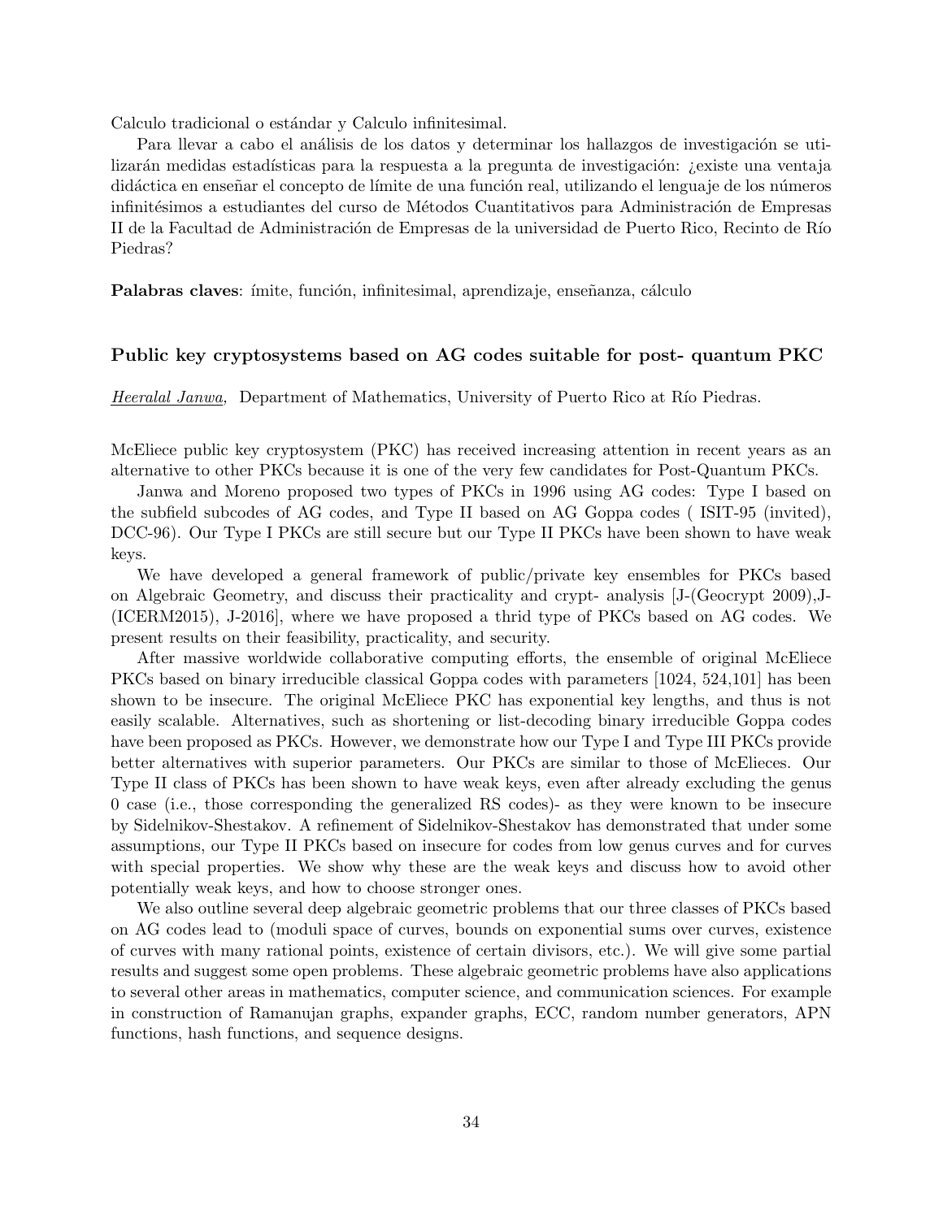Calculo tradicional o estándar y Calculo infinitesimal.

Para llevar a cabo el análisis de los datos y determinar los hallazgos de investigación se utilizarán medidas estadísticas para la respuesta a la pregunta de investigación: ¿existe una ventaja didáctica en enseñar el concepto de límite de una función real, utilizando el lenguaje de los números infinitésimos a estudiantes del curso de Métodos Cuantitativos para Administración de Empresas II de la Facultad de Administración de Empresas de la universidad de Puerto Rico, Recinto de Río Piedras?

**Palabras claves**: ímite, función, infinitesimal, aprendizaje, enseñanza, cálculo

### Public key cryptosystems based on AG codes suitable for post- quantum PKC

*Heeralal Janwa*, Department of Mathematics, University of Puerto Rico at Río Piedras.

McEliece public key cryptosystem (PKC) has received increasing attention in recent years as an alternative to other PKCs because it is one of the very few candidates for Post-Quantum PKCs.

Janwa and Moreno proposed two types of PKCs in 1996 using AG codes: Type I based on the subfield subcodes of AG codes, and Type II based on AG Goppa codes ( ISIT-95 (invited), DCC-96). Our Type I PKCs are still secure but our Type II PKCs have been shown to have weak keys.

We have developed a general framework of public/private key ensembles for PKCs based on Algebraic Geometry, and discuss their practicality and crypt- analysis [J-(Geocrypt 2009),J-(ICERM2015), J-2016], where we have proposed a thrid type of PKCs based on AG codes. We present results on their feasibility, practicality, and security.

After massive worldwide collaborative computing efforts, the ensemble of original McEliece PKCs based on binary irreducible classical Goppa codes with parameters [1024, 524,101] has been shown to be insecure. The original McEliece PKC has exponential key lengths, and thus is not easily scalable. Alternatives, such as shortening or list-decoding binary irreducible Goppa codes have been proposed as PKCs. However, we demonstrate how our Type I and Type III PKCs provide better alternatives with superior parameters. Our PKCs are similar to those of McElieces. Our Type II class of PKCs has been shown to have weak keys, even after already excluding the genus 0 case (i.e., those corresponding the generalized RS codes)- as they were known to be insecure by Sidelnikov-Shestakov. A refinement of Sidelnikov-Shestakov has demonstrated that under some assumptions, our Type II PKCs based on insecure for codes from low genus curves and for curves with special properties. We show why these are the weak keys and discuss how to avoid other potentially weak keys, and how to choose stronger ones.

We also outline several deep algebraic geometric problems that our three classes of PKCs based on AG codes lead to (moduli space of curves, bounds on exponential sums over curves, existence of curves with many rational points, existence of certain divisors, etc.). We will give some partial results and suggest some open problems. These algebraic geometric problems have also applications to several other areas in mathematics, computer science, and communication sciences. For example in construction of Ramanujan graphs, expander graphs, ECC, random number generators, APN functions, hash functions, and sequence designs.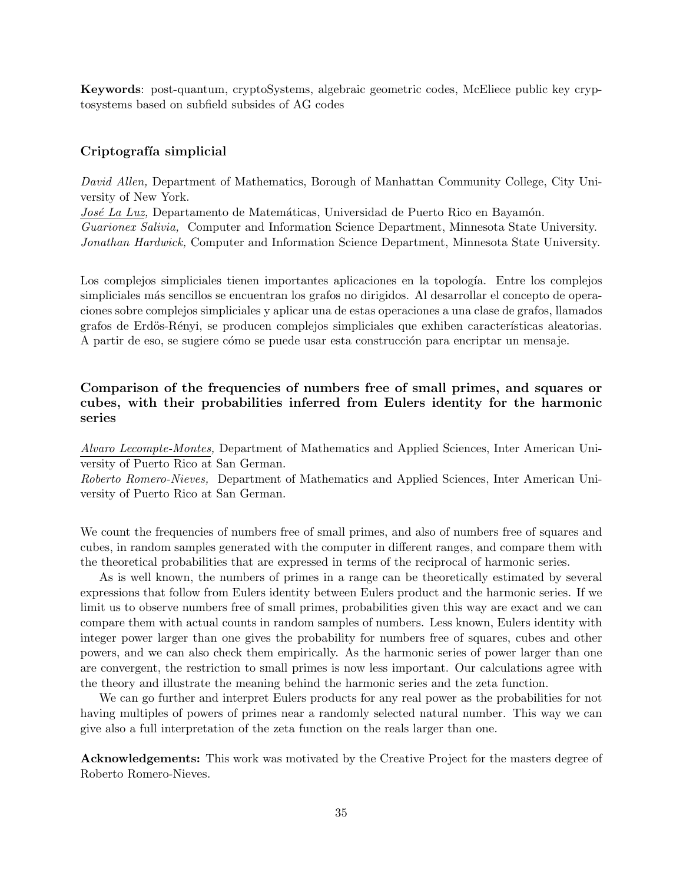**Keywords**: post-quantum, cryptoSystems, algebraic geometric codes, McEliece public key cryptosystems based on subfield subsides of AG codes

### Criptografía simplicial

*David Allen,* Department of Mathematics, Borough of Manhattan Community College, City University of New York.
*José La Luz,* Departamento de Matemáticas, Universidad de Puerto Rico en Bayamón.
*Guarionex Salivia,* Computer and Information Science Department, Minnesota State University.
*Jonathan Hardwick,* Computer and Information Science Department, Minnesota State University.

Los complejos simpliciales tienen importantes aplicaciones en la topología. Entre los complejos simpliciales más sencillos se encuentran los grafos no dirigidos. Al desarrollar el concepto de operaciones sobre complejos simpliciales y aplicar una de estas operaciones a una clase de grafos, llamados grafos de Erdös-Rényi, se producen complejos simpliciales que exhiben características aleatorias. A partir de eso, se sugiere cómo se puede usar esta construcción para encriptar un mensaje.

### Comparison of the frequencies of numbers free of small primes, and squares or cubes, with their probabilities inferred from Eulers identity for the harmonic series

*Alvaro Lecompte-Montes,* Department of Mathematics and Applied Sciences, Inter American University of Puerto Rico at San German.
*Roberto Romero-Nieves,* Department of Mathematics and Applied Sciences, Inter American University of Puerto Rico at San German.

We count the frequencies of numbers free of small primes, and also of numbers free of squares and cubes, in random samples generated with the computer in different ranges, and compare them with the theoretical probabilities that are expressed in terms of the reciprocal of harmonic series.

As is well known, the numbers of primes in a range can be theoretically estimated by several expressions that follow from Eulers identity between Eulers product and the harmonic series. If we limit us to observe numbers free of small primes, probabilities given this way are exact and we can compare them with actual counts in random samples of numbers. Less known, Eulers identity with integer power larger than one gives the probability for numbers free of squares, cubes and other powers, and we can also check them empirically. As the harmonic series of power larger than one are convergent, the restriction to small primes is now less important. Our calculations agree with the theory and illustrate the meaning behind the harmonic series and the zeta function.

We can go further and interpret Eulers products for any real power as the probabilities for not having multiples of powers of primes near a randomly selected natural number. This way we can give also a full interpretation of the zeta function on the reals larger than one.

**Acknowledgements:** This work was motivated by the Creative Project for the masters degree of Roberto Romero-Nieves.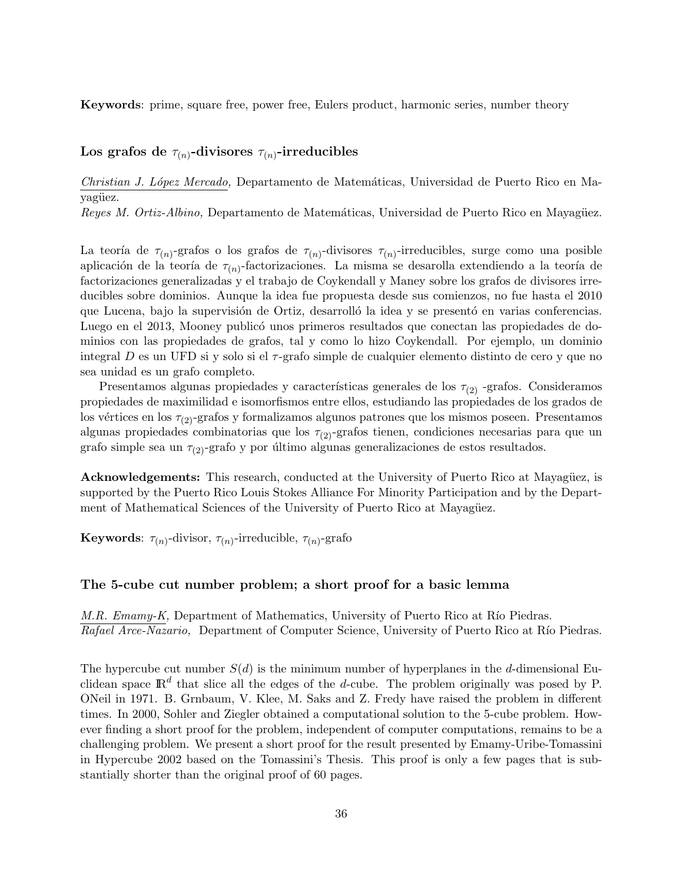**Keywords**: prime, square free, power free, Eulers product, harmonic series, number theory

### Los grafos de $\tau_{(n)}$-divisores $\tau_{(n)}$-irreducibles

*Christian J. López Mercado,* Departamento de Matemáticas, Universidad de Puerto Rico en Mayagüez.
*Reyes M. Ortiz-Albino,* Departamento de Matemáticas, Universidad de Puerto Rico en Mayagüez.

La teoría de $\tau_{(n)}$-grafos o los grafos de $\tau_{(n)}$-divisores $\tau_{(n)}$-irreducibles, surge como una posible aplicación de la teoría de $\tau_{(n)}$-factorizaciones. La misma se desarolla extendiendo a la teoría de factorizaciones generalizadas y el trabajo de Coykendall y Maney sobre los grafos de divisores irreducibles sobre dominios. Aunque la idea fue propuesta desde sus comienzos, no fue hasta el 2010 que Lucena, bajo la supervisión de Ortiz, desarrolló la idea y se presentó en varias conferencias. Luego en el 2013, Mooney publicó unos primeros resultados que conectan las propiedades de dominios con las propiedades de grafos, tal y como lo hizo Coykendall. Por ejemplo, un dominio integral $D$ es un UFD si y solo si el $\tau$-grafo simple de cualquier elemento distinto de cero y que no sea unidad es un grafo completo.

Presentamos algunas propiedades y características generales de los $\tau_{(2)}$ -grafos. Consideramos propiedades de maximilidad e isomorfismos entre ellos, estudiando las propiedades de los grados de los vértices en los $\tau_{(2)}$-grafos y formalizamos algunos patrones que los mismos poseen. Presentamos algunas propiedades combinatorias que los $\tau_{(2)}$-grafos tienen, condiciones necesarias para que un grafo simple sea un $\tau_{(2)}$-grafo y por último algunas generalizaciones de estos resultados.

**Acknowledgements:** This research, conducted at the University of Puerto Rico at Mayagüez, is supported by the Puerto Rico Louis Stokes Alliance For Minority Participation and by the Department of Mathematical Sciences of the University of Puerto Rico at Mayagüez.

**Keywords**: $\tau_{(n)}$-divisor, $\tau_{(n)}$-irreducible, $\tau_{(n)}$-grafo

### The 5-cube cut number problem; a short proof for a basic lemma

*M.R. Emamy-K,* Department of Mathematics, University of Puerto Rico at Río Piedras.
*Rafael Arce-Nazario,* Department of Computer Science, University of Puerto Rico at Río Piedras.

The hypercube cut number $S(d)$ is the minimum number of hyperplanes in the $d$-dimensional Euclidean space $\mathbb{R}^d$ that slice all the edges of the $d$-cube. The problem originally was posed by P. ONeil in 1971. B. Grnbaum, V. Klee, M. Saks and Z. Fredy have raised the problem in different times. In 2000, Sohler and Ziegler obtained a computational solution to the 5-cube problem. However finding a short proof for the problem, independent of computer computations, remains to be a challenging problem. We present a short proof for the result presented by Emamy-Uribe-Tomassini in Hypercube 2002 based on the Tomassini's Thesis. This proof is only a few pages that is substantially shorter than the original proof of 60 pages.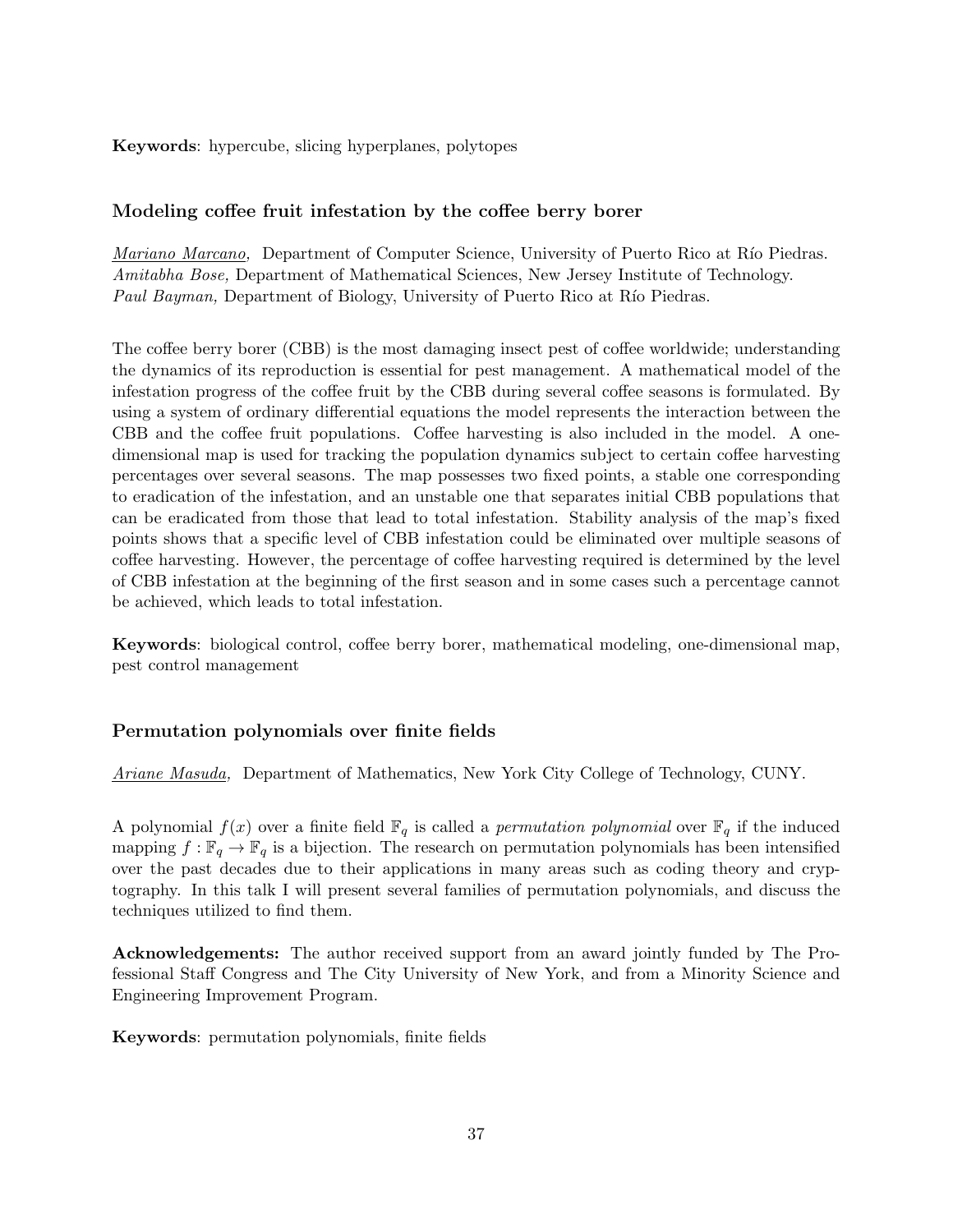**Keywords**: hypercube, slicing hyperplanes, polytopes

### Modeling coffee fruit infestation by the coffee berry borer

*Mariano Marcano,* Department of Computer Science, University of Puerto Rico at Río Piedras.
*Amitabha Bose,* Department of Mathematical Sciences, New Jersey Institute of Technology.
*Paul Bayman,* Department of Biology, University of Puerto Rico at Río Piedras.

The coffee berry borer (CBB) is the most damaging insect pest of coffee worldwide; understanding the dynamics of its reproduction is essential for pest management. A mathematical model of the infestation progress of the coffee fruit by the CBB during several coffee seasons is formulated. By using a system of ordinary differential equations the model represents the interaction between the CBB and the coffee fruit populations. Coffee harvesting is also included in the model. A one-dimensional map is used for tracking the population dynamics subject to certain coffee harvesting percentages over several seasons. The map possesses two fixed points, a stable one corresponding to eradication of the infestation, and an unstable one that separates initial CBB populations that can be eradicated from those that lead to total infestation. Stability analysis of the map's fixed points shows that a specific level of CBB infestation could be eliminated over multiple seasons of coffee harvesting. However, the percentage of coffee harvesting required is determined by the level of CBB infestation at the beginning of the first season and in some cases such a percentage cannot be achieved, which leads to total infestation.

**Keywords**: biological control, coffee berry borer, mathematical modeling, one-dimensional map, pest control management

### Permutation polynomials over finite fields

*Ariane Masuda,* Department of Mathematics, New York City College of Technology, CUNY.

A polynomial $f(x)$ over a finite field $\mathbb{F}_q$ is called a *permutation polynomial* over $\mathbb{F}_q$ if the induced mapping $f : \mathbb{F}_q \to \mathbb{F}_q$ is a bijection. The research on permutation polynomials has been intensified over the past decades due to their applications in many areas such as coding theory and cryptography. In this talk I will present several families of permutation polynomials, and discuss the techniques utilized to find them.

**Acknowledgements:** The author received support from an award jointly funded by The Professional Staff Congress and The City University of New York, and from a Minority Science and Engineering Improvement Program.

**Keywords**: permutation polynomials, finite fields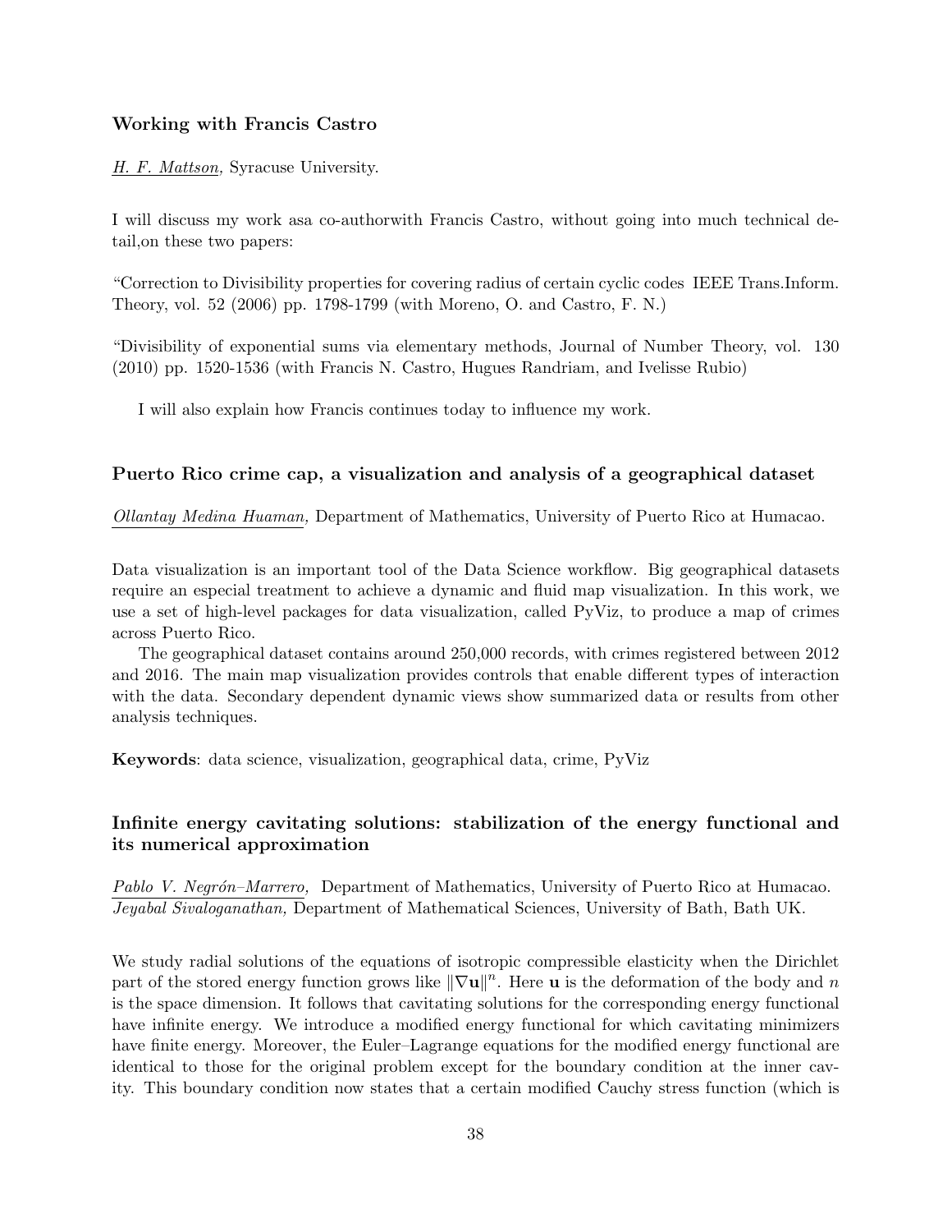### Working with Francis Castro

<u>*H. F. Mattson,*</u> Syracuse University.

I will discuss my work asa co-authorwith Francis Castro, without going into much technical detail,on these two papers:

"Correction to Divisibility properties for covering radius of certain cyclic codes IEEE Trans.Inform. Theory, vol. 52 (2006) pp. 1798-1799 (with Moreno, O. and Castro, F. N.)

"Divisibility of exponential sums via elementary methods, Journal of Number Theory, vol. 130 (2010) pp. 1520-1536 (with Francis N. Castro, Hugues Randriam, and Ivelisse Rubio)

I will also explain how Francis continues today to influence my work.

### Puerto Rico crime cap, a visualization and analysis of a geographical dataset

<u>*Ollantay Medina Huaman,*</u> Department of Mathematics, University of Puerto Rico at Humacao.

Data visualization is an important tool of the Data Science workflow. Big geographical datasets require an especial treatment to achieve a dynamic and fluid map visualization. In this work, we use a set of high-level packages for data visualization, called PyViz, to produce a map of crimes across Puerto Rico.

The geographical dataset contains around 250,000 records, with crimes registered between 2012 and 2016. The main map visualization provides controls that enable different types of interaction with the data. Secondary dependent dynamic views show summarized data or results from other analysis techniques.

**Keywords**: data science, visualization, geographical data, crime, PyViz

### Infinite energy cavitating solutions: stabilization of the energy functional and its numerical approximation

<u>*Pablo V. Negrón–Marrero,*</u> Department of Mathematics, University of Puerto Rico at Humacao.
*Jeyabal Sivaloganathan,* Department of Mathematical Sciences, University of Bath, Bath UK.

We study radial solutions of the equations of isotropic compressible elasticity when the Dirichlet part of the stored energy function grows like $\|\nabla \mathbf{u}\|^n$. Here $\mathbf{u}$ is the deformation of the body and $n$ is the space dimension. It follows that cavitating solutions for the corresponding energy functional have infinite energy. We introduce a modified energy functional for which cavitating minimizers have finite energy. Moreover, the Euler–Lagrange equations for the modified energy functional are identical to those for the original problem except for the boundary condition at the inner cavity. This boundary condition now states that a certain modified Cauchy stress function (which is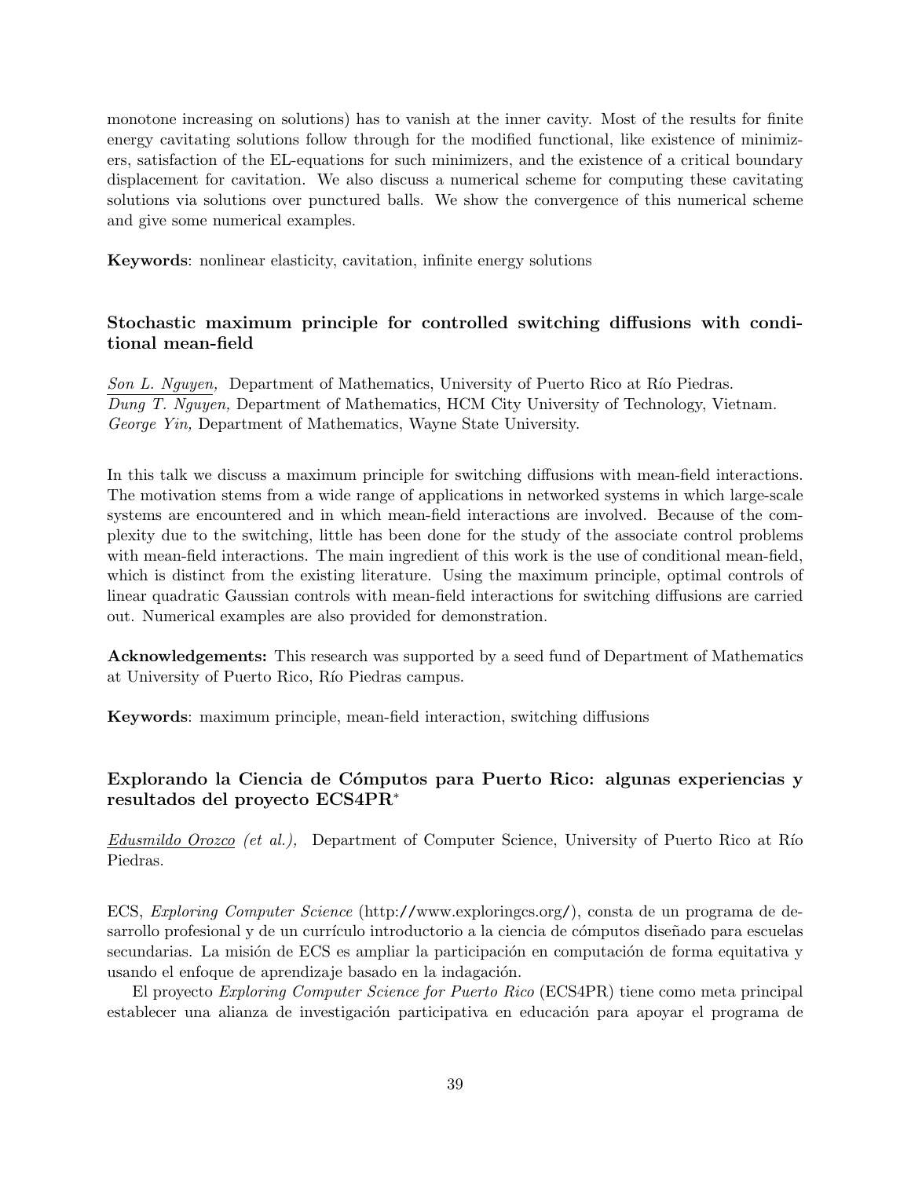monotone increasing on solutions) has to vanish at the inner cavity. Most of the results for finite energy cavitating solutions follow through for the modified functional, like existence of minimizers, satisfaction of the EL-equations for such minimizers, and the existence of a critical boundary displacement for cavitation. We also discuss a numerical scheme for computing these cavitating solutions via solutions over punctured balls. We show the convergence of this numerical scheme and give some numerical examples.

**Keywords**: nonlinear elasticity, cavitation, infinite energy solutions

### Stochastic maximum principle for controlled switching diffusions with conditional mean-field

*Son L. Nguyen,* Department of Mathematics, University of Puerto Rico at Río Piedras.
*Dung T. Nguyen,* Department of Mathematics, HCM City University of Technology, Vietnam.
*George Yin,* Department of Mathematics, Wayne State University.

In this talk we discuss a maximum principle for switching diffusions with mean-field interactions. The motivation stems from a wide range of applications in networked systems in which large-scale systems are encountered and in which mean-field interactions are involved. Because of the complexity due to the switching, little has been done for the study of the associate control problems with mean-field interactions. The main ingredient of this work is the use of conditional mean-field, which is distinct from the existing literature. Using the maximum principle, optimal controls of linear quadratic Gaussian controls with mean-field interactions for switching diffusions are carried out. Numerical examples are also provided for demonstration.

**Acknowledgements:** This research was supported by a seed fund of Department of Mathematics at University of Puerto Rico, Río Piedras campus.

**Keywords**: maximum principle, mean-field interaction, switching diffusions

### Explorando la Ciencia de Cómputos para Puerto Rico: algunas experiencias y resultados del proyecto ECS4PR*

*Edusmildo Orozco (et al.),* Department of Computer Science, University of Puerto Rico at Río Piedras.

ECS, *Exploring Computer Science* (http://www.exploringcs.org/), consta de un programa de desarrollo profesional y de un currículo introductorio a la ciencia de cómputos diseñado para escuelas secundarias. La misión de ECS es ampliar la participación en computación de forma equitativa y usando el enfoque de aprendizaje basado en la indagación.

El proyecto *Exploring Computer Science for Puerto Rico* (ECS4PR) tiene como meta principal establecer una alianza de investigación participativa en educación para apoyar el programa de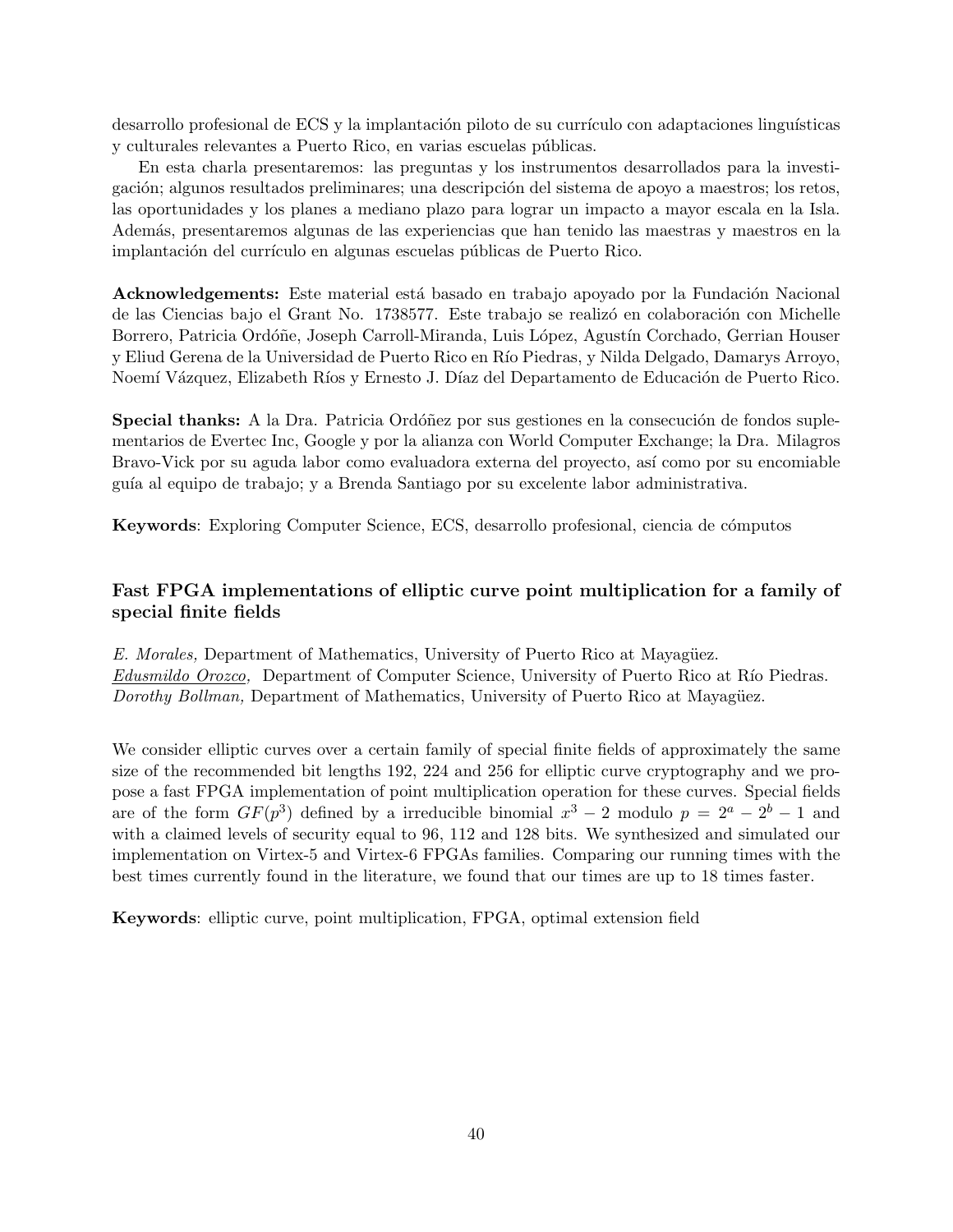desarrollo profesional de ECS y la implantación piloto de su currículo con adaptaciones linguísticas y culturales relevantes a Puerto Rico, en varias escuelas públicas.

En esta charla presentaremos: las preguntas y los instrumentos desarrollados para la investigación; algunos resultados preliminares; una descripción del sistema de apoyo a maestros; los retos, las oportunidades y los planes a mediano plazo para lograr un impacto a mayor escala en la Isla. Además, presentaremos algunas de las experiencias que han tenido las maestras y maestros en la implantación del currículo en algunas escuelas públicas de Puerto Rico.

**Acknowledgements:** Este material está basado en trabajo apoyado por la Fundación Nacional de las Ciencias bajo el Grant No. 1738577. Este trabajo se realizó en colaboración con Michelle Borrero, Patricia Ordóñe, Joseph Carroll-Miranda, Luis López, Agustín Corchado, Gerrian Houser y Eliud Gerena de la Universidad de Puerto Rico en Río Piedras, y Nilda Delgado, Damarys Arroyo, Noemí Vázquez, Elizabeth Ríos y Ernesto J. Díaz del Departamento de Educación de Puerto Rico.

**Special thanks:** A la Dra. Patricia Ordóñez por sus gestiones en la consecución de fondos suplementarios de Evertec Inc, Google y por la alianza con World Computer Exchange; la Dra. Milagros Bravo-Vick por su aguda labor como evaluadora externa del proyecto, así como por su encomiable guía al equipo de trabajo; y a Brenda Santiago por su excelente labor administrativa.

**Keywords**: Exploring Computer Science, ECS, desarrollo profesional, ciencia de cómputos

### Fast FPGA implementations of elliptic curve point multiplication for a family of special finite fields

*E. Morales,* Department of Mathematics, University of Puerto Rico at Mayagüez.
*Edusmildo Orozco,* Department of Computer Science, University of Puerto Rico at Río Piedras.
*Dorothy Bollman,* Department of Mathematics, University of Puerto Rico at Mayagüez.

We consider elliptic curves over a certain family of special finite fields of approximately the same size of the recommended bit lengths 192, 224 and 256 for elliptic curve cryptography and we propose a fast FPGA implementation of point multiplication operation for these curves. Special fields are of the form $GF(p^3)$ defined by a irreducible binomial $x^3 - 2$ modulo $p = 2^a - 2^b - 1$ and with a claimed levels of security equal to 96, 112 and 128 bits. We synthesized and simulated our implementation on Virtex-5 and Virtex-6 FPGAs families. Comparing our running times with the best times currently found in the literature, we found that our times are up to 18 times faster.

**Keywords**: elliptic curve, point multiplication, FPGA, optimal extension field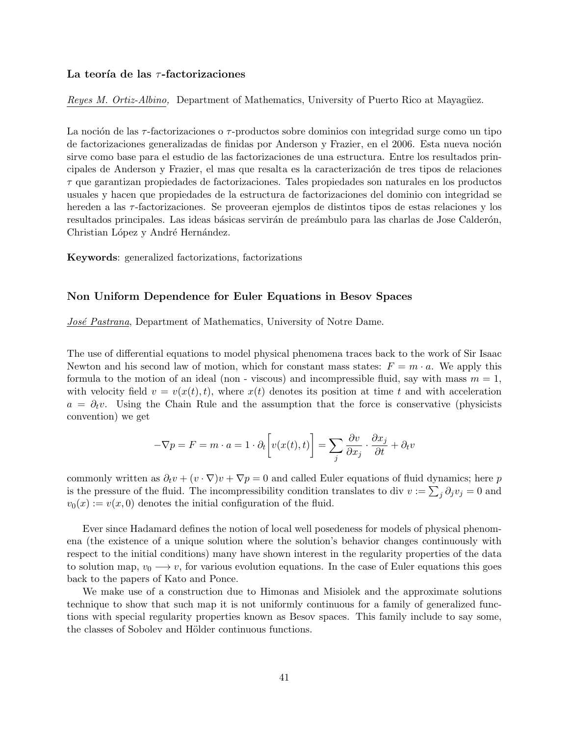### La teoría de las $\tau$-factorizaciones

Reyes M. Ortiz-Albino, Department of Mathematics, University of Puerto Rico at Mayagüez.

La noción de las $\tau$-factorizaciones o $\tau$-productos sobre dominios con integridad surge como un tipo de factorizaciones generalizadas de finidas por Anderson y Frazier, en el 2006. Esta nueva noción sirve como base para el estudio de las factorizaciones de una estructura. Entre los resultados principales de Anderson y Frazier, el mas que resalta es la caracterización de tres tipos de relaciones $\tau$ que garantizan propiedades de factorizaciones. Tales propiedades son naturales en los productos usuales y hacen que propiedades de la estructura de factorizaciones del dominio con integridad se hereden a las $\tau$-factorizaciones. Se proveeran ejemplos de distintos tipos de estas relaciones y los resultados principales. Las ideas básicas servirán de preámbulo para las charlas de Jose Calderón, Christian López y André Hernández.

**Keywords**: generalized factorizations, factorizations

### Non Uniform Dependence for Euler Equations in Besov Spaces

José Pastrana, Department of Mathematics, University of Notre Dame.

The use of differential equations to model physical phenomena traces back to the work of Sir Isaac Newton and his second law of motion, which for constant mass states: $F = m \cdot a$. We apply this formula to the motion of an ideal (non - viscous) and incompressible fluid, say with mass $m = 1$, with velocity field $v = v(x(t), t)$, where $x(t)$ denotes its position at time $t$ and with acceleration $a = \partial_t v$. Using the Chain Rule and the assumption that the force is conservative (physicists convention) we get

$$-\nabla p = F = m \cdot a = 1 \cdot \partial_t \Big[ v(x(t), t) \Big] = \sum_j \frac{\partial v}{\partial x_j} \cdot \frac{\partial x_j}{\partial t} + \partial_t v$$

commonly written as $\partial_t v + (v \cdot \nabla)v + \nabla p = 0$ and called Euler equations of fluid dynamics; here $p$ is the pressure of the fluid. The incompressibility condition translates to div $v := \sum_j \partial_j v_j = 0$ and $v_0(x) := v(x, 0)$ denotes the initial configuration of the fluid.

Ever since Hadamard defines the notion of local well posedeness for models of physical phenomena (the existence of a unique solution where the solution's behavior changes continuously with respect to the initial conditions) many have shown interest in the regularity properties of the data to solution map, $v_0 \longrightarrow v$, for various evolution equations. In the case of Euler equations this goes back to the papers of Kato and Ponce.

We make use of a construction due to Himonas and Misiolek and the approximate solutions technique to show that such map it is not uniformly continuous for a family of generalized functions with special regularity properties known as Besov spaces. This family include to say some, the classes of Sobolev and Hölder continuous functions.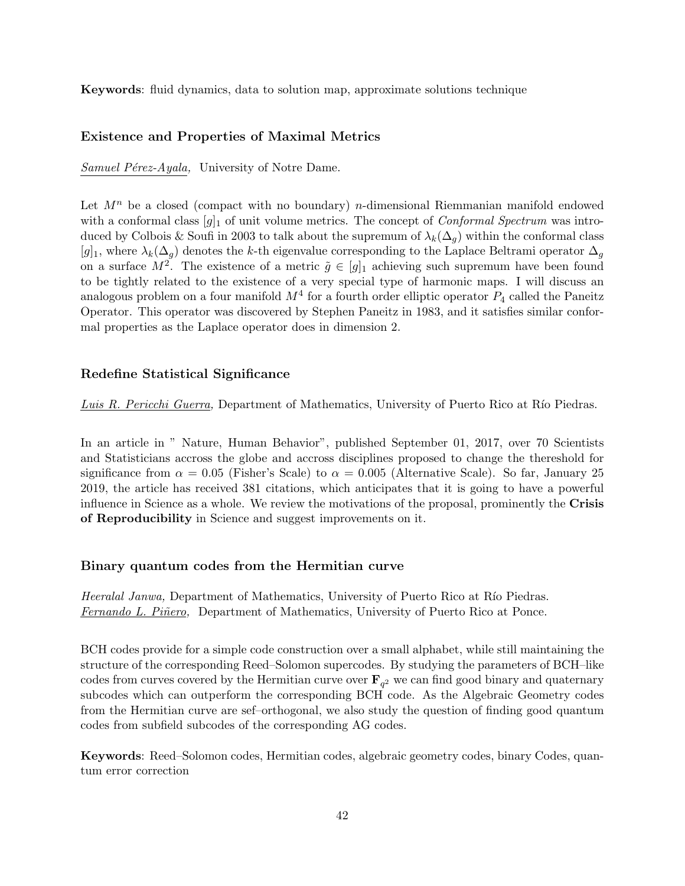**Keywords**: fluid dynamics, data to solution map, approximate solutions technique

### Existence and Properties of Maximal Metrics

*Samuel Pérez-Ayala,* University of Notre Dame.

Let $M^n$ be a closed (compact with no boundary) $n$-dimensional Riemmanian manifold endowed with a conformal class $[g]_1$ of unit volume metrics. The concept of *Conformal Spectrum* was introduced by Colbois & Soufi in 2003 to talk about the supremum of $\lambda_k(\Delta_g)$ within the conformal class $[g]_1$, where $\lambda_k(\Delta_g)$ denotes the $k$-th eigenvalue corresponding to the Laplace Beltrami operator $\Delta_g$ on a surface $M^2$. The existence of a metric $\tilde{g} \in [g]_1$ achieving such supremum have been found to be tightly related to the existence of a very special type of harmonic maps. I will discuss an analogous problem on a four manifold $M^4$ for a fourth order elliptic operator $P_4$ called the Paneitz Operator. This operator was discovered by Stephen Paneitz in 1983, and it satisfies similar conformal properties as the Laplace operator does in dimension 2.

### Redefine Statistical Significance

*Luis R. Pericchi Guerra,* Department of Mathematics, University of Puerto Rico at Río Piedras.

In an article in " Nature, Human Behavior", published September 01, 2017, over 70 Scientists and Statisticians accross the globe and accross disciplines proposed to change the thereshold for significance from $\alpha = 0.05$ (Fisher's Scale) to $\alpha = 0.005$ (Alternative Scale). So far, January 25 2019, the article has received 381 citations, which anticipates that it is going to have a powerful influence in Science as a whole. We review the motivations of the proposal, prominently the **Crisis of Reproducibility** in Science and suggest improvements on it.

### Binary quantum codes from the Hermitian curve

*Heeralal Janwa,* Department of Mathematics, University of Puerto Rico at Río Piedras.
*Fernando L. Piñero,* Department of Mathematics, University of Puerto Rico at Ponce.

BCH codes provide for a simple code construction over a small alphabet, while still maintaining the structure of the corresponding Reed–Solomon supercodes. By studying the parameters of BCH–like codes from curves covered by the Hermitian curve over $\mathbf{F}_{q^2}$ we can find good binary and quaternary subcodes which can outperform the corresponding BCH code. As the Algebraic Geometry codes from the Hermitian curve are sef–orthogonal, we also study the question of finding good quantum codes from subfield subcodes of the corresponding AG codes.

**Keywords**: Reed–Solomon codes, Hermitian codes, algebraic geometry codes, binary Codes, quantum error correction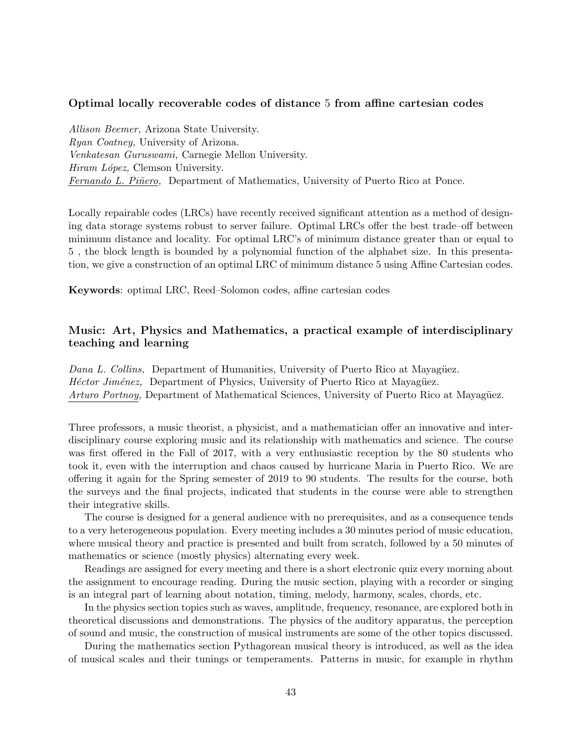### Optimal locally recoverable codes of distance 5 from affine cartesian codes

*Allison Beemer,* Arizona State University.
*Ryan Coatney,* University of Arizona.
*Venkatesan Guruswami,* Carnegie Mellon University.
*Hiram López,* Clemson University.
*Fernando L. Piñero,* Department of Mathematics, University of Puerto Rico at Ponce.

Locally repairable codes (LRCs) have recently received significant attention as a method of designing data storage systems robust to server failure. Optimal LRCs offer the best trade–off between minimum distance and locality. For optimal LRC's of minimum distance greater than or equal to 5 , the block length is bounded by a polynomial function of the alphabet size. In this presentation, we give a construction of an optimal LRC of minimum distance 5 using Affine Cartesian codes.

**Keywords**: optimal LRC, Reed–Solomon codes, affine cartesian codes

### Music: Art, Physics and Mathematics, a practical example of interdisciplinary teaching and learning

*Dana L. Collins,* Department of Humanities, University of Puerto Rico at Mayagüez.
*Héctor Jiménez,* Department of Physics, University of Puerto Rico at Mayagüez.
*Arturo Portnoy,* Department of Mathematical Sciences, University of Puerto Rico at Mayagüez.

Three professors, a music theorist, a physicist, and a mathematician offer an innovative and interdisciplinary course exploring music and its relationship with mathematics and science. The course was first offered in the Fall of 2017, with a very enthusiastic reception by the 80 students who took it, even with the interruption and chaos caused by hurricane Maria in Puerto Rico. We are offering it again for the Spring semester of 2019 to 90 students. The results for the course, both the surveys and the final projects, indicated that students in the course were able to strengthen their integrative skills.

The course is designed for a general audience with no prerequisites, and as a consequence tends to a very heterogeneous population. Every meeting includes a 30 minutes period of music education, where musical theory and practice is presented and built from scratch, followed by a 50 minutes of mathematics or science (mostly physics) alternating every week.

Readings are assigned for every meeting and there is a short electronic quiz every morning about the assignment to encourage reading. During the music section, playing with a recorder or singing is an integral part of learning about notation, timing, melody, harmony, scales, chords, etc.

In the physics section topics such as waves, amplitude, frequency, resonance, are explored both in theoretical discussions and demonstrations. The physics of the auditory apparatus, the perception of sound and music, the construction of musical instruments are some of the other topics discussed.

During the mathematics section Pythagorean musical theory is introduced, as well as the idea of musical scales and their tunings or temperaments. Patterns in music, for example in rhythm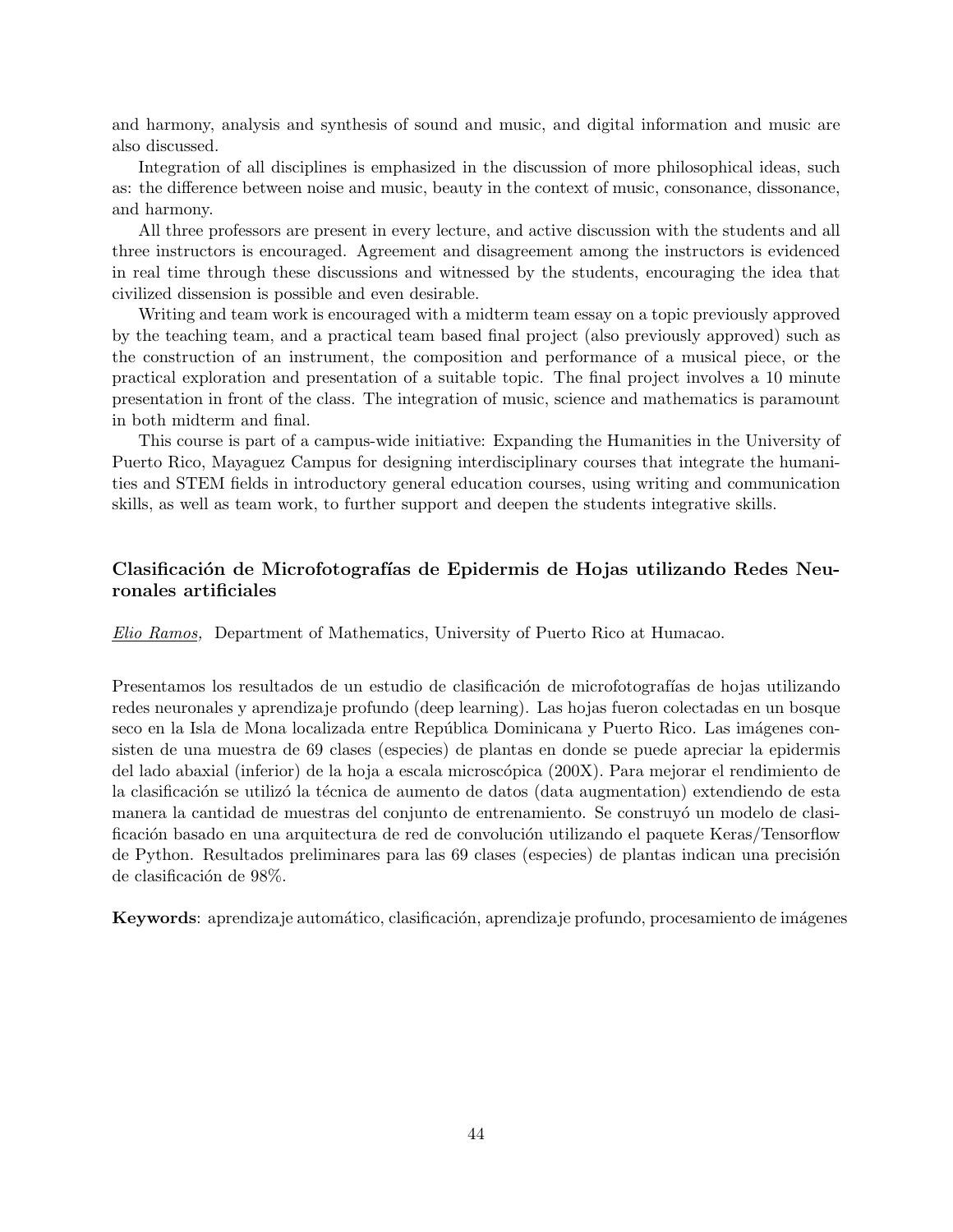and harmony, analysis and synthesis of sound and music, and digital information and music are also discussed.

Integration of all disciplines is emphasized in the discussion of more philosophical ideas, such as: the difference between noise and music, beauty in the context of music, consonance, dissonance, and harmony.

All three professors are present in every lecture, and active discussion with the students and all three instructors is encouraged. Agreement and disagreement among the instructors is evidenced in real time through these discussions and witnessed by the students, encouraging the idea that civilized dissension is possible and even desirable.

Writing and team work is encouraged with a midterm team essay on a topic previously approved by the teaching team, and a practical team based final project (also previously approved) such as the construction of an instrument, the composition and performance of a musical piece, or the practical exploration and presentation of a suitable topic. The final project involves a 10 minute presentation in front of the class. The integration of music, science and mathematics is paramount in both midterm and final.

This course is part of a campus-wide initiative: Expanding the Humanities in the University of Puerto Rico, Mayaguez Campus for designing interdisciplinary courses that integrate the humanities and STEM fields in introductory general education courses, using writing and communication skills, as well as team work, to further support and deepen the students integrative skills.

### Clasificación de Microfotografías de Epidermis de Hojas utilizando Redes Neuronales artificiales

*Elio Ramos,* Department of Mathematics, University of Puerto Rico at Humacao.

Presentamos los resultados de un estudio de clasificación de microfotografías de hojas utilizando redes neuronales y aprendizaje profundo (deep learning). Las hojas fueron colectadas en un bosque seco en la Isla de Mona localizada entre República Dominicana y Puerto Rico. Las imágenes consisten de una muestra de 69 clases (especies) de plantas en donde se puede apreciar la epidermis del lado abaxial (inferior) de la hoja a escala microscópica (200X). Para mejorar el rendimiento de la clasificación se utilizó la técnica de aumento de datos (data augmentation) extendiendo de esta manera la cantidad de muestras del conjunto de entrenamiento. Se construyó un modelo de clasificación basado en una arquitectura de red de convolución utilizando el paquete Keras/Tensorflow de Python. Resultados preliminares para las 69 clases (especies) de plantas indican una precisión de clasificación de 98%.

**Keywords**: aprendizaje automático, clasificación, aprendizaje profundo, procesamiento de imágenes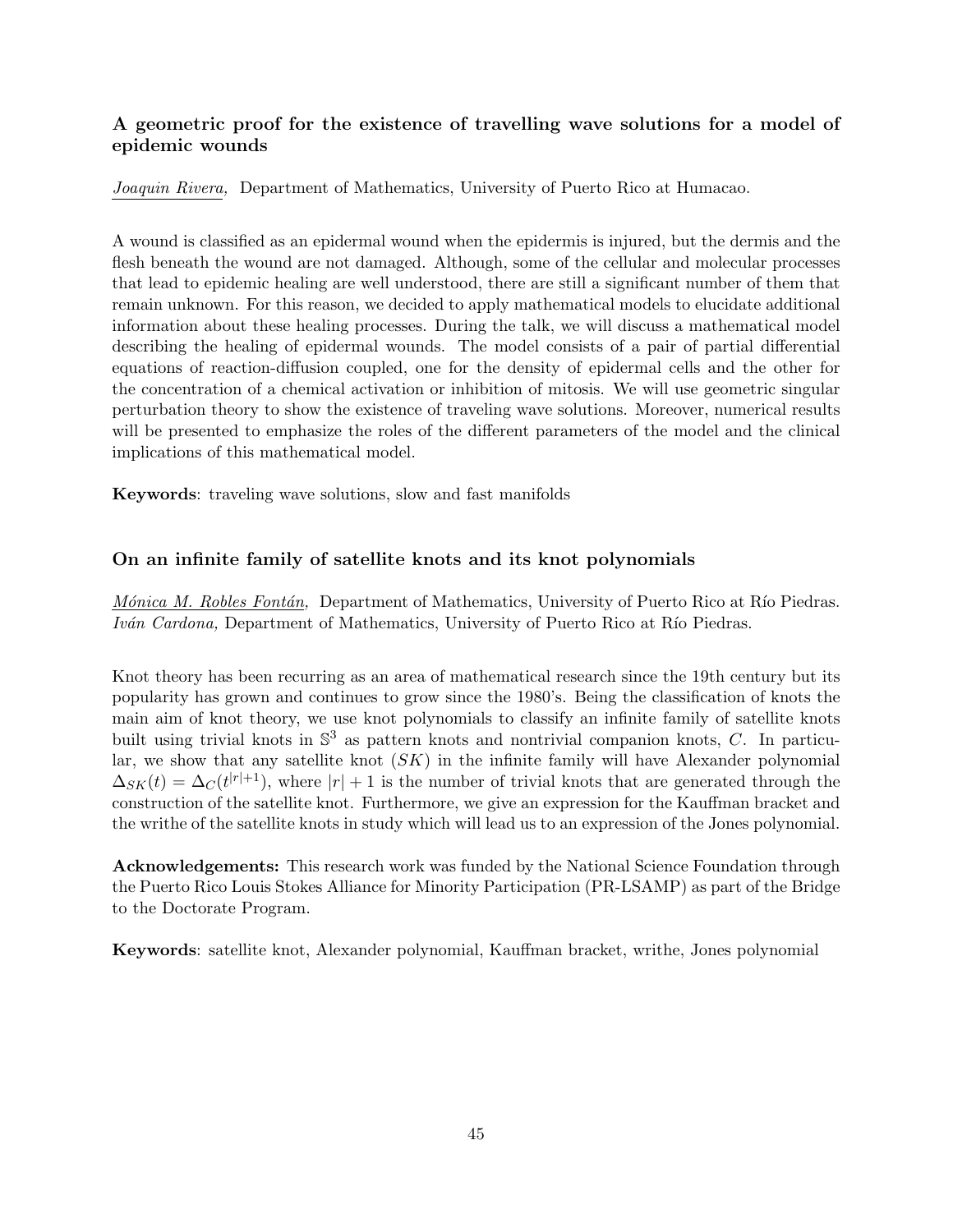### A geometric proof for the existence of travelling wave solutions for a model of epidemic wounds

*Joaquin Rivera,* Department of Mathematics, University of Puerto Rico at Humacao.

A wound is classified as an epidermal wound when the epidermis is injured, but the dermis and the flesh beneath the wound are not damaged. Although, some of the cellular and molecular processes that lead to epidemic healing are well understood, there are still a significant number of them that remain unknown. For this reason, we decided to apply mathematical models to elucidate additional information about these healing processes. During the talk, we will discuss a mathematical model describing the healing of epidermal wounds. The model consists of a pair of partial differential equations of reaction-diffusion coupled, one for the density of epidermal cells and the other for the concentration of a chemical activation or inhibition of mitosis. We will use geometric singular perturbation theory to show the existence of traveling wave solutions. Moreover, numerical results will be presented to emphasize the roles of the different parameters of the model and the clinical implications of this mathematical model.

**Keywords**: traveling wave solutions, slow and fast manifolds

### On an infinite family of satellite knots and its knot polynomials

*Mónica M. Robles Fontán,* Department of Mathematics, University of Puerto Rico at Río Piedras.
*Iván Cardona,* Department of Mathematics, University of Puerto Rico at Río Piedras.

Knot theory has been recurring as an area of mathematical research since the 19th century but its popularity has grown and continues to grow since the 1980's. Being the classification of knots the main aim of knot theory, we use knot polynomials to classify an infinite family of satellite knots built using trivial knots in $\mathbb{S}^3$ as pattern knots and nontrivial companion knots, $C$. In particular, we show that any satellite knot $(SK)$ in the infinite family will have Alexander polynomial $\Delta_{SK}(t) = \Delta_C(t^{|r|+1})$, where $|r| + 1$ is the number of trivial knots that are generated through the construction of the satellite knot. Furthermore, we give an expression for the Kauffman bracket and the writhe of the satellite knots in study which will lead us to an expression of the Jones polynomial.

**Acknowledgements:** This research work was funded by the National Science Foundation through the Puerto Rico Louis Stokes Alliance for Minority Participation (PR-LSAMP) as part of the Bridge to the Doctorate Program.

**Keywords**: satellite knot, Alexander polynomial, Kauffman bracket, writhe, Jones polynomial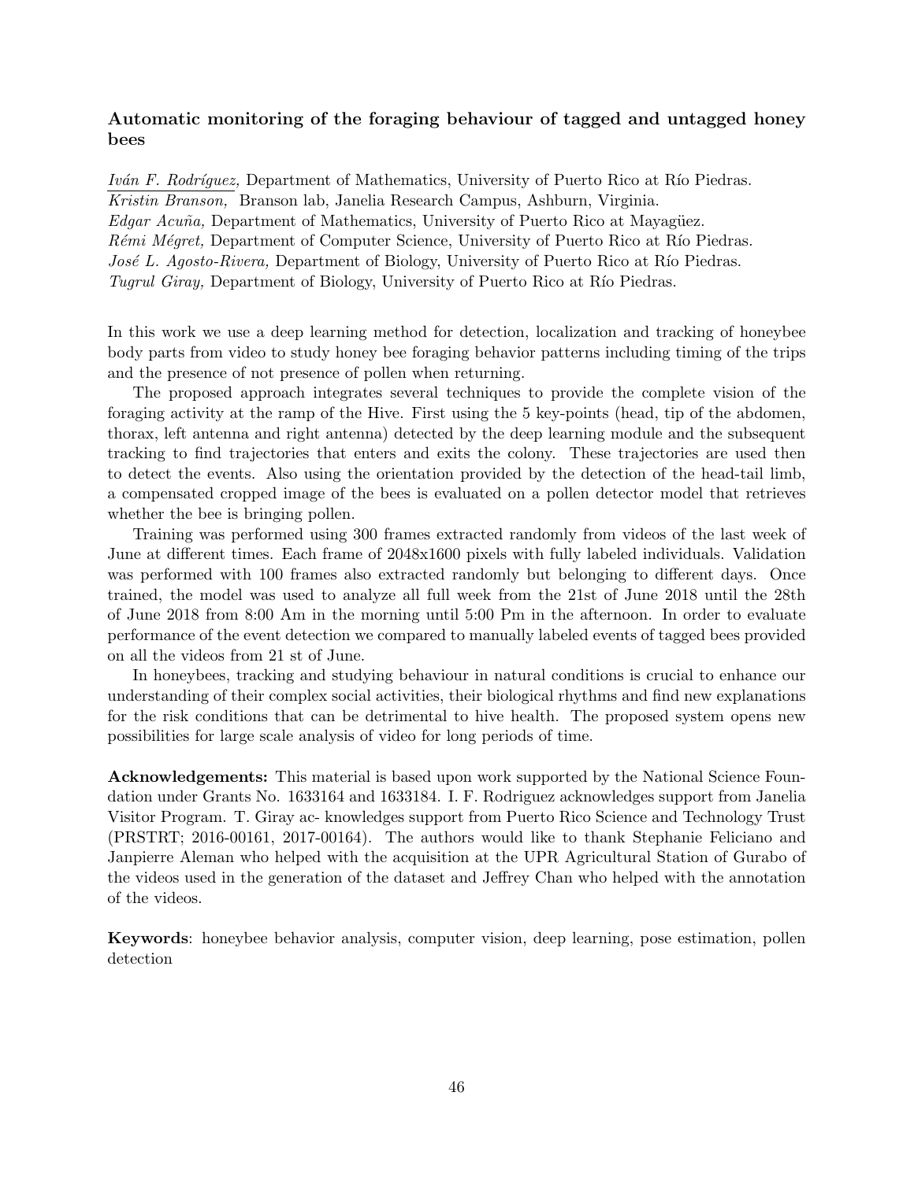### Automatic monitoring of the foraging behaviour of tagged and untagged honey bees

*Iván F. Rodríguez,* Department of Mathematics, University of Puerto Rico at Río Piedras.
*Kristin Branson,* Branson lab, Janelia Research Campus, Ashburn, Virginia.
*Edgar Acuña,* Department of Mathematics, University of Puerto Rico at Mayagüez.
*Rémi Mégret,* Department of Computer Science, University of Puerto Rico at Río Piedras.
*José L. Agosto-Rivera,* Department of Biology, University of Puerto Rico at Río Piedras.
*Tugrul Giray,* Department of Biology, University of Puerto Rico at Río Piedras.

In this work we use a deep learning method for detection, localization and tracking of honeybee body parts from video to study honey bee foraging behavior patterns including timing of the trips and the presence of not presence of pollen when returning.

The proposed approach integrates several techniques to provide the complete vision of the foraging activity at the ramp of the Hive. First using the 5 key-points (head, tip of the abdomen, thorax, left antenna and right antenna) detected by the deep learning module and the subsequent tracking to find trajectories that enters and exits the colony. These trajectories are used then to detect the events. Also using the orientation provided by the detection of the head-tail limb, a compensated cropped image of the bees is evaluated on a pollen detector model that retrieves whether the bee is bringing pollen.

Training was performed using 300 frames extracted randomly from videos of the last week of June at different times. Each frame of 2048x1600 pixels with fully labeled individuals. Validation was performed with 100 frames also extracted randomly but belonging to different days. Once trained, the model was used to analyze all full week from the 21st of June 2018 until the 28th of June 2018 from 8:00 Am in the morning until 5:00 Pm in the afternoon. In order to evaluate performance of the event detection we compared to manually labeled events of tagged bees provided on all the videos from 21 st of June.

In honeybees, tracking and studying behaviour in natural conditions is crucial to enhance our understanding of their complex social activities, their biological rhythms and find new explanations for the risk conditions that can be detrimental to hive health. The proposed system opens new possibilities for large scale analysis of video for long periods of time.

**Acknowledgements:** This material is based upon work supported by the National Science Foundation under Grants No. 1633164 and 1633184. I. F. Rodriguez acknowledges support from Janelia Visitor Program. T. Giray ac- knowledges support from Puerto Rico Science and Technology Trust (PRSTRT; 2016-00161, 2017-00164). The authors would like to thank Stephanie Feliciano and Janpierre Aleman who helped with the acquisition at the UPR Agricultural Station of Gurabo of the videos used in the generation of the dataset and Jeffrey Chan who helped with the annotation of the videos.

**Keywords**: honeybee behavior analysis, computer vision, deep learning, pose estimation, pollen detection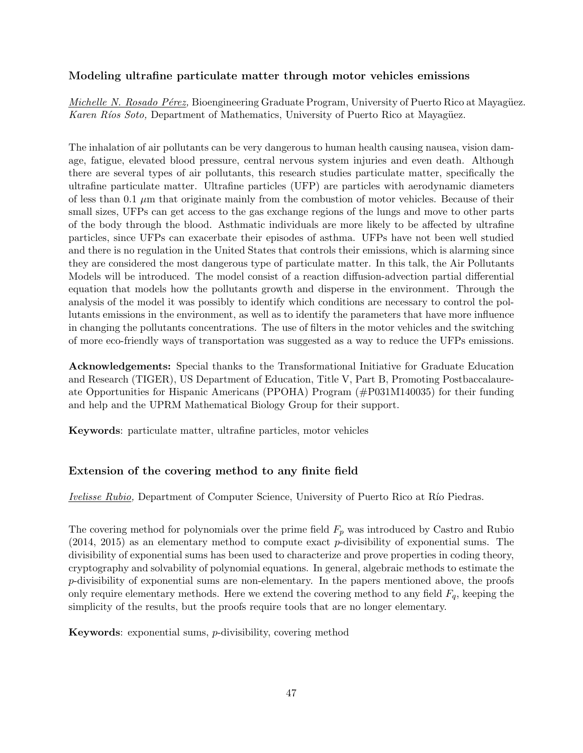### Modeling ultrafine particulate matter through motor vehicles emissions

*Michelle N. Rosado Pérez,* Bioengineering Graduate Program, University of Puerto Rico at Mayagüez.
*Karen Ríos Soto,* Department of Mathematics, University of Puerto Rico at Mayagüez.

The inhalation of air pollutants can be very dangerous to human health causing nausea, vision damage, fatigue, elevated blood pressure, central nervous system injuries and even death. Although there are several types of air pollutants, this research studies particulate matter, specifically the ultrafine particulate matter. Ultrafine particles (UFP) are particles with aerodynamic diameters of less than 0.1 $\mu$m that originate mainly from the combustion of motor vehicles. Because of their small sizes, UFPs can get access to the gas exchange regions of the lungs and move to other parts of the body through the blood. Asthmatic individuals are more likely to be affected by ultrafine particles, since UFPs can exacerbate their episodes of asthma. UFPs have not been well studied and there is no regulation in the United States that controls their emissions, which is alarming since they are considered the most dangerous type of particulate matter. In this talk, the Air Pollutants Models will be introduced. The model consist of a reaction diffusion-advection partial differential equation that models how the pollutants growth and disperse in the environment. Through the analysis of the model it was possibly to identify which conditions are necessary to control the pollutants emissions in the environment, as well as to identify the parameters that have more influence in changing the pollutants concentrations. The use of filters in the motor vehicles and the switching of more eco-friendly ways of transportation was suggested as a way to reduce the UFPs emissions.

**Acknowledgements:** Special thanks to the Transformational Initiative for Graduate Education and Research (TIGER), US Department of Education, Title V, Part B, Promoting Postbaccalaureate Opportunities for Hispanic Americans (PPOHA) Program (#P031M140035) for their funding and help and the UPRM Mathematical Biology Group for their support.

**Keywords**: particulate matter, ultrafine particles, motor vehicles

### Extension of the covering method to any finite field

*Ivelisse Rubio,* Department of Computer Science, University of Puerto Rico at Río Piedras.

The covering method for polynomials over the prime field $F_p$ was introduced by Castro and Rubio (2014, 2015) as an elementary method to compute exact $p$-divisibility of exponential sums. The divisibility of exponential sums has been used to characterize and prove properties in coding theory, cryptography and solvability of polynomial equations. In general, algebraic methods to estimate the $p$-divisibility of exponential sums are non-elementary. In the papers mentioned above, the proofs only require elementary methods. Here we extend the covering method to any field $F_q$, keeping the simplicity of the results, but the proofs require tools that are no longer elementary.

**Keywords**: exponential sums, $p$-divisibility, covering method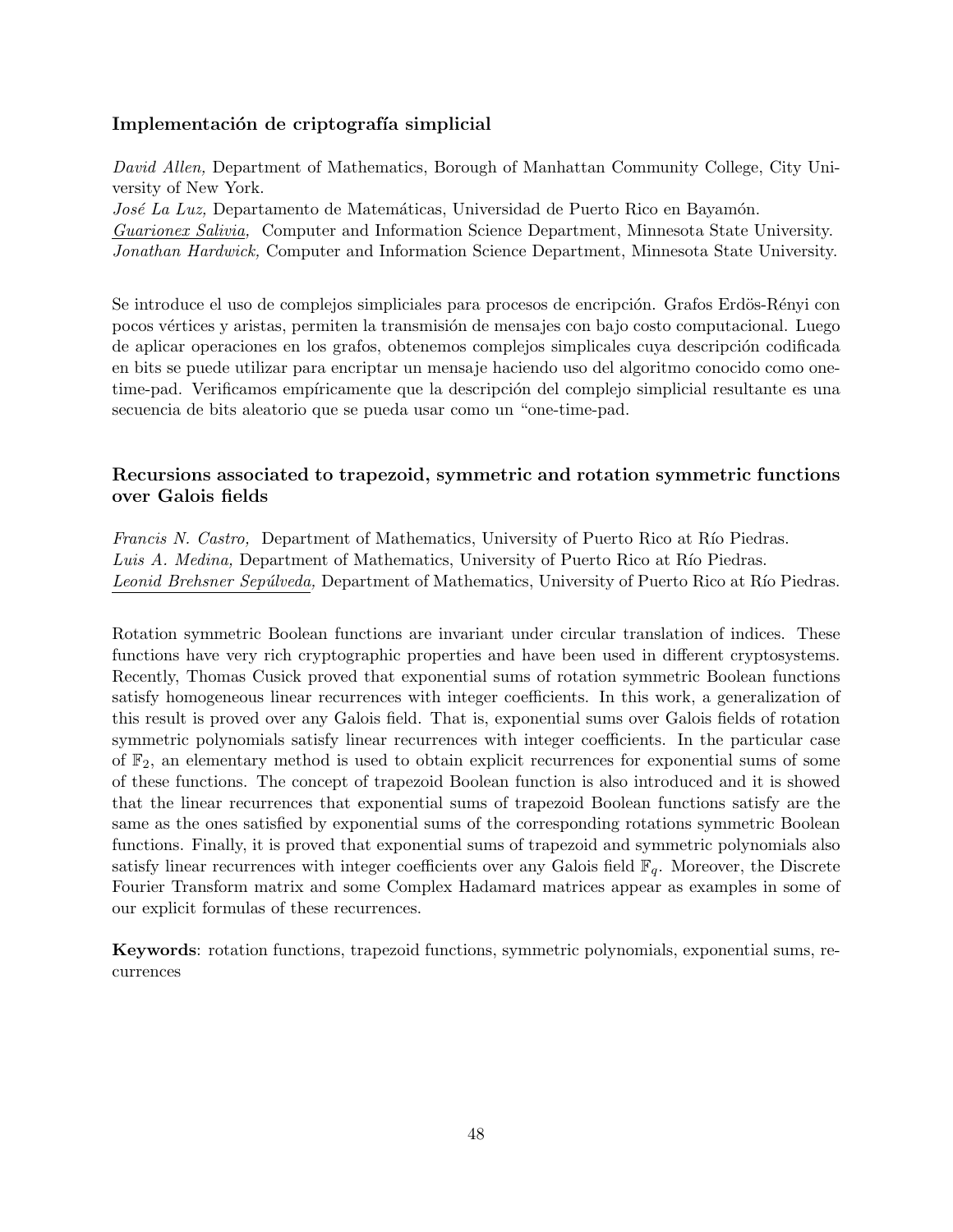### Implementación de criptografía simplicial

*David Allen,* Department of Mathematics, Borough of Manhattan Community College, City University of New York.
*José La Luz,* Departamento de Matemáticas, Universidad de Puerto Rico en Bayamón.
<u>*Guarionex Salivia,*</u> Computer and Information Science Department, Minnesota State University.
*Jonathan Hardwick,* Computer and Information Science Department, Minnesota State University.

Se introduce el uso de complejos simpliciales para procesos de encripción. Grafos Erdös-Rényi con pocos vértices y aristas, permiten la transmisión de mensajes con bajo costo computacional. Luego de aplicar operaciones en los grafos, obtenemos complejos simplicales cuya descripción codificada en bits se puede utilizar para encriptar un mensaje haciendo uso del algoritmo conocido como one-time-pad. Verificamos empíricamente que la descripción del complejo simplicial resultante es una secuencia de bits aleatorio que se pueda usar como un "one-time-pad.

### Recursions associated to trapezoid, symmetric and rotation symmetric functions over Galois fields

*Francis N. Castro,* Department of Mathematics, University of Puerto Rico at Río Piedras.
*Luis A. Medina,* Department of Mathematics, University of Puerto Rico at Río Piedras.
<u>*Leonid Brehsner Sepúlveda,*</u> Department of Mathematics, University of Puerto Rico at Río Piedras.

Rotation symmetric Boolean functions are invariant under circular translation of indices. These functions have very rich cryptographic properties and have been used in different cryptosystems. Recently, Thomas Cusick proved that exponential sums of rotation symmetric Boolean functions satisfy homogeneous linear recurrences with integer coefficients. In this work, a generalization of this result is proved over any Galois field. That is, exponential sums over Galois fields of rotation symmetric polynomials satisfy linear recurrences with integer coefficients. In the particular case of $\mathbb{F}_2$, an elementary method is used to obtain explicit recurrences for exponential sums of some of these functions. The concept of trapezoid Boolean function is also introduced and it is showed that the linear recurrences that exponential sums of trapezoid Boolean functions satisfy are the same as the ones satisfied by exponential sums of the corresponding rotations symmetric Boolean functions. Finally, it is proved that exponential sums of trapezoid and symmetric polynomials also satisfy linear recurrences with integer coefficients over any Galois field $\mathbb{F}_q$. Moreover, the Discrete Fourier Transform matrix and some Complex Hadamard matrices appear as examples in some of our explicit formulas of these recurrences.

**Keywords**: rotation functions, trapezoid functions, symmetric polynomials, exponential sums, recurrences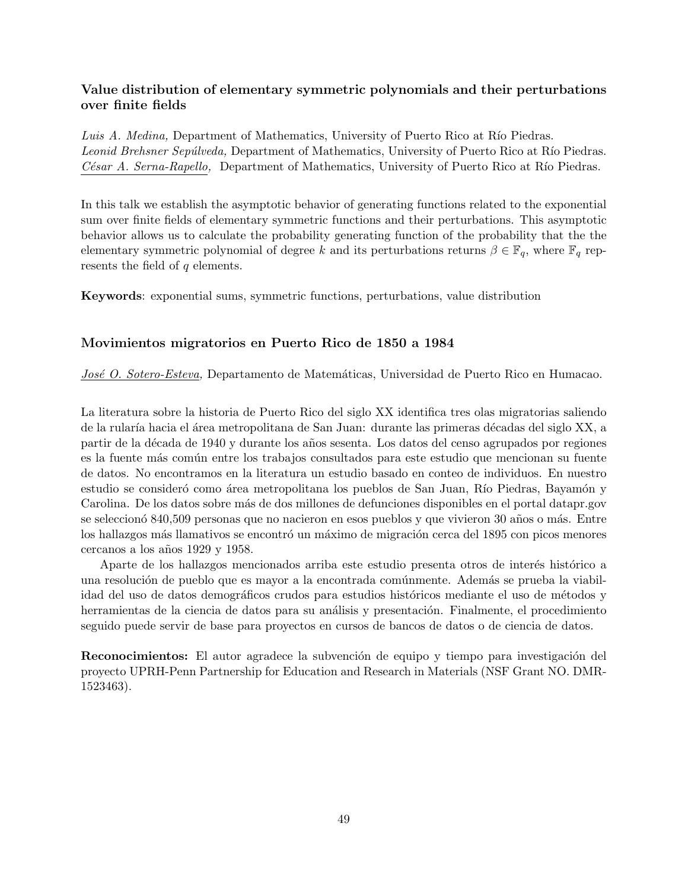### Value distribution of elementary symmetric polynomials and their perturbations over finite fields

*Luis A. Medina,* Department of Mathematics, University of Puerto Rico at Río Piedras.
*Leonid Brehsner Sepúlveda,* Department of Mathematics, University of Puerto Rico at Río Piedras.
*César A. Serna-Rapello,* Department of Mathematics, University of Puerto Rico at Río Piedras.

In this talk we establish the asymptotic behavior of generating functions related to the exponential sum over finite fields of elementary symmetric functions and their perturbations. This asymptotic behavior allows us to calculate the probability generating function of the probability that the the elementary symmetric polynomial of degree $k$ and its perturbations returns $\beta \in \mathbb{F}_q$, where $\mathbb{F}_q$ represents the field of $q$ elements.

**Keywords**: exponential sums, symmetric functions, perturbations, value distribution

### Movimientos migratorios en Puerto Rico de 1850 a 1984

*José O. Sotero-Esteva,* Departamento de Matemáticas, Universidad de Puerto Rico en Humacao.

La literatura sobre la historia de Puerto Rico del siglo XX identifica tres olas migratorias saliendo de la ruralía hacia el área metropolitana de San Juan: durante las primeras décadas del siglo XX, a partir de la década de 1940 y durante los años sesenta. Los datos del censo agrupados por regiones es la fuente más común entre los trabajos consultados para este estudio que mencionan su fuente de datos. No encontramos en la literatura un estudio basado en conteo de individuos. En nuestro estudio se consideró como área metropolitana los pueblos de San Juan, Río Piedras, Bayamón y Carolina. De los datos sobre más de dos millones de defunciones disponibles en el portal datapr.gov se seleccionó 840,509 personas que no nacieron en esos pueblos y que vivieron 30 años o más. Entre los hallazgos más llamativos se encontró un máximo de migración cerca del 1895 con picos menores cercanos a los años 1929 y 1958.

Aparte de los hallazgos mencionados arriba este estudio presenta otros de interés histórico a una resolución de pueblo que es mayor a la encontrada comúnmente. Además se prueba la viabilidad del uso de datos demográficos crudos para estudios históricos mediante el uso de métodos y herramientas de la ciencia de datos para su análisis y presentación. Finalmente, el procedimiento seguido puede servir de base para proyectos en cursos de bancos de datos o de ciencia de datos.

**Reconocimientos:** El autor agradece la subvención de equipo y tiempo para investigación del proyecto UPRH-Penn Partnership for Education and Research in Materials (NSF Grant NO. DMR-1523463).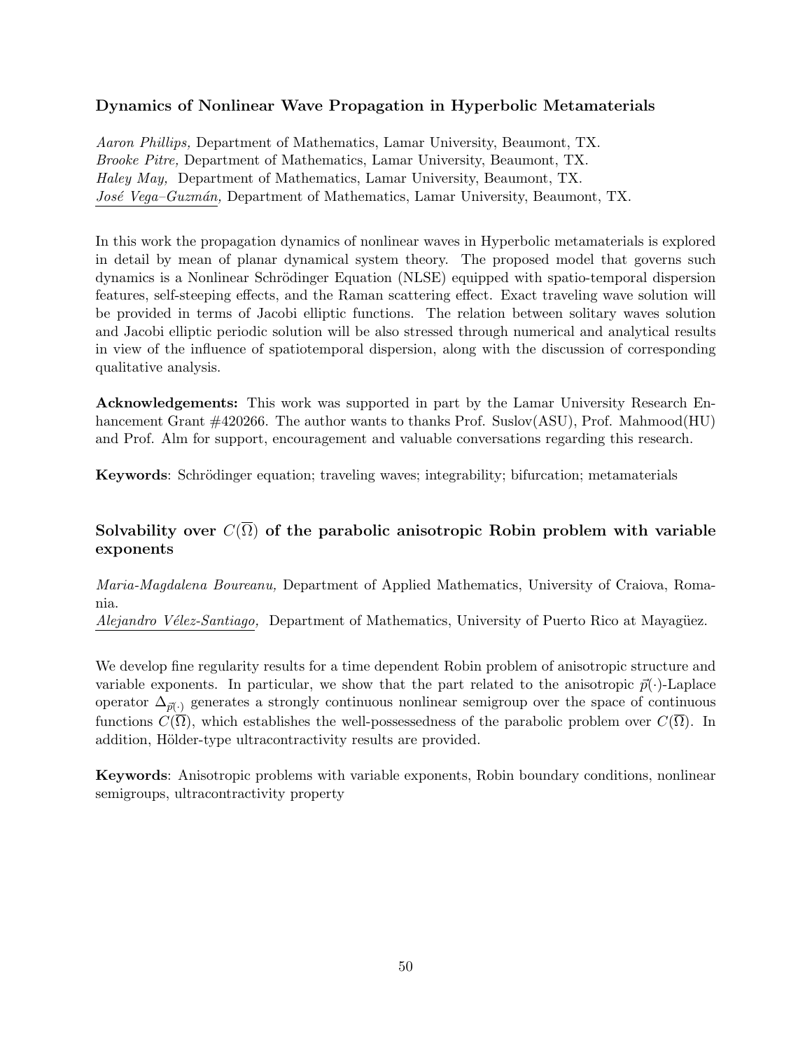### Dynamics of Nonlinear Wave Propagation in Hyperbolic Metamaterials

*Aaron Phillips,* Department of Mathematics, Lamar University, Beaumont, TX.
*Brooke Pitre,* Department of Mathematics, Lamar University, Beaumont, TX.
*Haley May,* Department of Mathematics, Lamar University, Beaumont, TX.
*José Vega–Guzmán,* Department of Mathematics, Lamar University, Beaumont, TX.

In this work the propagation dynamics of nonlinear waves in Hyperbolic metamaterials is explored in detail by mean of planar dynamical system theory. The proposed model that governs such dynamics is a Nonlinear Schrödinger Equation (NLSE) equipped with spatio-temporal dispersion features, self-steeping effects, and the Raman scattering effect. Exact traveling wave solution will be provided in terms of Jacobi elliptic functions. The relation between solitary waves solution and Jacobi elliptic periodic solution will be also stressed through numerical and analytical results in view of the influence of spatiotemporal dispersion, along with the discussion of corresponding qualitative analysis.

**Acknowledgements:** This work was supported in part by the Lamar University Research Enhancement Grant #420266. The author wants to thanks Prof. Suslov(ASU), Prof. Mahmood(HU) and Prof. Alm for support, encouragement and valuable conversations regarding this research.

**Keywords**: Schrödinger equation; traveling waves; integrability; bifurcation; metamaterials

### Solvability over $C(\overline{\Omega})$ of the parabolic anisotropic Robin problem with variable exponents

*Maria-Magdalena Boureanu,* Department of Applied Mathematics, University of Craiova, Romania.
*Alejandro Vélez-Santiago,* Department of Mathematics, University of Puerto Rico at Mayagüez.

We develop fine regularity results for a time dependent Robin problem of anisotropic structure and variable exponents. In particular, we show that the part related to the anisotropic $\vec{p}(\cdot)$-Laplace operator $\Delta_{\vec{p}(\cdot)}$ generates a strongly continuous nonlinear semigroup over the space of continuous functions $C(\overline{\Omega})$, which establishes the well-possessedness of the parabolic problem over $C(\overline{\Omega})$. In addition, Hölder-type ultracontractivity results are provided.

**Keywords**: Anisotropic problems with variable exponents, Robin boundary conditions, nonlinear semigroups, ultracontractivity property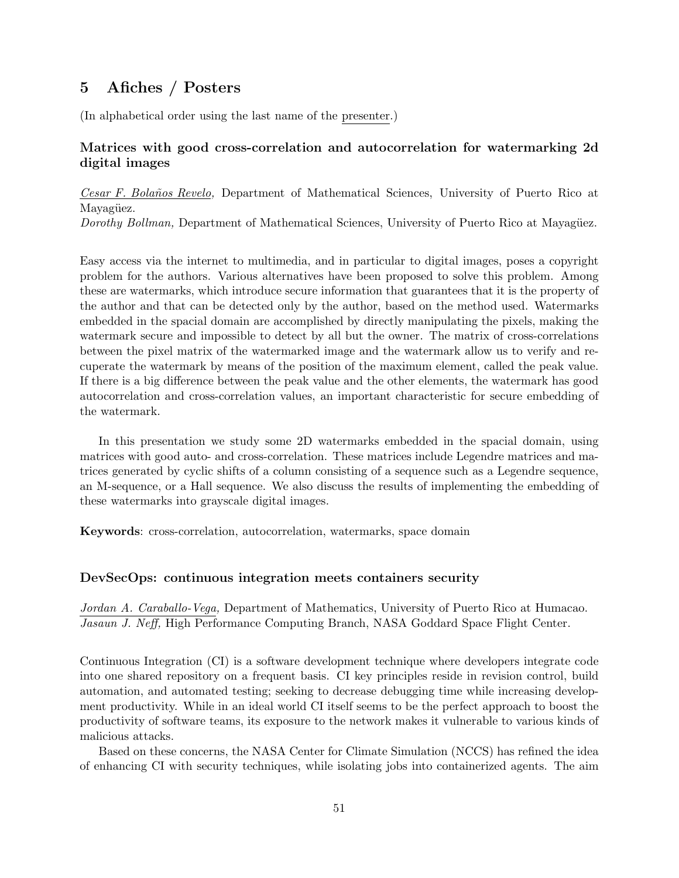## 5 Afiches / Posters

(In alphabetical order using the last name of the presenter.)

### Matrices with good cross-correlation and autocorrelation for watermarking 2d digital images

*Cesar F. Bolaños Revelo,* Department of Mathematical Sciences, University of Puerto Rico at Mayagüez.
*Dorothy Bollman,* Department of Mathematical Sciences, University of Puerto Rico at Mayagüez.

Easy access via the internet to multimedia, and in particular to digital images, poses a copyright problem for the authors. Various alternatives have been proposed to solve this problem. Among these are watermarks, which introduce secure information that guarantees that it is the property of the author and that can be detected only by the author, based on the method used. Watermarks embedded in the spacial domain are accomplished by directly manipulating the pixels, making the watermark secure and impossible to detect by all but the owner. The matrix of cross-correlations between the pixel matrix of the watermarked image and the watermark allow us to verify and recuperate the watermark by means of the position of the maximum element, called the peak value. If there is a big difference between the peak value and the other elements, the watermark has good autocorrelation and cross-correlation values, an important characteristic for secure embedding of the watermark.

In this presentation we study some 2D watermarks embedded in the spacial domain, using matrices with good auto- and cross-correlation. These matrices include Legendre matrices and matrices generated by cyclic shifts of a column consisting of a sequence such as a Legendre sequence, an M-sequence, or a Hall sequence. We also discuss the results of implementing the embedding of these watermarks into grayscale digital images.

**Keywords**: cross-correlation, autocorrelation, watermarks, space domain

### DevSecOps: continuous integration meets containers security

*Jordan A. Caraballo-Vega,* Department of Mathematics, University of Puerto Rico at Humacao.
*Jasaun J. Neff,* High Performance Computing Branch, NASA Goddard Space Flight Center.

Continuous Integration (CI) is a software development technique where developers integrate code into one shared repository on a frequent basis. CI key principles reside in revision control, build automation, and automated testing; seeking to decrease debugging time while increasing development productivity. While in an ideal world CI itself seems to be the perfect approach to boost the productivity of software teams, its exposure to the network makes it vulnerable to various kinds of malicious attacks.

Based on these concerns, the NASA Center for Climate Simulation (NCCS) has refined the idea of enhancing CI with security techniques, while isolating jobs into containerized agents. The aim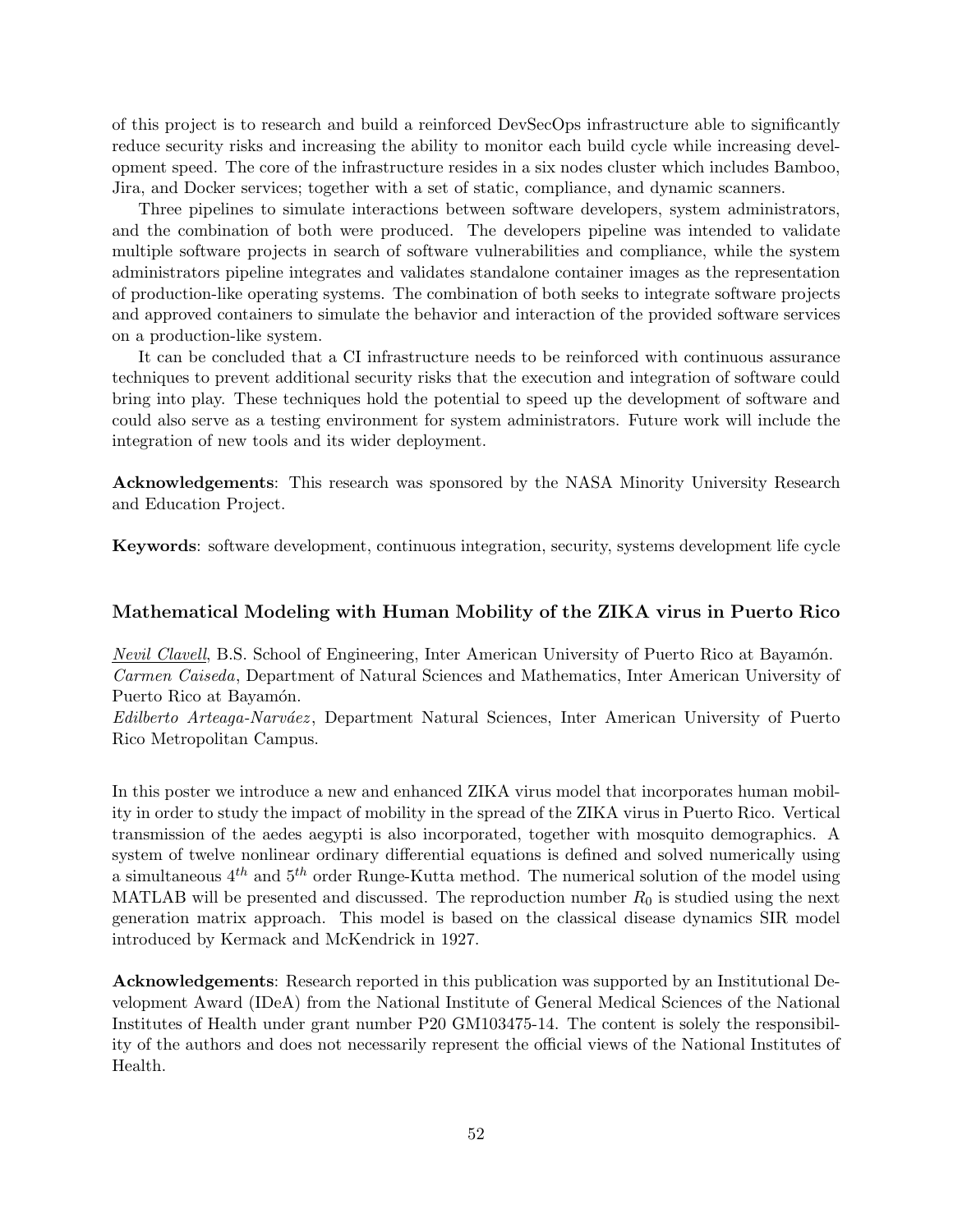of this project is to research and build a reinforced DevSecOps infrastructure able to significantly reduce security risks and increasing the ability to monitor each build cycle while increasing development speed. The core of the infrastructure resides in a six nodes cluster which includes Bamboo, Jira, and Docker services; together with a set of static, compliance, and dynamic scanners.

Three pipelines to simulate interactions between software developers, system administrators, and the combination of both were produced. The developers pipeline was intended to validate multiple software projects in search of software vulnerabilities and compliance, while the system administrators pipeline integrates and validates standalone container images as the representation of production-like operating systems. The combination of both seeks to integrate software projects and approved containers to simulate the behavior and interaction of the provided software services on a production-like system.

It can be concluded that a CI infrastructure needs to be reinforced with continuous assurance techniques to prevent additional security risks that the execution and integration of software could bring into play. These techniques hold the potential to speed up the development of software and could also serve as a testing environment for system administrators. Future work will include the integration of new tools and its wider deployment.

**Acknowledgements**: This research was sponsored by the NASA Minority University Research and Education Project.

**Keywords**: software development, continuous integration, security, systems development life cycle

### Mathematical Modeling with Human Mobility of the ZIKA virus in Puerto Rico

*Nevil Clavell*, B.S. School of Engineering, Inter American University of Puerto Rico at Bayamón.
*Carmen Caiseda*, Department of Natural Sciences and Mathematics, Inter American University of Puerto Rico at Bayamón.
*Edilberto Arteaga-Narváez*, Department Natural Sciences, Inter American University of Puerto Rico Metropolitan Campus.

In this poster we introduce a new and enhanced ZIKA virus model that incorporates human mobility in order to study the impact of mobility in the spread of the ZIKA virus in Puerto Rico. Vertical transmission of the aedes aegypti is also incorporated, together with mosquito demographics. A system of twelve nonlinear ordinary differential equations is defined and solved numerically using a simultaneous $4^{th}$ and $5^{th}$ order Runge-Kutta method. The numerical solution of the model using MATLAB will be presented and discussed. The reproduction number $R_0$ is studied using the next generation matrix approach. This model is based on the classical disease dynamics SIR model introduced by Kermack and McKendrick in 1927.

**Acknowledgements**: Research reported in this publication was supported by an Institutional Development Award (IDeA) from the National Institute of General Medical Sciences of the National Institutes of Health under grant number P20 GM103475-14. The content is solely the responsibility of the authors and does not necessarily represent the official views of the National Institutes of Health.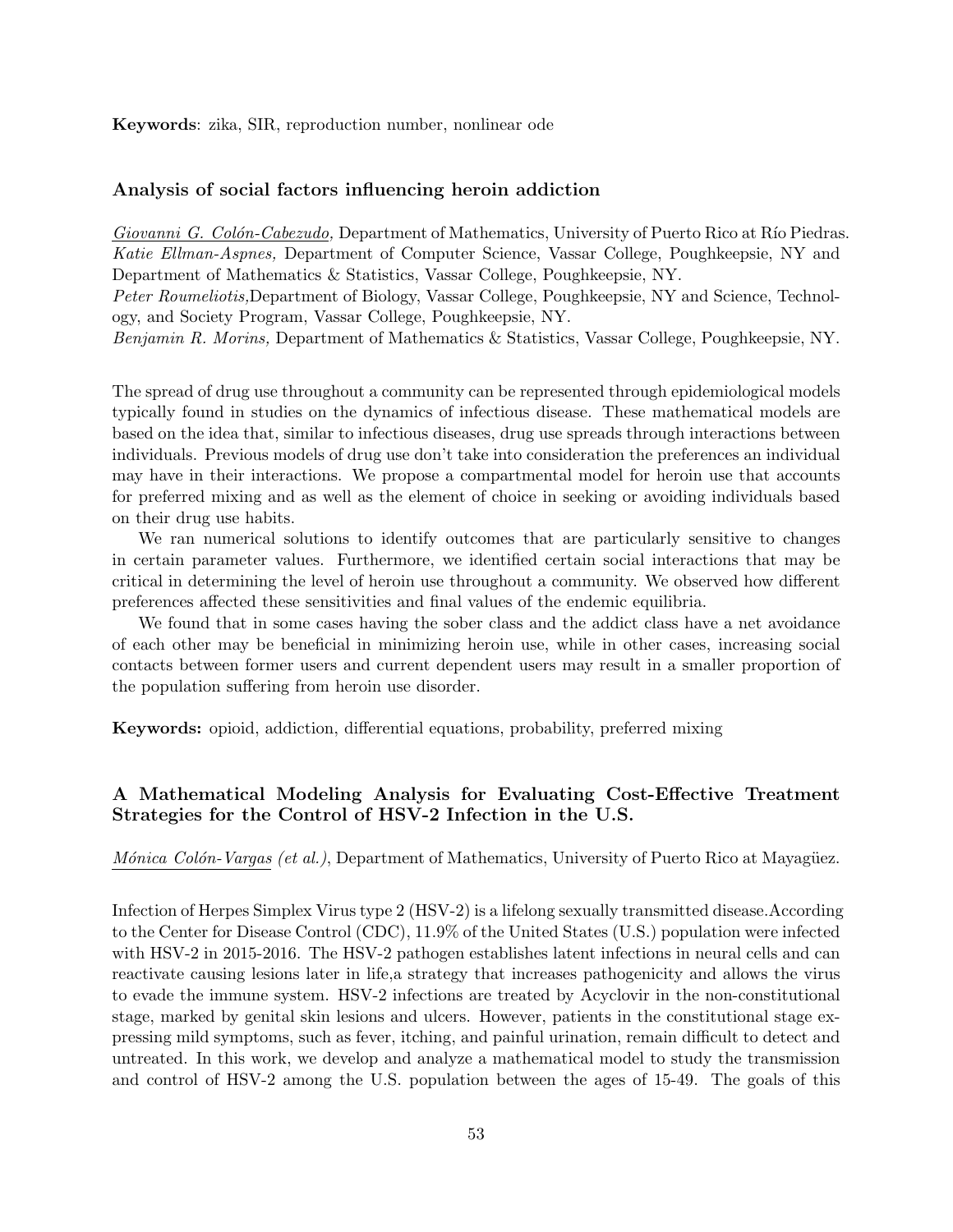**Keywords**: zika, SIR, reproduction number, nonlinear ode

### Analysis of social factors influencing heroin addiction

*Giovanni G. Colón-Cabezudo,* Department of Mathematics, University of Puerto Rico at Río Piedras.
*Katie Ellman-Aspnes,* Department of Computer Science, Vassar College, Poughkeepsie, NY and Department of Mathematics & Statistics, Vassar College, Poughkeepsie, NY.
*Peter Roumeliotis,*Department of Biology, Vassar College, Poughkeepsie, NY and Science, Technology, and Society Program, Vassar College, Poughkeepsie, NY.
*Benjamin R. Morins,* Department of Mathematics & Statistics, Vassar College, Poughkeepsie, NY.

The spread of drug use throughout a community can be represented through epidemiological models typically found in studies on the dynamics of infectious disease. These mathematical models are based on the idea that, similar to infectious diseases, drug use spreads through interactions between individuals. Previous models of drug use don't take into consideration the preferences an individual may have in their interactions. We propose a compartmental model for heroin use that accounts for preferred mixing and as well as the element of choice in seeking or avoiding individuals based on their drug use habits.

We ran numerical solutions to identify outcomes that are particularly sensitive to changes in certain parameter values. Furthermore, we identified certain social interactions that may be critical in determining the level of heroin use throughout a community. We observed how different preferences affected these sensitivities and final values of the endemic equilibria.

We found that in some cases having the sober class and the addict class have a net avoidance of each other may be beneficial in minimizing heroin use, while in other cases, increasing social contacts between former users and current dependent users may result in a smaller proportion of the population suffering from heroin use disorder.

**Keywords:** opioid, addiction, differential equations, probability, preferred mixing

### A Mathematical Modeling Analysis for Evaluating Cost-Effective Treatment Strategies for the Control of HSV-2 Infection in the U.S.

*Mónica Colón-Vargas (et al.)*, Department of Mathematics, University of Puerto Rico at Mayagüez.

Infection of Herpes Simplex Virus type 2 (HSV-2) is a lifelong sexually transmitted disease.According to the Center for Disease Control (CDC), 11.9% of the United States (U.S.) population were infected with HSV-2 in 2015-2016. The HSV-2 pathogen establishes latent infections in neural cells and can reactivate causing lesions later in life,a strategy that increases pathogenicity and allows the virus to evade the immune system. HSV-2 infections are treated by Acyclovir in the non-constitutional stage, marked by genital skin lesions and ulcers. However, patients in the constitutional stage expressing mild symptoms, such as fever, itching, and painful urination, remain difficult to detect and untreated. In this work, we develop and analyze a mathematical model to study the transmission and control of HSV-2 among the U.S. population between the ages of 15-49. The goals of this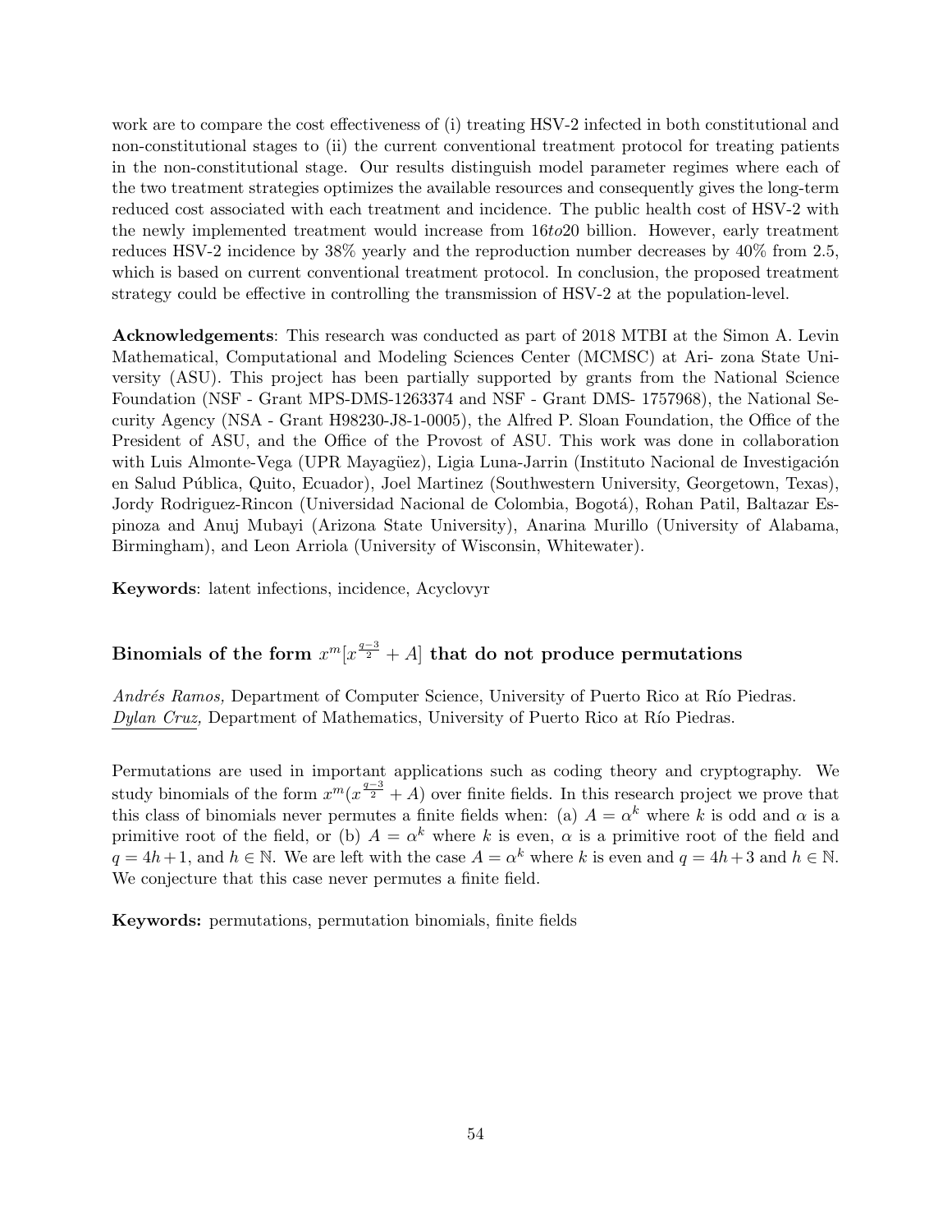work are to compare the cost effectiveness of (i) treating HSV-2 infected in both constitutional and non-constitutional stages to (ii) the current conventional treatment protocol for treating patients in the non-constitutional stage. Our results distinguish model parameter regimes where each of the two treatment strategies optimizes the available resources and consequently gives the long-term reduced cost associated with each treatment and incidence. The public health cost of HSV-2 with the newly implemented treatment would increase from $16 to 20$ billion. However, early treatment reduces HSV-2 incidence by 38% yearly and the reproduction number decreases by 40% from 2.5, which is based on current conventional treatment protocol. In conclusion, the proposed treatment strategy could be effective in controlling the transmission of HSV-2 at the population-level.

**Acknowledgements**: This research was conducted as part of 2018 MTBI at the Simon A. Levin Mathematical, Computational and Modeling Sciences Center (MCMSC) at Ari- zona State University (ASU). This project has been partially supported by grants from the National Science Foundation (NSF - Grant MPS-DMS-1263374 and NSF - Grant DMS- 1757968), the National Security Agency (NSA - Grant H98230-J8-1-0005), the Alfred P. Sloan Foundation, the Office of the President of ASU, and the Office of the Provost of ASU. This work was done in collaboration with Luis Almonte-Vega (UPR Mayagüez), Ligia Luna-Jarrin (Instituto Nacional de Investigación en Salud Pública, Quito, Ecuador), Joel Martinez (Southwestern University, Georgetown, Texas), Jordy Rodriguez-Rincon (Universidad Nacional de Colombia, Bogotá), Rohan Patil, Baltazar Espinoza and Anuj Mubayi (Arizona State University), Anarina Murillo (University of Alabama, Birmingham), and Leon Arriola (University of Wisconsin, Whitewater).

**Keywords**: latent infections, incidence, Acyclovyr

### Binomials of the form $x^m[x^{\frac{q-3}{2}} + A]$ that do not produce permutations

*Andrés Ramos,* Department of Computer Science, University of Puerto Rico at Río Piedras.
*Dylan Cruz,* Department of Mathematics, University of Puerto Rico at Río Piedras.

Permutations are used in important applications such as coding theory and cryptography. We study binomials of the form $x^m(x^{\frac{q-3}{2}} + A)$ over finite fields. In this research project we prove that this class of binomials never permutes a finite fields when: (a) $A = \alpha^k$ where $k$ is odd and $\alpha$ is a primitive root of the field, or (b) $A = \alpha^k$ where $k$ is even, $\alpha$ is a primitive root of the field and $q = 4h+1$, and $h \in \mathbb{N}$. We are left with the case $A = \alpha^k$ where $k$ is even and $q = 4h+3$ and $h \in \mathbb{N}$. We conjecture that this case never permutes a finite field.

**Keywords:** permutations, permutation binomials, finite fields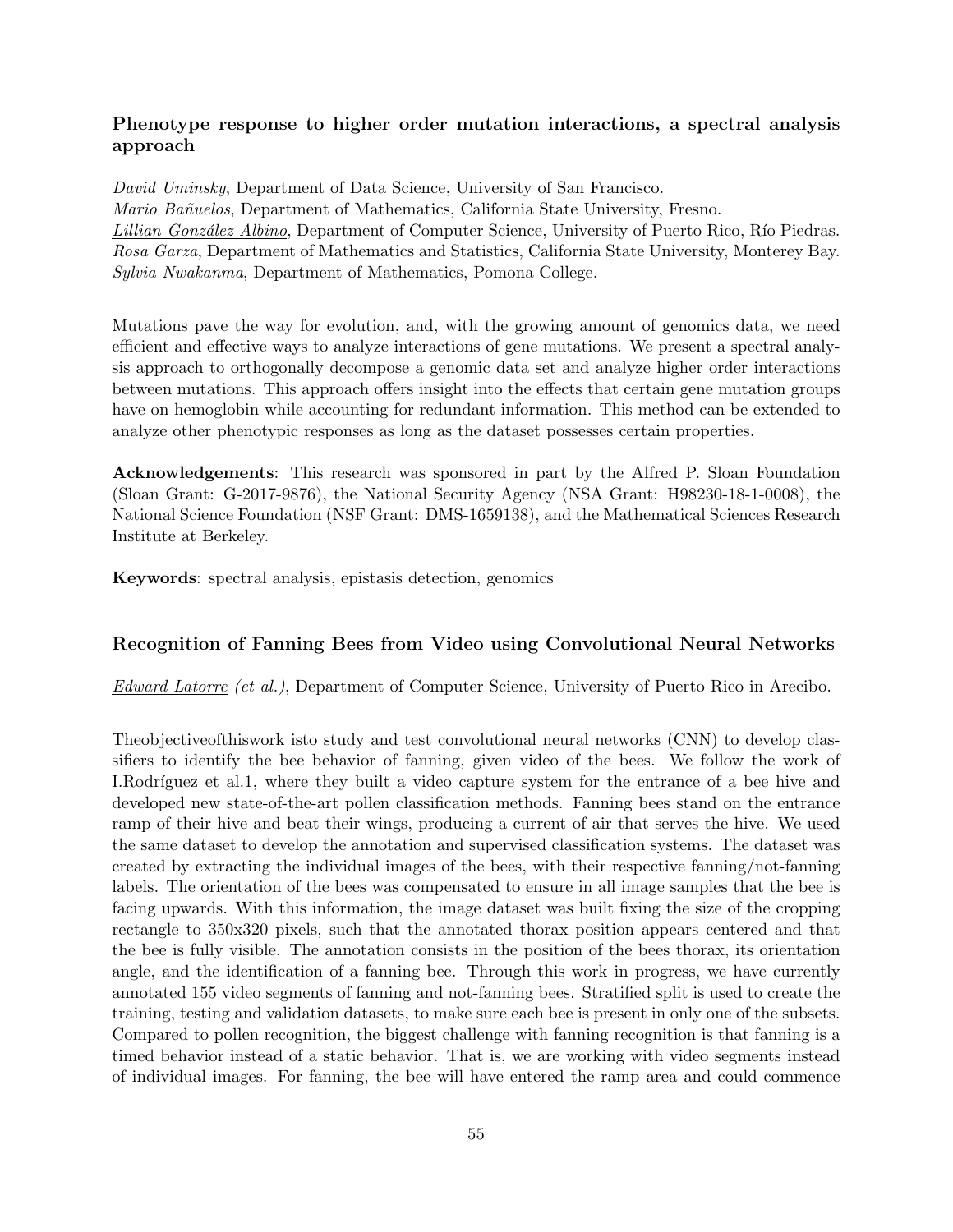### Phenotype response to higher order mutation interactions, a spectral analysis approach

*David Uminsky*, Department of Data Science, University of San Francisco.
*Mario Bañuelos*, Department of Mathematics, California State University, Fresno.
*Lillian González Albino*, Department of Computer Science, University of Puerto Rico, Río Piedras.
*Rosa Garza*, Department of Mathematics and Statistics, California State University, Monterey Bay.
*Sylvia Nwakanma*, Department of Mathematics, Pomona College.

Mutations pave the way for evolution, and, with the growing amount of genomics data, we need efficient and effective ways to analyze interactions of gene mutations. We present a spectral analysis approach to orthogonally decompose a genomic data set and analyze higher order interactions between mutations. This approach offers insight into the effects that certain gene mutation groups have on hemoglobin while accounting for redundant information. This method can be extended to analyze other phenotypic responses as long as the dataset possesses certain properties.

**Acknowledgements**: This research was sponsored in part by the Alfred P. Sloan Foundation (Sloan Grant: G-2017-9876), the National Security Agency (NSA Grant: H98230-18-1-0008), the National Science Foundation (NSF Grant: DMS-1659138), and the Mathematical Sciences Research Institute at Berkeley.

**Keywords**: spectral analysis, epistasis detection, genomics

### Recognition of Fanning Bees from Video using Convolutional Neural Networks

*Edward Latorre (et al.)*, Department of Computer Science, University of Puerto Rico in Arecibo.

Theobjectiveofthiswork isto study and test convolutional neural networks (CNN) to develop classifiers to identify the bee behavior of fanning, given video of the bees. We follow the work of I.Rodríguez et al.1, where they built a video capture system for the entrance of a bee hive and developed new state-of-the-art pollen classification methods. Fanning bees stand on the entrance ramp of their hive and beat their wings, producing a current of air that serves the hive. We used the same dataset to develop the annotation and supervised classification systems. The dataset was created by extracting the individual images of the bees, with their respective fanning/not-fanning labels. The orientation of the bees was compensated to ensure in all image samples that the bee is facing upwards. With this information, the image dataset was built fixing the size of the cropping rectangle to 350x320 pixels, such that the annotated thorax position appears centered and that the bee is fully visible. The annotation consists in the position of the bees thorax, its orientation angle, and the identification of a fanning bee. Through this work in progress, we have currently annotated 155 video segments of fanning and not-fanning bees. Stratified split is used to create the training, testing and validation datasets, to make sure each bee is present in only one of the subsets. Compared to pollen recognition, the biggest challenge with fanning recognition is that fanning is a timed behavior instead of a static behavior. That is, we are working with video segments instead of individual images. For fanning, the bee will have entered the ramp area and could commence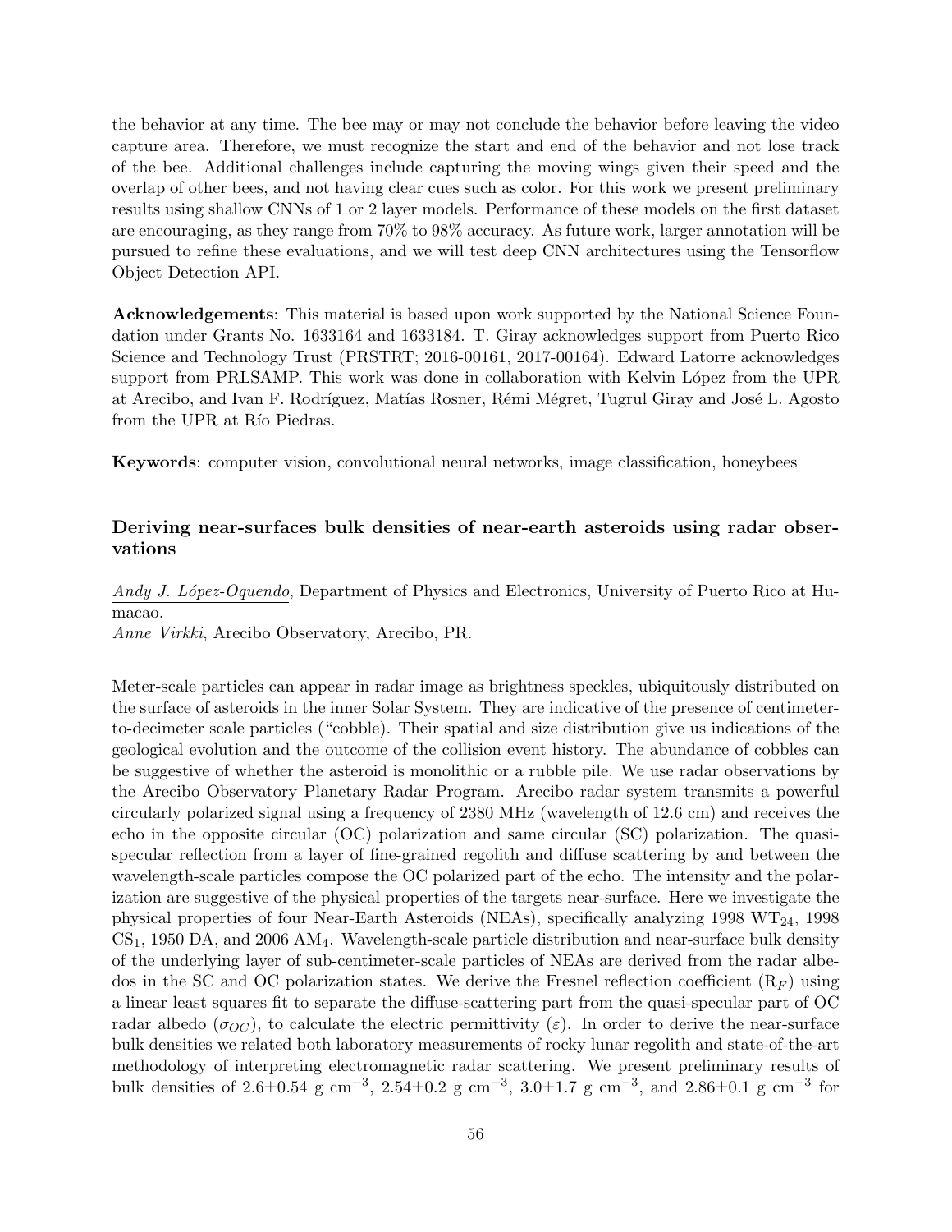the behavior at any time. The bee may or may not conclude the behavior before leaving the video capture area. Therefore, we must recognize the start and end of the behavior and not lose track of the bee. Additional challenges include capturing the moving wings given their speed and the overlap of other bees, and not having clear cues such as color. For this work we present preliminary results using shallow CNNs of 1 or 2 layer models. Performance of these models on the first dataset are encouraging, as they range from 70% to 98% accuracy. As future work, larger annotation will be pursued to refine these evaluations, and we will test deep CNN architectures using the Tensorflow Object Detection API.

**Acknowledgements**: This material is based upon work supported by the National Science Foundation under Grants No. 1633164 and 1633184. T. Giray acknowledges support from Puerto Rico Science and Technology Trust (PRSTRT; 2016-00161, 2017-00164). Edward Latorre acknowledges support from PRLSAMP. This work was done in collaboration with Kelvin López from the UPR at Arecibo, and Ivan F. Rodríguez, Matías Rosner, Rémi Mégret, Tugrul Giray and José L. Agosto from the UPR at Río Piedras.

**Keywords**: computer vision, convolutional neural networks, image classification, honeybees

### Deriving near-surfaces bulk densities of near-earth asteroids using radar observations

*Andy J. López-Oquendo*, Department of Physics and Electronics, University of Puerto Rico at Humacao.
*Anne Virkki*, Arecibo Observatory, Arecibo, PR.

Meter-scale particles can appear in radar image as brightness speckles, ubiquitously distributed on the surface of asteroids in the inner Solar System. They are indicative of the presence of centimeter-to-decimeter scale particles ("cobble). Their spatial and size distribution give us indications of the geological evolution and the outcome of the collision event history. The abundance of cobbles can be suggestive of whether the asteroid is monolithic or a rubble pile. We use radar observations by the Arecibo Observatory Planetary Radar Program. Arecibo radar system transmits a powerful circularly polarized signal using a frequency of 2380 MHz (wavelength of 12.6 cm) and receives the echo in the opposite circular (OC) polarization and same circular (SC) polarization. The quasi-specular reflection from a layer of fine-grained regolith and diffuse scattering by and between the wavelength-scale particles compose the OC polarized part of the echo. The intensity and the polarization are suggestive of the physical properties of the targets near-surface. Here we investigate the physical properties of four Near-Earth Asteroids (NEAs), specifically analyzing 1998 $WT_{24}$, 1998 $CS_1$, 1950 DA, and 2006 $AM_4$. Wavelength-scale particle distribution and near-surface bulk density of the underlying layer of sub-centimeter-scale particles of NEAs are derived from the radar albedos in the SC and OC polarization states. We derive the Fresnel reflection coefficient ($R_F$) using a linear least squares fit to separate the diffuse-scattering part from the quasi-specular part of OC radar albedo ($\sigma_{OC}$), to calculate the electric permittivity ($\varepsilon$). In order to derive the near-surface bulk densities we related both laboratory measurements of rocky lunar regolith and state-of-the-art methodology of interpreting electromagnetic radar scattering. We present preliminary results of bulk densities of 2.6±0.54 g cm$^{-3}$, 2.54±0.2 g cm$^{-3}$, 3.0±1.7 g cm$^{-3}$, and 2.86±0.1 g cm$^{-3}$ for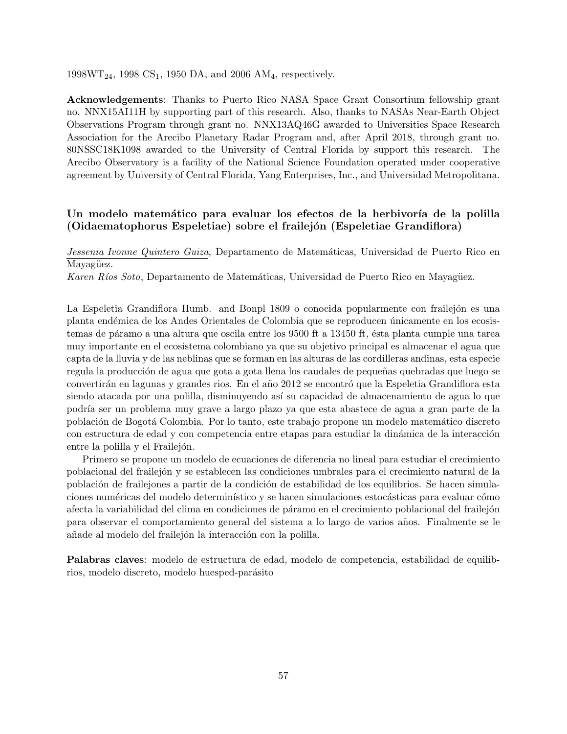1998WT$_{24}$, 1998 CS$_1$, 1950 DA, and 2006 AM$_4$, respectively.

**Acknowledgements**: Thanks to Puerto Rico NASA Space Grant Consortium fellowship grant no. NNX15AI11H by supporting part of this research. Also, thanks to NASAs Near-Earth Object Observations Program through grant no. NNX13AQ46G awarded to Universities Space Research Association for the Arecibo Planetary Radar Program and, after April 2018, through grant no. 80NSSC18K1098 awarded to the University of Central Florida by support this research. The Arecibo Observatory is a facility of the National Science Foundation operated under cooperative agreement by University of Central Florida, Yang Enterprises, Inc., and Universidad Metropolitana.

### Un modelo matemático para evaluar los efectos de la herbivoría de la polilla (Oidaematophorus Espeletiae) sobre el frailejón (Espeletiae Grandiflora)

*Jessenia Ivonne Quintero Guiza*, Departamento de Matemáticas, Universidad de Puerto Rico en Mayagüez.
*Karen Ríos Soto*, Departamento de Matemáticas, Universidad de Puerto Rico en Mayagüez.

La Espeletia Grandiflora Humb. and Bonpl 1809 o conocida popularmente con frailejón es una planta endémica de los Andes Orientales de Colombia que se reproducen únicamente en los ecosistemas de páramo a una altura que oscila entre los 9500 ft a 13450 ft, ésta planta cumple una tarea muy importante en el ecosistema colombiano ya que su objetivo principal es almacenar el agua que capta de la lluvia y de las neblinas que se forman en las alturas de las cordilleras andinas, esta especie regula la producción de agua que gota a gota llena los caudales de pequeñas quebradas que luego se convertirán en lagunas y grandes rios. En el año 2012 se encontró que la Espeletia Grandiflora esta siendo atacada por una polilla, disminuyendo así su capacidad de almacenamiento de agua lo que podría ser un problema muy grave a largo plazo ya que esta abastece de agua a gran parte de la población de Bogotá Colombia. Por lo tanto, este trabajo propone un modelo matemático discreto con estructura de edad y con competencia entre etapas para estudiar la dinámica de la interacción entre la polilla y el Frailejón.

Primero se propone un modelo de ecuaciones de diferencia no lineal para estudiar el crecimiento poblacional del frailejón y se establecen las condiciones umbrales para el crecimiento natural de la población de frailejones a partir de la condición de estabilidad de los equilibrios. Se hacen simulaciones numéricas del modelo determinístico y se hacen simulaciones estocásticas para evaluar cómo afecta la variabilidad del clima en condiciones de páramo en el crecimiento poblacional del frailejón para observar el comportamiento general del sistema a lo largo de varios años. Finalmente se le añade al modelo del frailejón la interacción con la polilla.

**Palabras claves**: modelo de estructura de edad, modelo de competencia, estabilidad de equilibrios, modelo discreto, modelo huesped-parásito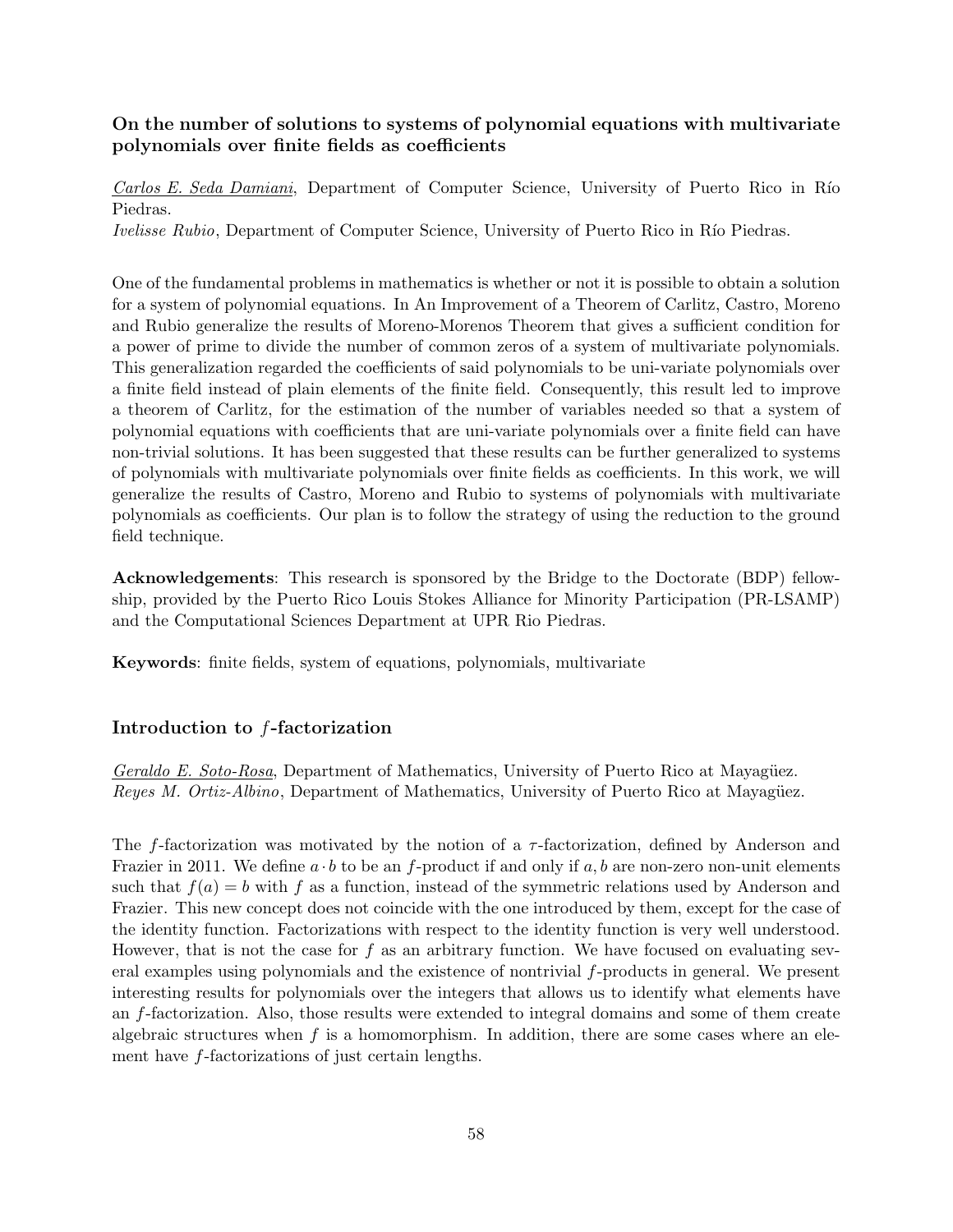### On the number of solutions to systems of polynomial equations with multivariate polynomials over finite fields as coefficients

<u>*Carlos E. Seda Damiani*</u>, Department of Computer Science, University of Puerto Rico in Río Piedras.
*Ivelisse Rubio*, Department of Computer Science, University of Puerto Rico in Río Piedras.

One of the fundamental problems in mathematics is whether or not it is possible to obtain a solution for a system of polynomial equations. In An Improvement of a Theorem of Carlitz, Castro, Moreno and Rubio generalize the results of Moreno-Morenos Theorem that gives a sufficient condition for a power of prime to divide the number of common zeros of a system of multivariate polynomials. This generalization regarded the coefficients of said polynomials to be uni-variate polynomials over a finite field instead of plain elements of the finite field. Consequently, this result led to improve a theorem of Carlitz, for the estimation of the number of variables needed so that a system of polynomial equations with coefficients that are uni-variate polynomials over a finite field can have non-trivial solutions. It has been suggested that these results can be further generalized to systems of polynomials with multivariate polynomials over finite fields as coefficients. In this work, we will generalize the results of Castro, Moreno and Rubio to systems of polynomials with multivariate polynomials as coefficients. Our plan is to follow the strategy of using the reduction to the ground field technique.

**Acknowledgements**: This research is sponsored by the Bridge to the Doctorate (BDP) fellowship, provided by the Puerto Rico Louis Stokes Alliance for Minority Participation (PR-LSAMP) and the Computational Sciences Department at UPR Rio Piedras.

**Keywords**: finite fields, system of equations, polynomials, multivariate

### Introduction to $f$-factorization

<u>*Geraldo E. Soto-Rosa*</u>, Department of Mathematics, University of Puerto Rico at Mayagüez.
*Reyes M. Ortiz-Albino*, Department of Mathematics, University of Puerto Rico at Mayagüez.

The $f$-factorization was motivated by the notion of a $\tau$-factorization, defined by Anderson and Frazier in 2011. We define $a \cdot b$ to be an $f$-product if and only if $a, b$ are non-zero non-unit elements such that $f(a) = b$ with $f$ as a function, instead of the symmetric relations used by Anderson and Frazier. This new concept does not coincide with the one introduced by them, except for the case of the identity function. Factorizations with respect to the identity function is very well understood. However, that is not the case for $f$ as an arbitrary function. We have focused on evaluating several examples using polynomials and the existence of nontrivial $f$-products in general. We present interesting results for polynomials over the integers that allows us to identify what elements have an $f$-factorization. Also, those results were extended to integral domains and some of them create algebraic structures when $f$ is a homomorphism. In addition, there are some cases where an element have $f$-factorizations of just certain lengths.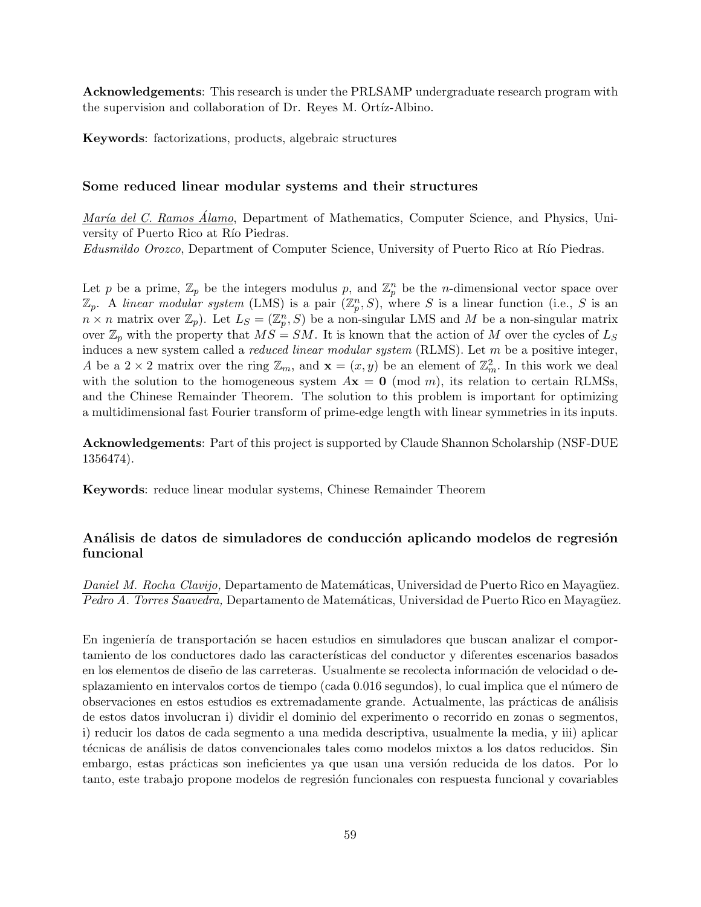**Acknowledgements**: This research is under the PRLSAMP undergraduate research program with the supervision and collaboration of Dr. Reyes M. Ortíz-Albino.

**Keywords**: factorizations, products, algebraic structures

### Some reduced linear modular systems and their structures

*María del C. Ramos Álamo*, Department of Mathematics, Computer Science, and Physics, University of Puerto Rico at Río Piedras.
*Edusmildo Orozco*, Department of Computer Science, University of Puerto Rico at Río Piedras.

Let $p$ be a prime, $\mathbb{Z}_p$ be the integers modulus $p$, and $\mathbb{Z}_p^n$ be the $n$-dimensional vector space over $\mathbb{Z}_p$. A *linear modular system* (LMS) is a pair $(\mathbb{Z}_p^n, S)$, where $S$ is a linear function (i.e., $S$ is an $n \times n$ matrix over $\mathbb{Z}_p$). Let $L_S = (\mathbb{Z}_p^n, S)$ be a non-singular LMS and $M$ be a non-singular matrix over $\mathbb{Z}_p$ with the property that $MS = SM$. It is known that the action of $M$ over the cycles of $L_S$ induces a new system called a *reduced linear modular system* (RLMS). Let $m$ be a positive integer, $A$ be a $2 \times 2$ matrix over the ring $\mathbb{Z}_m$, and $\mathbf{x} = (x, y)$ be an element of $\mathbb{Z}_m^2$. In this work we deal with the solution to the homogeneous system $A\mathbf{x} = \mathbf{0} \pmod{m}$, its relation to certain RLMSs, and the Chinese Remainder Theorem. The solution to this problem is important for optimizing a multidimensional fast Fourier transform of prime-edge length with linear symmetries in its inputs.

**Acknowledgements**: Part of this project is supported by Claude Shannon Scholarship (NSF-DUE 1356474).

**Keywords**: reduce linear modular systems, Chinese Remainder Theorem

### Análisis de datos de simuladores de conducción aplicando modelos de regresión funcional

*Daniel M. Rocha Clavijo,* Departamento de Matemáticas, Universidad de Puerto Rico en Mayagüez.
*Pedro A. Torres Saavedra,* Departamento de Matemáticas, Universidad de Puerto Rico en Mayagüez.

En ingeniería de transportación se hacen estudios en simuladores que buscan analizar el comportamiento de los conductores dado las características del conductor y diferentes escenarios basados en los elementos de diseño de las carreteras. Usualmente se recolecta información de velocidad o desplazamiento en intervalos cortos de tiempo (cada 0.016 segundos), lo cual implica que el número de observaciones en estos estudios es extremadamente grande. Actualmente, las prácticas de análisis de estos datos involucran i) dividir el dominio del experimento o recorrido en zonas o segmentos, i) reducir los datos de cada segmento a una medida descriptiva, usualmente la media, y iii) aplicar técnicas de análisis de datos convencionales tales como modelos mixtos a los datos reducidos. Sin embargo, estas prácticas son ineficientes ya que usan una versión reducida de los datos. Por lo tanto, este trabajo propone modelos de regresión funcionales con respuesta funcional y covariables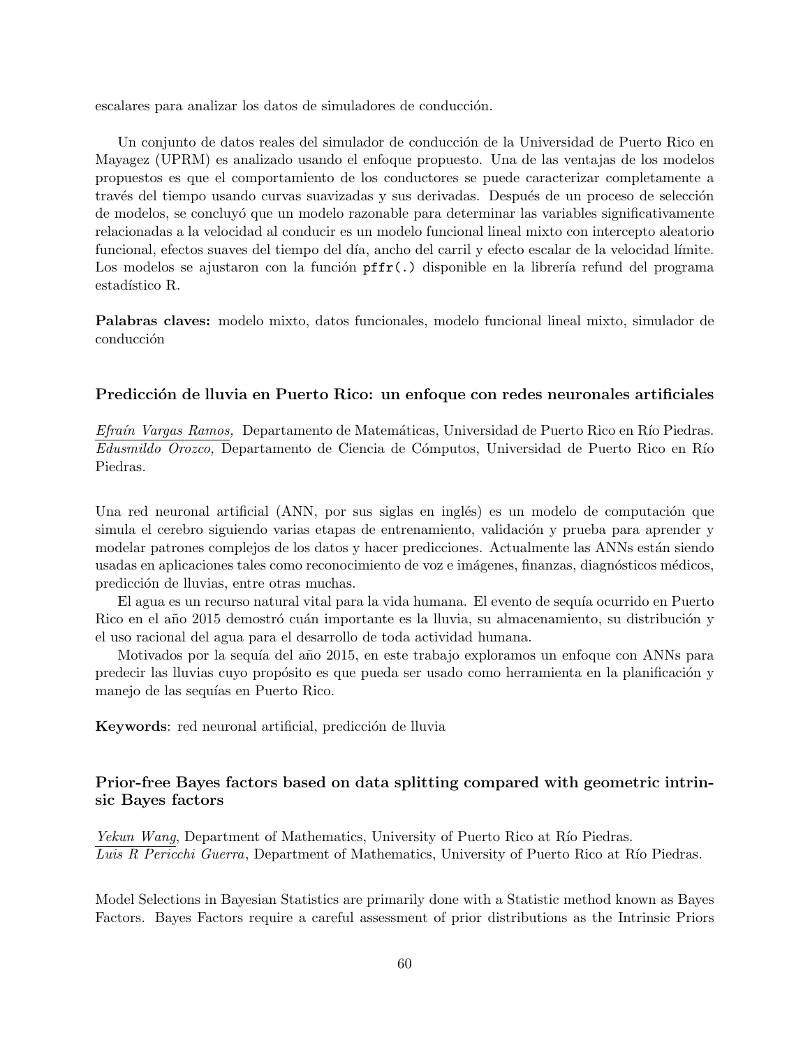escalares para analizar los datos de simuladores de conducción.

Un conjunto de datos reales del simulador de conducción de la Universidad de Puerto Rico en Mayagez (UPRM) es analizado usando el enfoque propuesto. Una de las ventajas de los modelos propuestos es que el comportamiento de los conductores se puede caracterizar completamente a través del tiempo usando curvas suavizadas y sus derivadas. Después de un proceso de selección de modelos, se concluyó que un modelo razonable para determinar las variables significativamente relacionadas a la velocidad al conducir es un modelo funcional lineal mixto con intercepto aleatorio funcional, efectos suaves del tiempo del día, ancho del carril y efecto escalar de la velocidad límite. Los modelos se ajustaron con la función `pffr(.)` disponible en la librería refund del programa estadístico R.

**Palabras claves:** modelo mixto, datos funcionales, modelo funcional lineal mixto, simulador de conducción

### Predicción de lluvia en Puerto Rico: un enfoque con redes neuronales artificiales

*Efraín Vargas Ramos,* Departamento de Matemáticas, Universidad de Puerto Rico en Río Piedras.
*Edusmildo Orozco,* Departamento de Ciencia de Cómputos, Universidad de Puerto Rico en Río Piedras.

Una red neuronal artificial (ANN, por sus siglas en inglés) es un modelo de computación que simula el cerebro siguiendo varias etapas de entrenamiento, validación y prueba para aprender y modelar patrones complejos de los datos y hacer predicciones. Actualmente las ANNs están siendo usadas en aplicaciones tales como reconocimiento de voz e imágenes, finanzas, diagnósticos médicos, predicción de lluvias, entre otras muchas.

El agua es un recurso natural vital para la vida humana. El evento de sequía ocurrido en Puerto Rico en el año 2015 demostró cuán importante es la lluvia, su almacenamiento, su distribución y el uso racional del agua para el desarrollo de toda actividad humana.

Motivados por la sequía del año 2015, en este trabajo exploramos un enfoque con ANNs para predecir las lluvias cuyo propósito es que pueda ser usado como herramienta en la planificación y manejo de las sequías en Puerto Rico.

**Keywords**: red neuronal artificial, predicción de lluvia

### Prior-free Bayes factors based on data splitting compared with geometric intrinsic Bayes factors

*Yekun Wang*, Department of Mathematics, University of Puerto Rico at Río Piedras.
*Luis R Pericchi Guerra*, Department of Mathematics, University of Puerto Rico at Río Piedras.

Model Selections in Bayesian Statistics are primarily done with a Statistic method known as Bayes Factors. Bayes Factors require a careful assessment of prior distributions as the Intrinsic Priors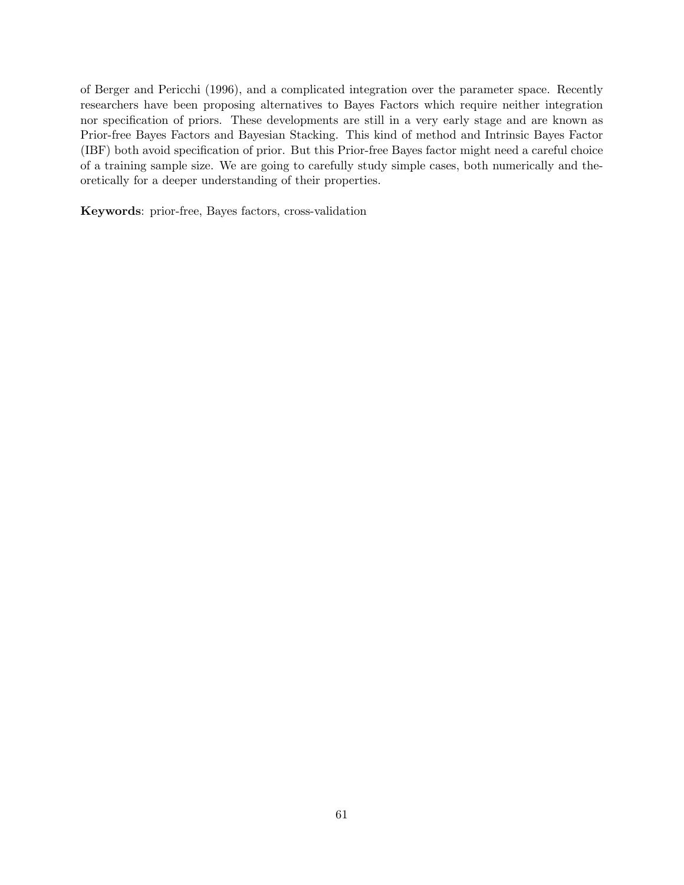of Berger and Pericchi (1996), and a complicated integration over the parameter space. Recently researchers have been proposing alternatives to Bayes Factors which require neither integration nor specification of priors. These developments are still in a very early stage and are known as Prior-free Bayes Factors and Bayesian Stacking. This kind of method and Intrinsic Bayes Factor (IBF) both avoid specification of prior. But this Prior-free Bayes factor might need a careful choice of a training sample size. We are going to carefully study simple cases, both numerically and theoretically for a deeper understanding of their properties.

**Keywords**: prior-free, Bayes factors, cross-validation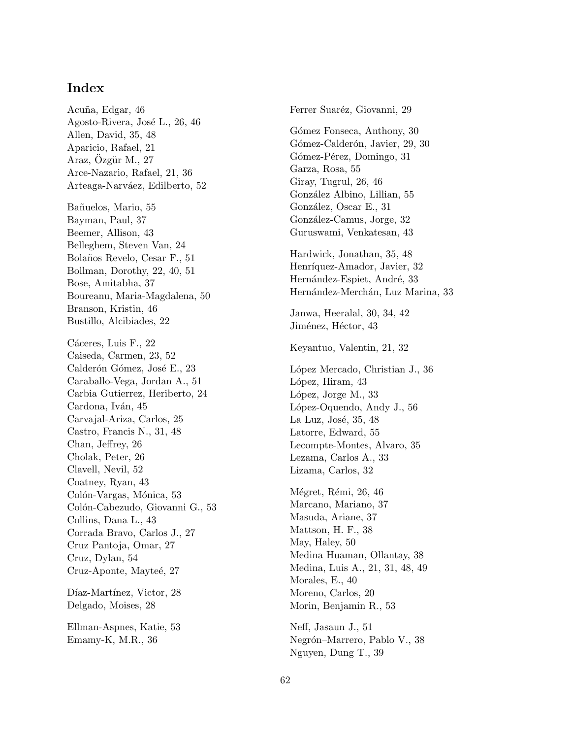# Index

Acuña, Edgar, 46
Agosto-Rivera, José L., 26, 46
Allen, David, 35, 48
Aparicio, Rafael, 21
Araz, Özgür M., 27
Arce-Nazario, Rafael, 21, 36
Arteaga-Narváez, Edilberto, 52

Bañuelos, Mario, 55
Bayman, Paul, 37
Beemer, Allison, 43
Belleghem, Steven Van, 24
Bolaños Revelo, Cesar F., 51
Bollman, Dorothy, 22, 40, 51
Bose, Amitabha, 37
Boureanu, Maria-Magdalena, 50
Branson, Kristin, 46
Bustillo, Alcibiades, 22

Cáceres, Luis F., 22
Caiseda, Carmen, 23, 52
Calderón Gómez, José E., 23
Caraballo-Vega, Jordan A., 51
Carbia Gutierrez, Heriberto, 24
Cardona, Iván, 45
Carvajal-Ariza, Carlos, 25
Castro, Francis N., 31, 48
Chan, Jeffrey, 26
Cholak, Peter, 26
Clavell, Nevil, 52
Coatney, Ryan, 43
Colón-Vargas, Mónica, 53
Colón-Cabezudo, Giovanni G., 53
Collins, Dana L., 43
Corrada Bravo, Carlos J., 27
Cruz Pantoja, Omar, 27
Cruz, Dylan, 54
Cruz-Aponte, Mayteé, 27

Díaz-Martínez, Victor, 28
Delgado, Moises, 28

Ellman-Aspnes, Katie, 53
Emamy-K, M.R., 36

Ferrer Suaréz, Giovanni, 29

Gómez Fonseca, Anthony, 30
Gómez-Calderón, Javier, 29, 30
Gómez-Pérez, Domingo, 31
Garza, Rosa, 55
Giray, Tugrul, 26, 46
González Albino, Lillian, 55
González, Oscar E., 31
González-Camus, Jorge, 32
Guruswami, Venkatesan, 43

Hardwick, Jonathan, 35, 48
Henríquez-Amador, Javier, 32
Hernández-Espiet, André, 33
Hernández-Merchán, Luz Marina, 33

Janwa, Heeralal, 30, 34, 42
Jiménez, Héctor, 43

Keyantuo, Valentin, 21, 32

López Mercado, Christian J., 36
López, Hiram, 43
López, Jorge M., 33
López-Oquendo, Andy J., 56
La Luz, José, 35, 48
Latorre, Edward, 55
Lecompte-Montes, Alvaro, 35
Lezama, Carlos A., 33
Lizama, Carlos, 32

Mégret, Rémi, 26, 46
Marcano, Mariano, 37
Masuda, Ariane, 37
Mattson, H. F., 38
May, Haley, 50
Medina Huaman, Ollantay, 38
Medina, Luis A., 21, 31, 48, 49
Morales, E., 40
Moreno, Carlos, 20
Morin, Benjamin R., 53

Neff, Jasaun J., 51
Negrón–Marrero, Pablo V., 38
Nguyen, Dung T., 39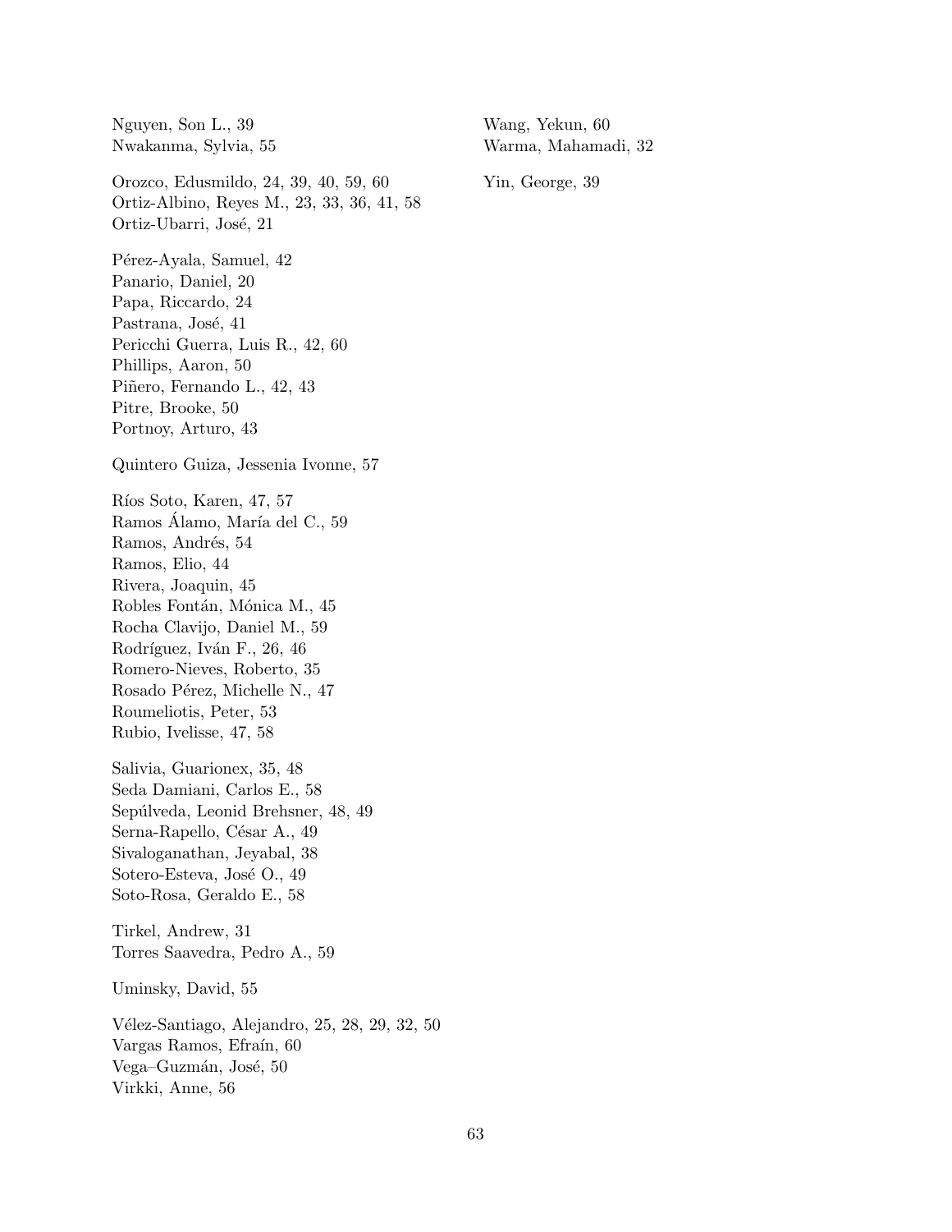Nguyen, Son L., 39
Nwakanma, Sylvia, 55

Orozco, Edusmildo, 24, 39, 40, 59, 60
Ortiz-Albino, Reyes M., 23, 33, 36, 41, 58
Ortiz-Ubarri, José, 21

Pérez-Ayala, Samuel, 42
Panario, Daniel, 20
Papa, Riccardo, 24
Pastrana, José, 41
Pericchi Guerra, Luis R., 42, 60
Phillips, Aaron, 50
Piñero, Fernando L., 42, 43
Pitre, Brooke, 50
Portnoy, Arturo, 43

Quintero Guiza, Jessenia Ivonne, 57

Ríos Soto, Karen, 47, 57
Ramos Álamo, María del C., 59
Ramos, Andrés, 54
Ramos, Elio, 44
Rivera, Joaquin, 45
Robles Fontán, Mónica M., 45
Rocha Clavijo, Daniel M., 59
Rodríguez, Iván F., 26, 46
Romero-Nieves, Roberto, 35
Rosado Pérez, Michelle N., 47
Roumeliotis, Peter, 53
Rubio, Ivelisse, 47, 58

Salivia, Guarionex, 35, 48
Seda Damiani, Carlos E., 58
Sepúlveda, Leonid Brehsner, 48, 49
Serna-Rapello, César A., 49
Sivaloganathan, Jeyabal, 38
Sotero-Esteva, José O., 49
Soto-Rosa, Geraldo E., 58

Tirkel, Andrew, 31
Torres Saavedra, Pedro A., 59

Uminsky, David, 55

Vélez-Santiago, Alejandro, 25, 28, 29, 32, 50
Vargas Ramos, Efraín, 60
Vega–Guzmán, José, 50
Virkki, Anne, 56

Wang, Yekun, 60
Warma, Mahamadi, 32

Yin, George, 39